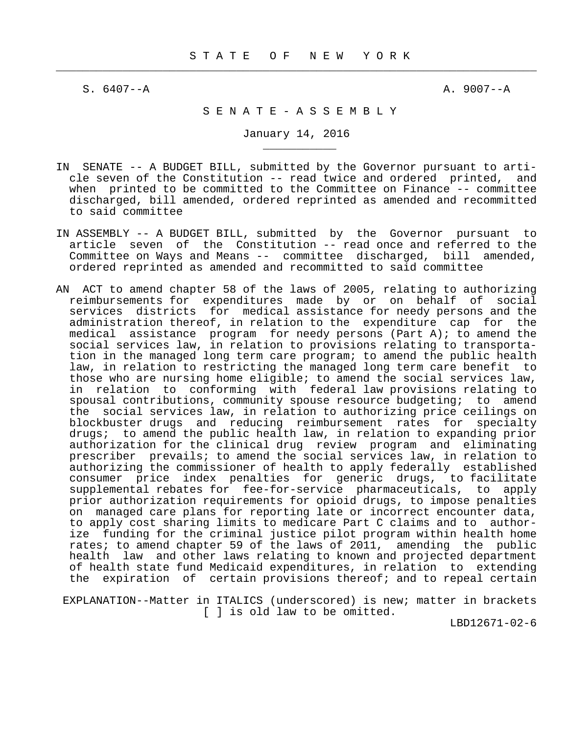# S T A T E O F N E W Y O R K

S. 6407--A A. 9007--A

## S E N A T E - A S S E M B L Y

January 14, 2016

IN SENATE -- A BUDGET BILL, submitted by the Governor pursuant to article seven of the Constitution -- read twice and ordered printed, and when printed to be committed to the Committee on Finance -- committee discharged, bill amended, ordered reprinted as amended and recommitted to said committee

IN ASSEMBLY -- A BUDGET BILL, submitted by the Governor pursuant to article seven of the Constitution -- read once and referred to the Committee on Ways and Means -- committee discharged, bill amended, ordered reprinted as amended and recommitted to said committee

AN ACT to amend chapter 58 of the laws of 2005, relating to authorizing reimbursements for expenditures made by or on behalf of social services districts for medical assistance for needy persons and the administration thereof, in relation to the expenditure cap for the medical assistance program for needy persons (Part A); to amend the social services law, in relation to provisions relating to transportation in the managed long term care program; to amend the public health law, in relation to restricting the managed long term care benefit to those who are nursing home eligible; to amend the social services law, in relation to conforming with federal law provisions relating to spousal contributions, community spouse resource budgeting; to amend the social services law, in relation to authorizing price ceilings on blockbuster drugs and reducing reimbursement rates for specialty drugs; to amend the public health law, in relation to expanding prior authorization for the clinical drug review program and eliminating prescriber prevails; to amend the social services law, in relation to authorizing the commissioner of health to apply federally established consumer price index penalties for generic drugs, to facilitate supplemental rebates for fee-for-service pharmaceuticals, to apply prior authorization requirements for opioid drugs, to impose penalties on managed care plans for reporting late or incorrect encounter data, to apply cost sharing limits to medicare Part C claims and to authorize funding for the criminal justice pilot program within health home rates; to amend chapter 59 of the laws of 2011, amending the public health law and other laws relating to known and projected department of health state fund Medicaid expenditures, in relation to extending the expiration of certain provisions thereof; and to repeal certain

EXPLANATION--Matter in ITALICS (underscored) is new; matter in brackets [ ] is old law to be omitted.

LBD12671-02-6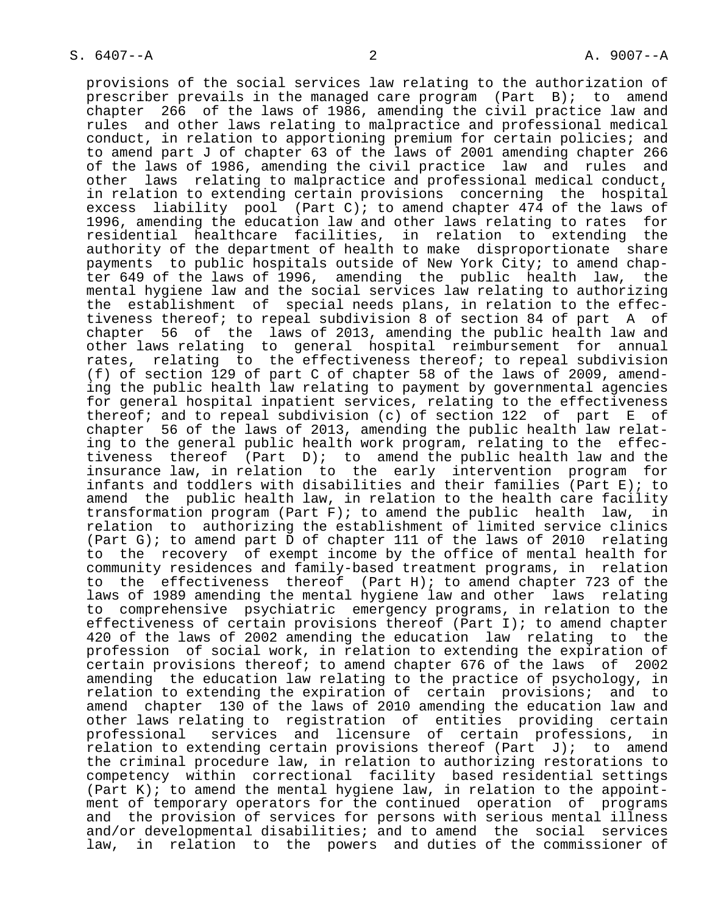provisions of the social services law relating to the authorization of prescriber prevails in the managed care program (Part B); to amend chapter 266 of the laws of 1986, amending the civil practice law and rules and other laws relating to malpractice and professional medical conduct, in relation to apportioning premium for certain policies; and to amend part J of chapter 63 of the laws of 2001 amending chapter 266 of the laws of 1986, amending the civil practice law and rules and other laws relating to malpractice and professional medical conduct, in relation to extending certain provisions concerning the hospital excess liability pool (Part C); to amend chapter 474 of the laws of 1996, amending the education law and other laws relating to rates for residential healthcare facilities, in relation to extending the authority of the department of health to make disproportionate share payments to public hospitals outside of New York City; to amend chapter 649 of the laws of 1996, amending the public health law, the mental hygiene law and the social services law relating to authorizing the establishment of special needs plans, in relation to the effectiveness thereof; to repeal subdivision 8 of section 84 of part A of chapter 56 of the laws of 2013, amending the public health law and other laws relating to general hospital reimbursement for annual rates, relating to the effectiveness thereof; to repeal subdivision (f) of section 129 of part C of chapter 58 of the laws of 2009, amending the public health law relating to payment by governmental agencies for general hospital inpatient services, relating to the effectiveness thereof; and to repeal subdivision (c) of section 122 of part E of chapter 56 of the laws of 2013, amending the public health law relating to the general public health work program, relating to the effectiveness thereof (Part D); to amend the public health law and the insurance law, in relation to the early intervention program for infants and toddlers with disabilities and their families (Part E); to amend the public health law, in relation to the health care facility transformation program (Part F); to amend the public health law, in relation to authorizing the establishment of limited service clinics (Part G); to amend part D of chapter 111 of the laws of 2010 relating to the recovery of exempt income by the office of mental health for community residences and family-based treatment programs, in relation to the effectiveness thereof (Part H); to amend chapter 723 of the laws of 1989 amending the mental hygiene law and other laws relating to comprehensive psychiatric emergency programs, in relation to the effectiveness of certain provisions thereof (Part I); to amend chapter 420 of the laws of 2002 amending the education law relating to the profession of social work, in relation to extending the expiration of certain provisions thereof; to amend chapter 676 of the laws of 2002 amending the education law relating to the practice of psychology, in relation to extending the expiration of certain provisions; and to amend chapter 130 of the laws of 2010 amending the education law and other laws relating to registration of entities providing certain professional services and licensure of certain professions, in relation to extending certain provisions thereof (Part J); to amend the criminal procedure law, in relation to authorizing restorations to competency within correctional facility based residential settings (Part K); to amend the mental hygiene law, in relation to the appointment of temporary operators for the continued operation of programs and the provision of services for persons with serious mental illness and/or developmental disabilities; and to amend the social services law, in relation to the powers and duties of the commissioner of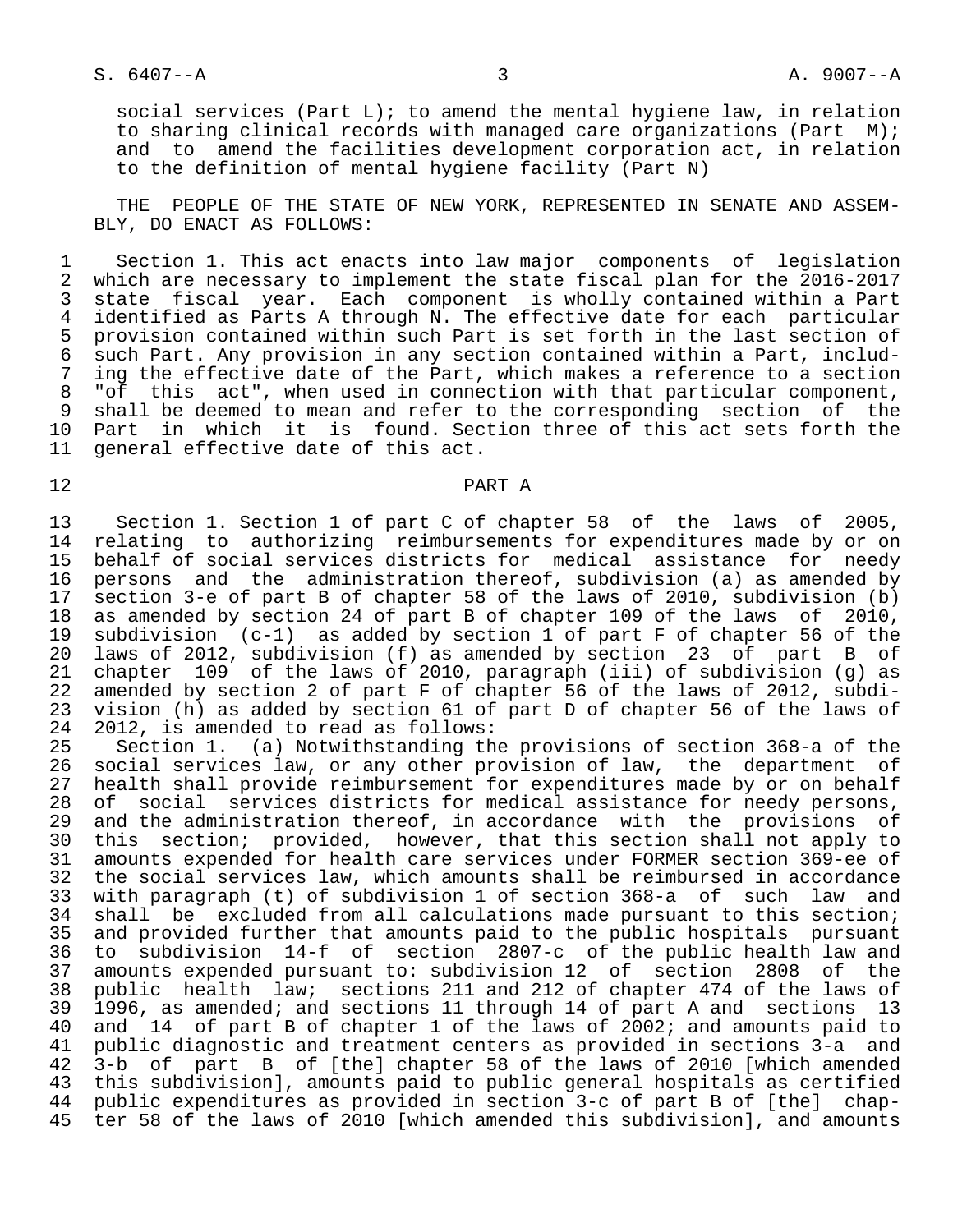social services (Part L); to amend the mental hygiene law, in relation to sharing clinical records with managed care organizations (Part M); and to amend the facilities development corporation act, in relation to the definition of mental hygiene facility (Part N)

THE PEOPLE OF THE STATE OF NEW YORK, REPRESENTED IN SENATE AND ASSEMBLY, DO ENACT AS FOLLOWS:

1 Section 1. This act enacts into law major components of legislation
2 which are necessary to implement the state fiscal plan for the 2016-2017
3 state fiscal year. Each component is wholly contained within a Part
4 identified as Parts A through N. The effective date for each particular
5 provision contained within such Part is set forth in the last section of
6 such Part. Any provision in any section contained within a Part, includ-
7 ing the effective date of the Part, which makes a reference to a section
8 "of this act", when used in connection with that particular component,
9 shall be deemed to mean and refer to the corresponding section of the
10 Part in which it is found. Section three of this act sets forth the
11 general effective date of this act.

12 PART A

13 Section 1. Section 1 of part C of chapter 58 of the laws of 2005,
14 relating to authorizing reimbursements for expenditures made by or on
15 behalf of social services districts for medical assistance for needy
16 persons and the administration thereof, subdivision (a) as amended by
17 section 3-e of part B of chapter 58 of the laws of 2010, subdivision (b)
18 as amended by section 24 of part B of chapter 109 of the laws of 2010,
19 subdivision (c-1) as added by section 1 of part F of chapter 56 of the
20 laws of 2012, subdivision (f) as amended by section 23 of part B of
21 chapter 109 of the laws of 2010, paragraph (iii) of subdivision (g) as
22 amended by section 2 of part F of chapter 56 of the laws of 2012, subdi-
23 vision (h) as added by section 61 of part D of chapter 56 of the laws of
24 2012, is amended to read as follows:
25 Section 1. (a) Notwithstanding the provisions of section 368-a of the
26 social services law, or any other provision of law, the department of
27 health shall provide reimbursement for expenditures made by or on behalf
28 of social services districts for medical assistance for needy persons,
29 and the administration thereof, in accordance with the provisions of
30 this section; provided, however, that this section shall not apply to
31 amounts expended for health care services under FORMER section 369-ee of
32 the social services law, which amounts shall be reimbursed in accordance
33 with paragraph (t) of subdivision 1 of section 368-a of such law and
34 shall be excluded from all calculations made pursuant to this section;
35 and provided further that amounts paid to the public hospitals pursuant
36 to subdivision 14-f of section 2807-c of the public health law and
37 amounts expended pursuant to: subdivision 12 of section 2808 of the
38 public health law; sections 211 and 212 of chapter 474 of the laws of
39 1996, as amended; and sections 11 through 14 of part A and sections 13
40 and 14 of part B of chapter 1 of the laws of 2002; and amounts paid to
41 public diagnostic and treatment centers as provided in sections 3-a and
42 3-b of part B of [the] chapter 58 of the laws of 2010 [which amended
43 this subdivision], amounts paid to public general hospitals as certified
44 public expenditures as provided in section 3-c of part B of [the] chap-
45 ter 58 of the laws of 2010 [which amended this subdivision], and amounts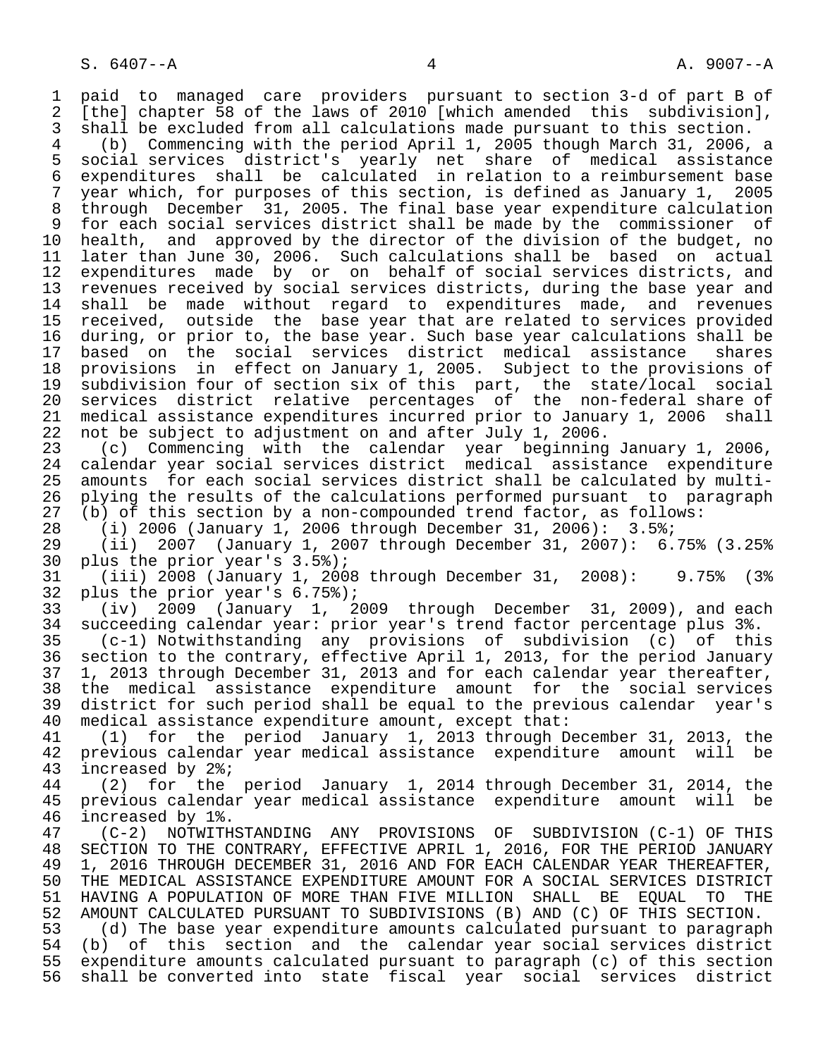paid to managed care providers pursuant to section 3-d of part B of [the] chapter 58 of the laws of 2010 [which amended this subdivision], shall be excluded from all calculations made pursuant to this section.

(b) Commencing with the period April 1, 2005 though March 31, 2006, a social services district's yearly net share of medical assistance expenditures shall be calculated in relation to a reimbursement base year which, for purposes of this section, is defined as January 1, 2005 through December 31, 2005. The final base year expenditure calculation for each social services district shall be made by the commissioner of health, and approved by the director of the division of the budget, no later than June 30, 2006. Such calculations shall be based on actual expenditures made by or on behalf of social services districts, and revenues received by social services districts, during the base year and shall be made without regard to expenditures made, and revenues received, outside the base year that are related to services provided during, or prior to, the base year. Such base year calculations shall be based on the social services district medical assistance shares provisions in effect on January 1, 2005. Subject to the provisions of subdivision four of section six of this part, the state/local social services district relative percentages of the non-federal share of medical assistance expenditures incurred prior to January 1, 2006 shall not be subject to adjustment on and after July 1, 2006.

(c) Commencing with the calendar year beginning January 1, 2006, calendar year social services district medical assistance expenditure amounts for each social services district shall be calculated by multiplying the results of the calculations performed pursuant to paragraph (b) of this section by a non-compounded trend factor, as follows:

(i) 2006 (January 1, 2006 through December 31, 2006): 3.5%;

(ii) 2007 (January 1, 2007 through December 31, 2007): 6.75% (3.25% plus the prior year's 3.5%);

(iii) 2008 (January 1, 2008 through December 31, 2008): 9.75% (3% plus the prior year's 6.75%);

(iv) 2009 (January 1, 2009 through December 31, 2009), and each succeeding calendar year: prior year's trend factor percentage plus 3%.

(c-1) Notwithstanding any provisions of subdivision (c) of this section to the contrary, effective April 1, 2013, for the period January 1, 2013 through December 31, 2013 and for each calendar year thereafter, the medical assistance expenditure amount for the social services district for such period shall be equal to the previous calendar year's medical assistance expenditure amount, except that:

(1) for the period January 1, 2013 through December 31, 2013, the previous calendar year medical assistance expenditure amount will be increased by 2%;

(2) for the period January 1, 2014 through December 31, 2014, the previous calendar year medical assistance expenditure amount will be increased by 1%.

(C-2) NOTWITHSTANDING ANY PROVISIONS OF SUBDIVISION (C-1) OF THIS SECTION TO THE CONTRARY, EFFECTIVE APRIL 1, 2016, FOR THE PERIOD JANUARY 1, 2016 THROUGH DECEMBER 31, 2016 AND FOR EACH CALENDAR YEAR THEREAFTER, THE MEDICAL ASSISTANCE EXPENDITURE AMOUNT FOR A SOCIAL SERVICES DISTRICT HAVING A POPULATION OF MORE THAN FIVE MILLION SHALL BE EQUAL TO THE AMOUNT CALCULATED PURSUANT TO SUBDIVISIONS (B) AND (C) OF THIS SECTION.

(d) The base year expenditure amounts calculated pursuant to paragraph (b) of this section and the calendar year social services district expenditure amounts calculated pursuant to paragraph (c) of this section shall be converted into state fiscal year social services district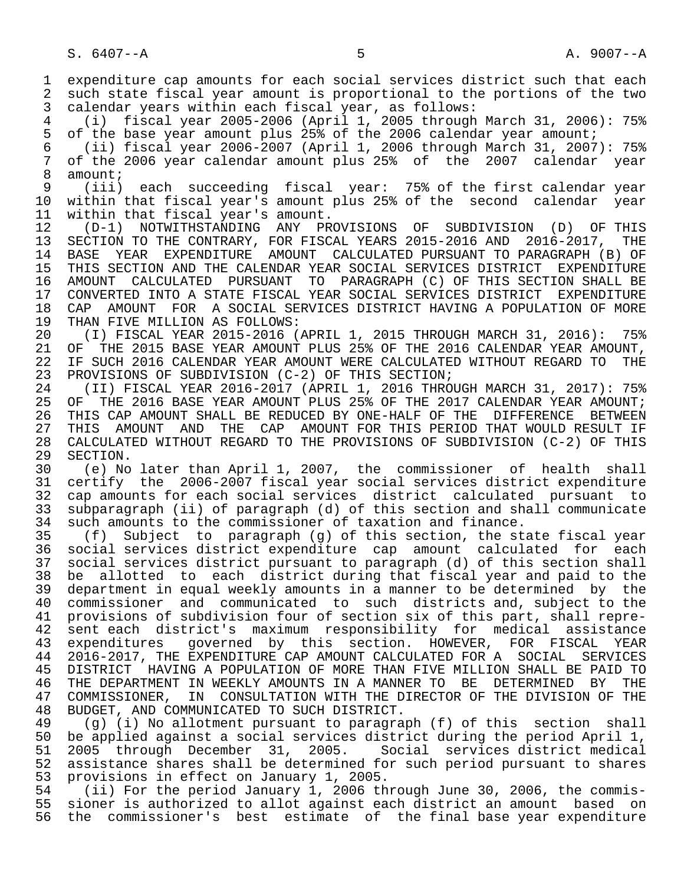expenditure cap amounts for each social services district such that each such state fiscal year amount is proportional to the portions of the two calendar years within each fiscal year, as follows:

(i) fiscal year 2005-2006 (April 1, 2005 through March 31, 2006): 75% of the base year amount plus 25% of the 2006 calendar year amount;

(ii) fiscal year 2006-2007 (April 1, 2006 through March 31, 2007): 75% of the 2006 year calendar amount plus 25% of the 2007 calendar year amount;

(iii) each succeeding fiscal year: 75% of the first calendar year within that fiscal year's amount plus 25% of the second calendar year within that fiscal year's amount.

(D-1) NOTWITHSTANDING ANY PROVISIONS OF SUBDIVISION (D) OF THIS SECTION TO THE CONTRARY, FOR FISCAL YEARS 2015-2016 AND 2016-2017, THE BASE YEAR EXPENDITURE AMOUNT CALCULATED PURSUANT TO PARAGRAPH (B) OF THIS SECTION AND THE CALENDAR YEAR SOCIAL SERVICES DISTRICT EXPENDITURE AMOUNT CALCULATED PURSUANT TO PARAGRAPH (C) OF THIS SECTION SHALL BE CONVERTED INTO A STATE FISCAL YEAR SOCIAL SERVICES DISTRICT EXPENDITURE CAP AMOUNT FOR A SOCIAL SERVICES DISTRICT HAVING A POPULATION OF MORE THAN FIVE MILLION AS FOLLOWS:

(I) FISCAL YEAR 2015-2016 (APRIL 1, 2015 THROUGH MARCH 31, 2016): 75% OF THE 2015 BASE YEAR AMOUNT PLUS 25% OF THE 2016 CALENDAR YEAR AMOUNT, IF SUCH 2016 CALENDAR YEAR AMOUNT WERE CALCULATED WITHOUT REGARD TO THE PROVISIONS OF SUBDIVISION (C-2) OF THIS SECTION;

(II) FISCAL YEAR 2016-2017 (APRIL 1, 2016 THROUGH MARCH 31, 2017): 75% OF THE 2016 BASE YEAR AMOUNT PLUS 25% OF THE 2017 CALENDAR YEAR AMOUNT; THIS CAP AMOUNT SHALL BE REDUCED BY ONE-HALF OF THE DIFFERENCE BETWEEN THIS AMOUNT AND THE CAP AMOUNT FOR THIS PERIOD THAT WOULD RESULT IF CALCULATED WITHOUT REGARD TO THE PROVISIONS OF SUBDIVISION (C-2) OF THIS SECTION.

(e) No later than April 1, 2007, the commissioner of health shall certify the 2006-2007 fiscal year social services district expenditure cap amounts for each social services district calculated pursuant to subparagraph (ii) of paragraph (d) of this section and shall communicate such amounts to the commissioner of taxation and finance.

(f) Subject to paragraph (g) of this section, the state fiscal year social services district expenditure cap amount calculated for each social services district pursuant to paragraph (d) of this section shall be allotted to each district during that fiscal year and paid to the department in equal weekly amounts in a manner to be determined by the commissioner and communicated to such districts and, subject to the provisions of subdivision four of section six of this part, shall represent each district's maximum responsibility for medical assistance expenditures governed by this section. HOWEVER, FOR FISCAL YEAR 2016-2017, THE EXPENDITURE CAP AMOUNT CALCULATED FOR A SOCIAL SERVICES DISTRICT HAVING A POPULATION OF MORE THAN FIVE MILLION SHALL BE PAID TO THE DEPARTMENT IN WEEKLY AMOUNTS IN A MANNER TO BE DETERMINED BY THE COMMISSIONER, IN CONSULTATION WITH THE DIRECTOR OF THE DIVISION OF THE BUDGET, AND COMMUNICATED TO SUCH DISTRICT.

(g) (i) No allotment pursuant to paragraph (f) of this section shall be applied against a social services district during the period April 1, 2005 through December 31, 2005. Social services district medical assistance shares shall be determined for such period pursuant to shares provisions in effect on January 1, 2005.

(ii) For the period January 1, 2006 through June 30, 2006, the commissioner is authorized to allot against each district an amount based on the commissioner's best estimate of the final base year expenditure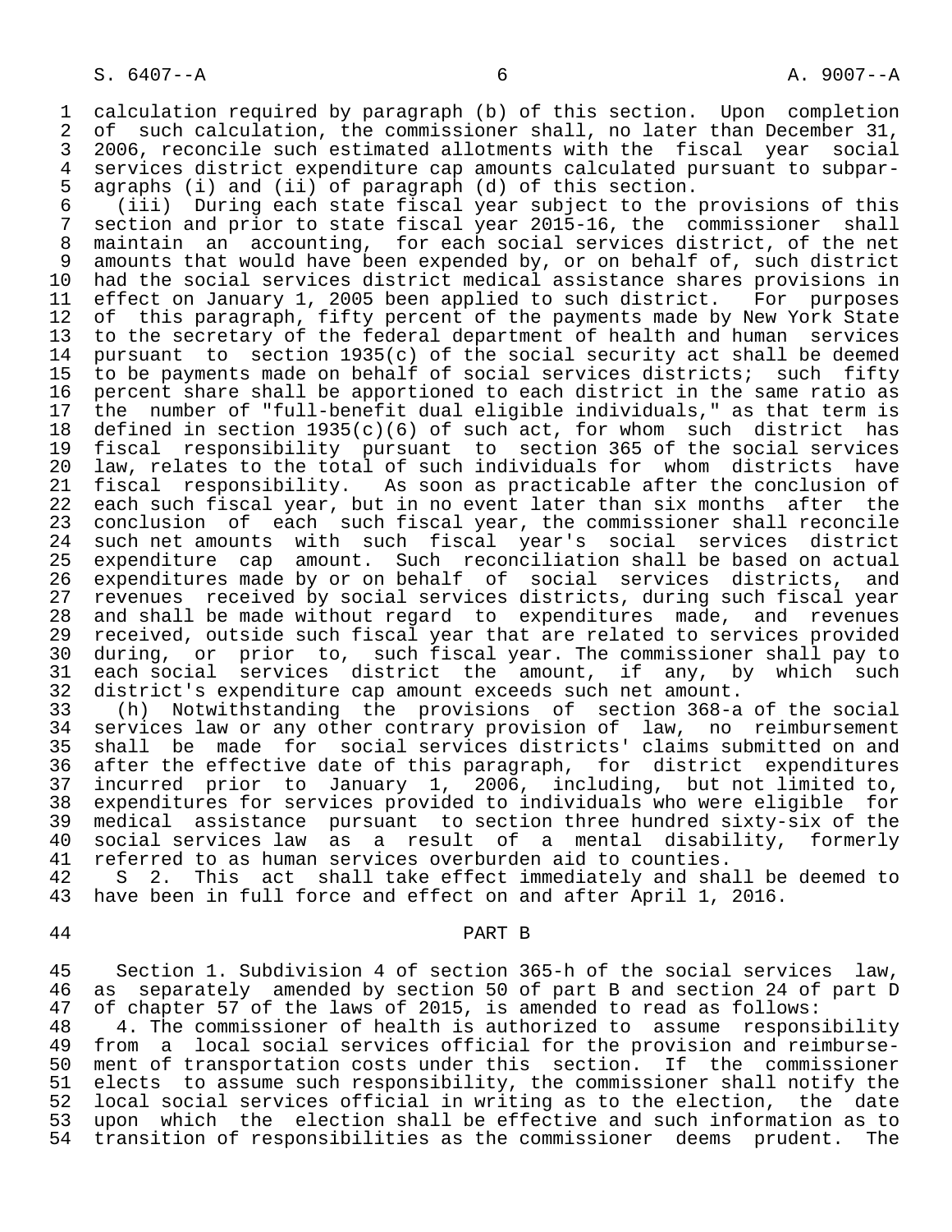calculation required by paragraph (b) of this section. Upon completion of such calculation, the commissioner shall, no later than December 31, 2006, reconcile such estimated allotments with the fiscal year social services district expenditure cap amounts calculated pursuant to subparagraphs (i) and (ii) of paragraph (d) of this section.

(iii) During each state fiscal year subject to the provisions of this section and prior to state fiscal year 2015-16, the commissioner shall maintain an accounting, for each social services district, of the net amounts that would have been expended by, or on behalf of, such district had the social services district medical assistance shares provisions in effect on January 1, 2005 been applied to such district. For purposes of this paragraph, fifty percent of the payments made by New York State to the secretary of the federal department of health and human services pursuant to section 1935(c) of the social security act shall be deemed to be payments made on behalf of social services districts; such fifty percent share shall be apportioned to each district in the same ratio as the number of "full-benefit dual eligible individuals," as that term is defined in section 1935(c)(6) of such act, for whom such district has fiscal responsibility pursuant to section 365 of the social services law, relates to the total of such individuals for whom districts have fiscal responsibility. As soon as practicable after the conclusion of each such fiscal year, but in no event later than six months after the conclusion of each such fiscal year, the commissioner shall reconcile such net amounts with such fiscal year's social services district expenditure cap amount. Such reconciliation shall be based on actual expenditures made by or on behalf of social services districts, and revenues received by social services districts, during such fiscal year and shall be made without regard to expenditures made, and revenues received, outside such fiscal year that are related to services provided during, or prior to, such fiscal year. The commissioner shall pay to each social services district the amount, if any, by which such district's expenditure cap amount exceeds such net amount.

(h) Notwithstanding the provisions of section 368-a of the social services law or any other contrary provision of law, no reimbursement shall be made for social services districts' claims submitted on and after the effective date of this paragraph, for district expenditures incurred prior to January 1, 2006, including, but not limited to, expenditures for services provided to individuals who were eligible for medical assistance pursuant to section three hundred sixty-six of the social services law as a result of a mental disability, formerly referred to as human services overburden aid to counties.

S 2. This act shall take effect immediately and shall be deemed to have been in full force and effect on and after April 1, 2016.

## PART B

Section 1. Subdivision 4 of section 365-h of the social services law, as separately amended by section 50 of part B and section 24 of part D of chapter 57 of the laws of 2015, is amended to read as follows:

4. The commissioner of health is authorized to assume responsibility from a local social services official for the provision and reimbursement of transportation costs under this section. If the commissioner elects to assume such responsibility, the commissioner shall notify the local social services official in writing as to the election, the date upon which the election shall be effective and such information as to transition of responsibilities as the commissioner deems prudent. The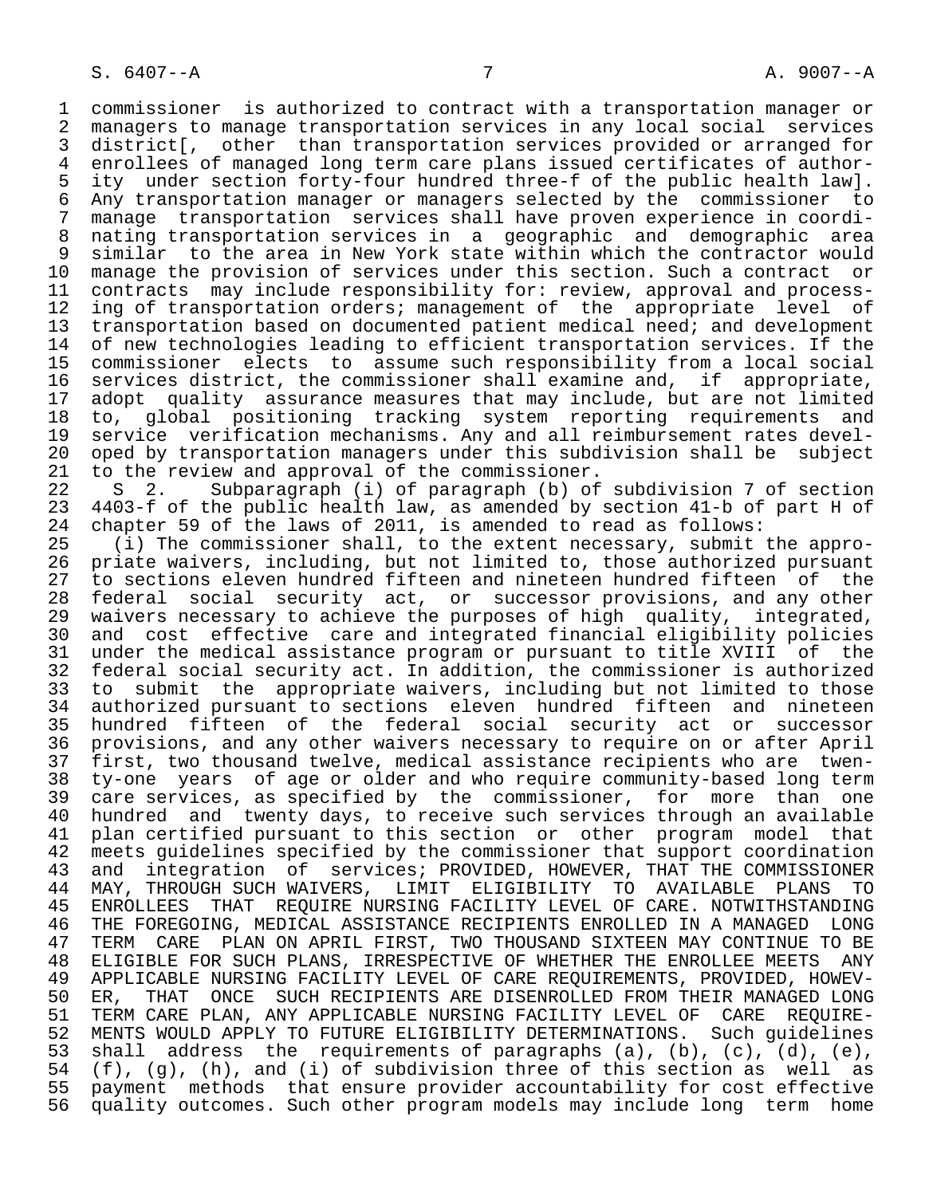commissioner is authorized to contract with a transportation manager or managers to manage transportation services in any local social services district[, other than transportation services provided or arranged for enrollees of managed long term care plans issued certificates of authority under section forty-four hundred three-f of the public health law]. Any transportation manager or managers selected by the commissioner to manage transportation services shall have proven experience in coordinating transportation services in a geographic and demographic area similar to the area in New York state within which the contractor would manage the provision of services under this section. Such a contract or contracts may include responsibility for: review, approval and processing of transportation orders; management of the appropriate level of transportation based on documented patient medical need; and development of new technologies leading to efficient transportation services. If the commissioner elects to assume such responsibility from a local social services district, the commissioner shall examine and, if appropriate, adopt quality assurance measures that may include, but are not limited to, global positioning tracking system reporting requirements and service verification mechanisms. Any and all reimbursement rates developed by transportation managers under this subdivision shall be subject to the review and approval of the commissioner.

S 2. Subparagraph (i) of paragraph (b) of subdivision 7 of section 4403-f of the public health law, as amended by section 41-b of part H of chapter 59 of the laws of 2011, is amended to read as follows:

(i) The commissioner shall, to the extent necessary, submit the appropriate waivers, including, but not limited to, those authorized pursuant to sections eleven hundred fifteen and nineteen hundred fifteen of the federal social security act, or successor provisions, and any other waivers necessary to achieve the purposes of high quality, integrated, and cost effective care and integrated financial eligibility policies under the medical assistance program or pursuant to title XVIII of the federal social security act. In addition, the commissioner is authorized to submit the appropriate waivers, including but not limited to those authorized pursuant to sections eleven hundred fifteen and nineteen hundred fifteen of the federal social security act or successor provisions, and any other waivers necessary to require on or after April first, two thousand twelve, medical assistance recipients who are twenty-one years of age or older and who require community-based long term care services, as specified by the commissioner, for more than one hundred and twenty days, to receive such services through an available plan certified pursuant to this section or other program model that meets guidelines specified by the commissioner that support coordination and integration of services; PROVIDED, HOWEVER, THAT THE COMMISSIONER MAY, THROUGH SUCH WAIVERS, LIMIT ELIGIBILITY TO AVAILABLE PLANS TO ENROLLEES THAT REQUIRE NURSING FACILITY LEVEL OF CARE. NOTWITHSTANDING THE FOREGOING, MEDICAL ASSISTANCE RECIPIENTS ENROLLED IN A MANAGED LONG TERM CARE PLAN ON APRIL FIRST, TWO THOUSAND SIXTEEN MAY CONTINUE TO BE ELIGIBLE FOR SUCH PLANS, IRRESPECTIVE OF WHETHER THE ENROLLEE MEETS ANY APPLICABLE NURSING FACILITY LEVEL OF CARE REQUIREMENTS, PROVIDED, HOWEVER, THAT ONCE SUCH RECIPIENTS ARE DISENROLLED FROM THEIR MANAGED LONG TERM CARE PLAN, ANY APPLICABLE NURSING FACILITY LEVEL OF CARE REQUIREMENTS WOULD APPLY TO FUTURE ELIGIBILITY DETERMINATIONS. Such guidelines shall address the requirements of paragraphs (a), (b), (c), (d), (e), (f), (g), (h), and (i) of subdivision three of this section as well as payment methods that ensure provider accountability for cost effective quality outcomes. Such other program models may include long term home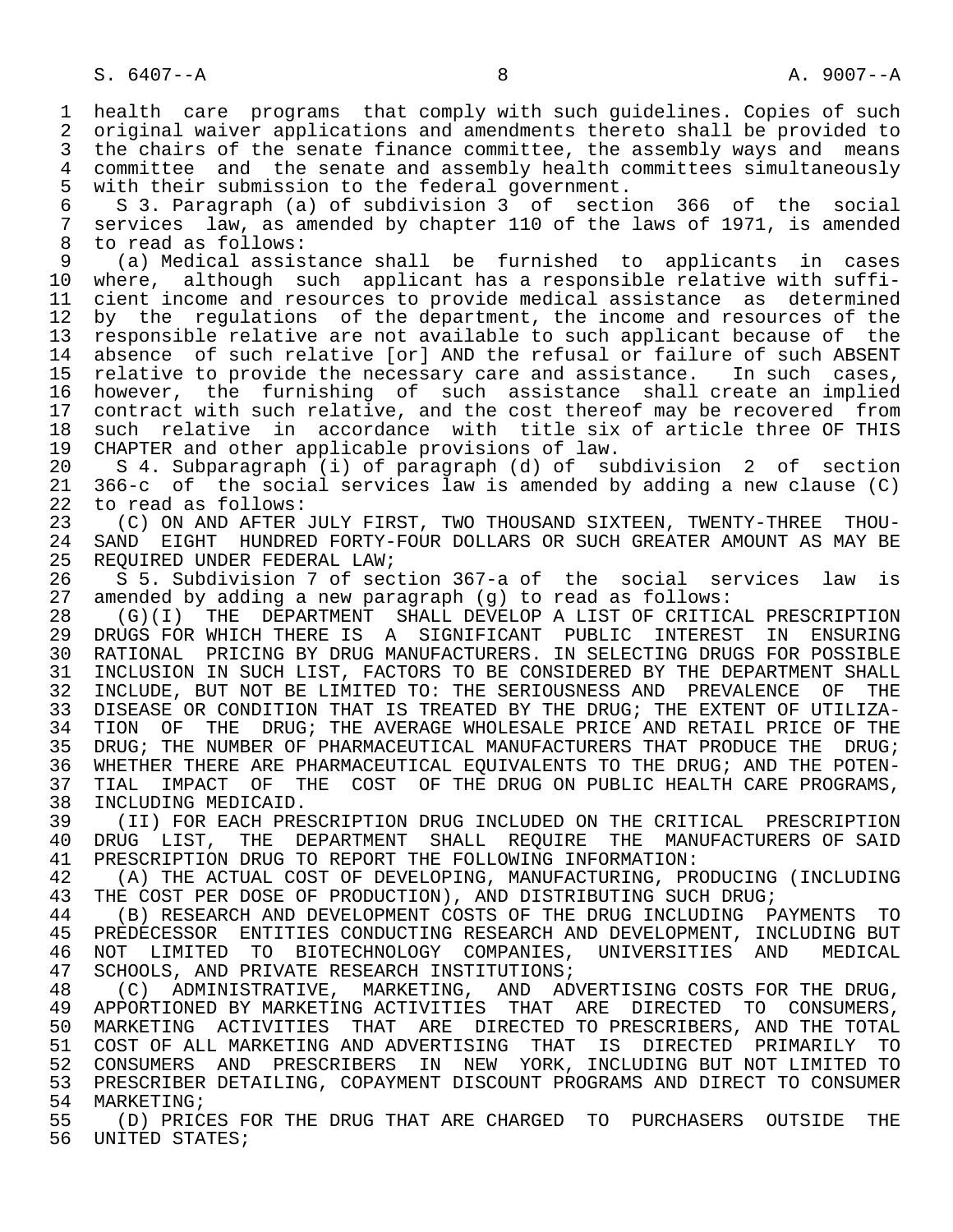health care programs that comply with such guidelines. Copies of such original waiver applications and amendments thereto shall be provided to the chairs of the senate finance committee, the assembly ways and means committee and the senate and assembly health committees simultaneously with their submission to the federal government.

S 3. Paragraph (a) of subdivision 3 of section 366 of the social services law, as amended by chapter 110 of the laws of 1971, is amended to read as follows:

(a) Medical assistance shall be furnished to applicants in cases where, although such applicant has a responsible relative with sufficient income and resources to provide medical assistance as determined by the regulations of the department, the income and resources of the responsible relative are not available to such applicant because of the absence of such relative [or] AND the refusal or failure of such ABSENT relative to provide the necessary care and assistance. In such cases, however, the furnishing of such assistance shall create an implied contract with such relative, and the cost thereof may be recovered from such relative in accordance with title six of article three OF THIS CHAPTER and other applicable provisions of law.

S 4. Subparagraph (i) of paragraph (d) of subdivision 2 of section 366-c of the social services law is amended by adding a new clause (C) to read as follows:

(C) ON AND AFTER JULY FIRST, TWO THOUSAND SIXTEEN, TWENTY-THREE THOUSAND EIGHT HUNDRED FORTY-FOUR DOLLARS OR SUCH GREATER AMOUNT AS MAY BE REQUIRED UNDER FEDERAL LAW;

S 5. Subdivision 7 of section 367-a of the social services law is amended by adding a new paragraph (g) to read as follows:

(G)(I) THE DEPARTMENT SHALL DEVELOP A LIST OF CRITICAL PRESCRIPTION DRUGS FOR WHICH THERE IS A SIGNIFICANT PUBLIC INTEREST IN ENSURING RATIONAL PRICING BY DRUG MANUFACTURERS. IN SELECTING DRUGS FOR POSSIBLE INCLUSION IN SUCH LIST, FACTORS TO BE CONSIDERED BY THE DEPARTMENT SHALL INCLUDE, BUT NOT BE LIMITED TO: THE SERIOUSNESS AND PREVALENCE OF THE DISEASE OR CONDITION THAT IS TREATED BY THE DRUG; THE EXTENT OF UTILIZATION OF THE DRUG; THE AVERAGE WHOLESALE PRICE AND RETAIL PRICE OF THE DRUG; THE NUMBER OF PHARMACEUTICAL MANUFACTURERS THAT PRODUCE THE DRUG; WHETHER THERE ARE PHARMACEUTICAL EQUIVALENTS TO THE DRUG; AND THE POTENTIAL IMPACT OF THE COST OF THE DRUG ON PUBLIC HEALTH CARE PROGRAMS, INCLUDING MEDICAID.

(II) FOR EACH PRESCRIPTION DRUG INCLUDED ON THE CRITICAL PRESCRIPTION DRUG LIST, THE DEPARTMENT SHALL REQUIRE THE MANUFACTURERS OF SAID PRESCRIPTION DRUG TO REPORT THE FOLLOWING INFORMATION:

(A) THE ACTUAL COST OF DEVELOPING, MANUFACTURING, PRODUCING (INCLUDING THE COST PER DOSE OF PRODUCTION), AND DISTRIBUTING SUCH DRUG;

(B) RESEARCH AND DEVELOPMENT COSTS OF THE DRUG INCLUDING PAYMENTS TO PREDECESSOR ENTITIES CONDUCTING RESEARCH AND DEVELOPMENT, INCLUDING BUT NOT LIMITED TO BIOTECHNOLOGY COMPANIES, UNIVERSITIES AND MEDICAL SCHOOLS, AND PRIVATE RESEARCH INSTITUTIONS;

(C) ADMINISTRATIVE, MARKETING, AND ADVERTISING COSTS FOR THE DRUG, APPORTIONED BY MARKETING ACTIVITIES THAT ARE DIRECTED TO CONSUMERS, MARKETING ACTIVITIES THAT ARE DIRECTED TO PRESCRIBERS, AND THE TOTAL COST OF ALL MARKETING AND ADVERTISING THAT IS DIRECTED PRIMARILY TO CONSUMERS AND PRESCRIBERS IN NEW YORK, INCLUDING BUT NOT LIMITED TO PRESCRIBER DETAILING, COPAYMENT DISCOUNT PROGRAMS AND DIRECT TO CONSUMER MARKETING;

(D) PRICES FOR THE DRUG THAT ARE CHARGED TO PURCHASERS OUTSIDE THE UNITED STATES;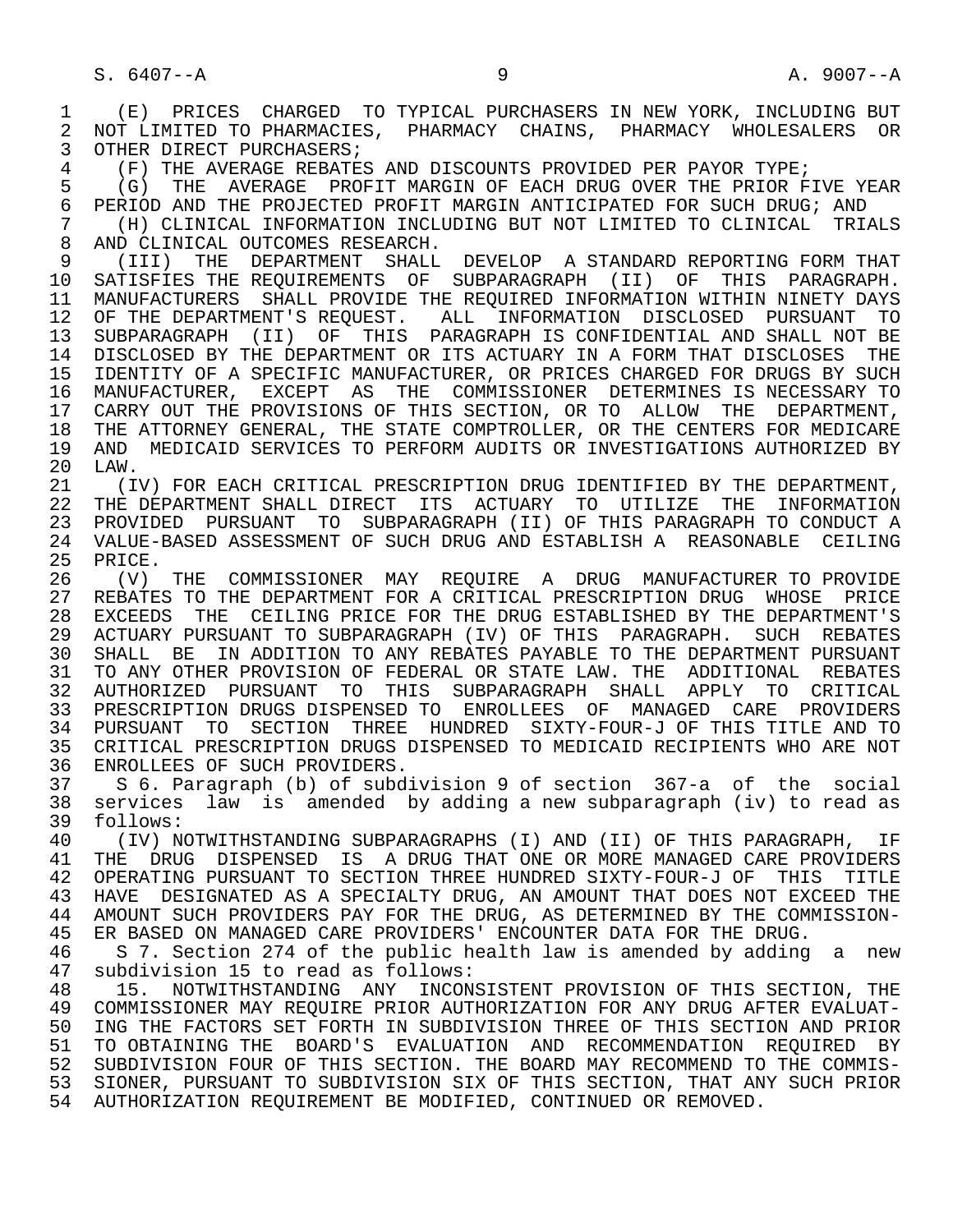(E) PRICES CHARGED TO TYPICAL PURCHASERS IN NEW YORK, INCLUDING BUT NOT LIMITED TO PHARMACIES, PHARMACY CHAINS, PHARMACY WHOLESALERS OR OTHER DIRECT PURCHASERS;

(F) THE AVERAGE REBATES AND DISCOUNTS PROVIDED PER PAYOR TYPE;

(G) THE AVERAGE PROFIT MARGIN OF EACH DRUG OVER THE PRIOR FIVE YEAR PERIOD AND THE PROJECTED PROFIT MARGIN ANTICIPATED FOR SUCH DRUG; AND

(H) CLINICAL INFORMATION INCLUDING BUT NOT LIMITED TO CLINICAL TRIALS AND CLINICAL OUTCOMES RESEARCH.

(III) THE DEPARTMENT SHALL DEVELOP A STANDARD REPORTING FORM THAT SATISFIES THE REQUIREMENTS OF SUBPARAGRAPH (II) OF THIS PARAGRAPH. MANUFACTURERS SHALL PROVIDE THE REQUIRED INFORMATION WITHIN NINETY DAYS OF THE DEPARTMENT'S REQUEST. ALL INFORMATION DISCLOSED PURSUANT TO SUBPARAGRAPH (II) OF THIS PARAGRAPH IS CONFIDENTIAL AND SHALL NOT BE DISCLOSED BY THE DEPARTMENT OR ITS ACTUARY IN A FORM THAT DISCLOSES THE IDENTITY OF A SPECIFIC MANUFACTURER, OR PRICES CHARGED FOR DRUGS BY SUCH MANUFACTURER, EXCEPT AS THE COMMISSIONER DETERMINES IS NECESSARY TO CARRY OUT THE PROVISIONS OF THIS SECTION, OR TO ALLOW THE DEPARTMENT, THE ATTORNEY GENERAL, THE STATE COMPTROLLER, OR THE CENTERS FOR MEDICARE AND MEDICAID SERVICES TO PERFORM AUDITS OR INVESTIGATIONS AUTHORIZED BY LAW.

(IV) FOR EACH CRITICAL PRESCRIPTION DRUG IDENTIFIED BY THE DEPARTMENT, THE DEPARTMENT SHALL DIRECT ITS ACTUARY TO UTILIZE THE INFORMATION PROVIDED PURSUANT TO SUBPARAGRAPH (II) OF THIS PARAGRAPH TO CONDUCT A VALUE-BASED ASSESSMENT OF SUCH DRUG AND ESTABLISH A REASONABLE CEILING PRICE.

(V) THE COMMISSIONER MAY REQUIRE A DRUG MANUFACTURER TO PROVIDE REBATES TO THE DEPARTMENT FOR A CRITICAL PRESCRIPTION DRUG WHOSE PRICE EXCEEDS THE CEILING PRICE FOR THE DRUG ESTABLISHED BY THE DEPARTMENT'S ACTUARY PURSUANT TO SUBPARAGRAPH (IV) OF THIS PARAGRAPH. SUCH REBATES SHALL BE IN ADDITION TO ANY REBATES PAYABLE TO THE DEPARTMENT PURSUANT TO ANY OTHER PROVISION OF FEDERAL OR STATE LAW. THE ADDITIONAL REBATES AUTHORIZED PURSUANT TO THIS SUBPARAGRAPH SHALL APPLY TO CRITICAL PRESCRIPTION DRUGS DISPENSED TO ENROLLEES OF MANAGED CARE PROVIDERS PURSUANT TO SECTION THREE HUNDRED SIXTY-FOUR-J OF THIS TITLE AND TO CRITICAL PRESCRIPTION DRUGS DISPENSED TO MEDICAID RECIPIENTS WHO ARE NOT ENROLLEES OF SUCH PROVIDERS.

S 6. Paragraph (b) of subdivision 9 of section 367-a of the social services law is amended by adding a new subparagraph (iv) to read as follows:

(IV) NOTWITHSTANDING SUBPARAGRAPHS (I) AND (II) OF THIS PARAGRAPH, IF THE DRUG DISPENSED IS A DRUG THAT ONE OR MORE MANAGED CARE PROVIDERS OPERATING PURSUANT TO SECTION THREE HUNDRED SIXTY-FOUR-J OF THIS TITLE HAVE DESIGNATED AS A SPECIALTY DRUG, AN AMOUNT THAT DOES NOT EXCEED THE AMOUNT SUCH PROVIDERS PAY FOR THE DRUG, AS DETERMINED BY THE COMMISSIONER BASED ON MANAGED CARE PROVIDERS' ENCOUNTER DATA FOR THE DRUG.

S 7. Section 274 of the public health law is amended by adding a new subdivision 15 to read as follows:

15. NOTWITHSTANDING ANY INCONSISTENT PROVISION OF THIS SECTION, THE COMMISSIONER MAY REQUIRE PRIOR AUTHORIZATION FOR ANY DRUG AFTER EVALUATING THE FACTORS SET FORTH IN SUBDIVISION THREE OF THIS SECTION AND PRIOR TO OBTAINING THE BOARD'S EVALUATION AND RECOMMENDATION REQUIRED BY SUBDIVISION FOUR OF THIS SECTION. THE BOARD MAY RECOMMEND TO THE COMMISSIONER, PURSUANT TO SUBDIVISION SIX OF THIS SECTION, THAT ANY SUCH PRIOR AUTHORIZATION REQUIREMENT BE MODIFIED, CONTINUED OR REMOVED.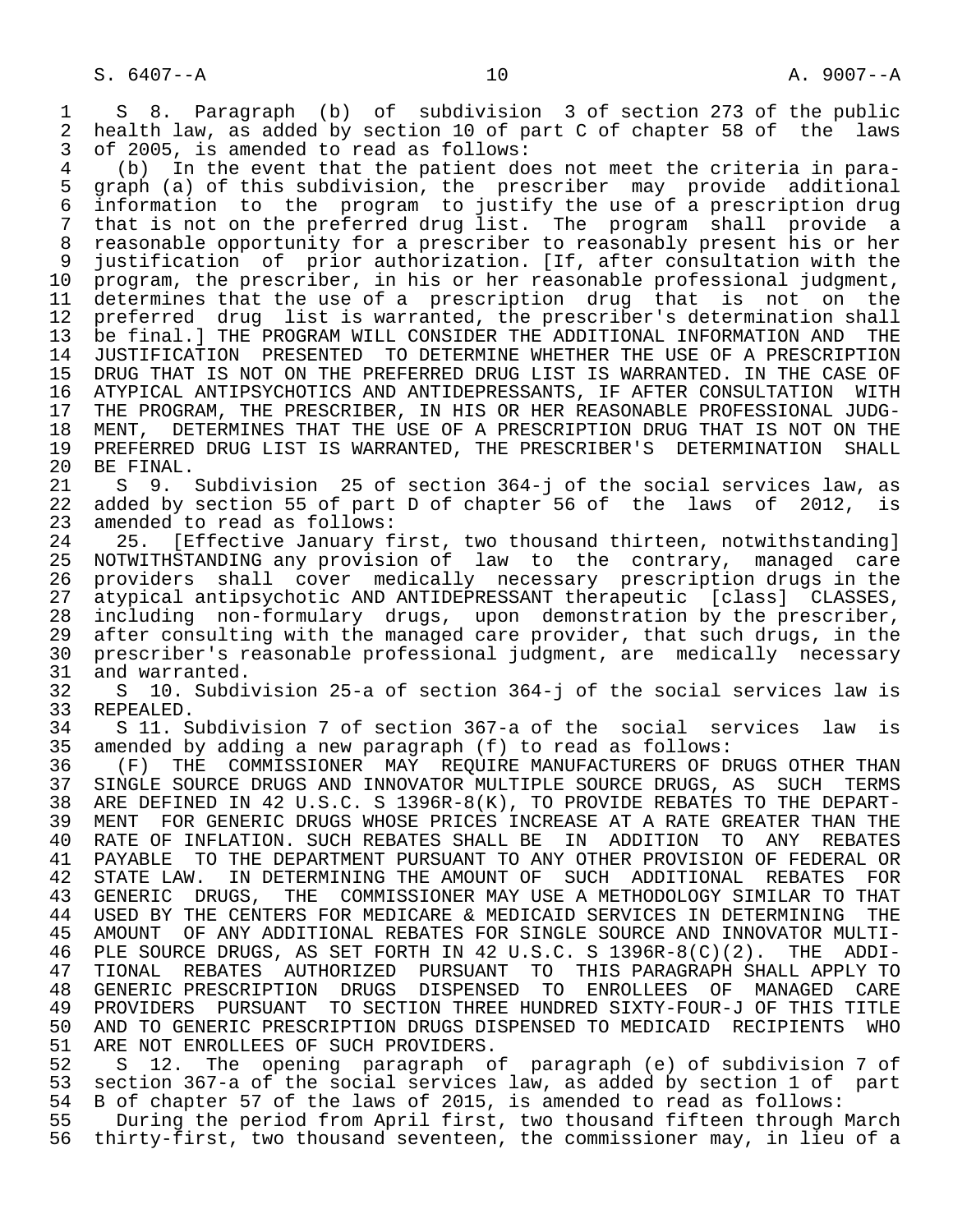S 8. Paragraph (b) of subdivision 3 of section 273 of the public health law, as added by section 10 of part C of chapter 58 of the laws of 2005, is amended to read as follows:

(b) In the event that the patient does not meet the criteria in paragraph (a) of this subdivision, the prescriber may provide additional information to the program to justify the use of a prescription drug that is not on the preferred drug list. The program shall provide a reasonable opportunity for a prescriber to reasonably present his or her justification of prior authorization. [If, after consultation with the program, the prescriber, in his or her reasonable professional judgment, determines that the use of a prescription drug that is not on the preferred drug list is warranted, the prescriber's determination shall be final.] THE PROGRAM WILL CONSIDER THE ADDITIONAL INFORMATION AND THE JUSTIFICATION PRESENTED TO DETERMINE WHETHER THE USE OF A PRESCRIPTION DRUG THAT IS NOT ON THE PREFERRED DRUG LIST IS WARRANTED. IN THE CASE OF ATYPICAL ANTIPSYCHOTICS AND ANTIDEPRESSANTS, IF AFTER CONSULTATION WITH THE PROGRAM, THE PRESCRIBER, IN HIS OR HER REASONABLE PROFESSIONAL JUDGMENT, DETERMINES THAT THE USE OF A PRESCRIPTION DRUG THAT IS NOT ON THE PREFERRED DRUG LIST IS WARRANTED, THE PRESCRIBER'S DETERMINATION SHALL BE FINAL.

S 9. Subdivision 25 of section 364-j of the social services law, as added by section 55 of part D of chapter 56 of the laws of 2012, is amended to read as follows:

25. [Effective January first, two thousand thirteen, notwithstanding] NOTWITHSTANDING any provision of law to the contrary, managed care providers shall cover medically necessary prescription drugs in the atypical antipsychotic AND ANTIDEPRESSANT therapeutic [class] CLASSES, including non-formulary drugs, upon demonstration by the prescriber, after consulting with the managed care provider, that such drugs, in the prescriber's reasonable professional judgment, are medically necessary and warranted.

S 10. Subdivision 25-a of section 364-j of the social services law is REPEALED.

S 11. Subdivision 7 of section 367-a of the social services law is amended by adding a new paragraph (f) to read as follows:

(F) THE COMMISSIONER MAY REQUIRE MANUFACTURERS OF DRUGS OTHER THAN SINGLE SOURCE DRUGS AND INNOVATOR MULTIPLE SOURCE DRUGS, AS SUCH TERMS ARE DEFINED IN 42 U.S.C. S 1396R-8(K), TO PROVIDE REBATES TO THE DEPARTMENT FOR GENERIC DRUGS WHOSE PRICES INCREASE AT A RATE GREATER THAN THE RATE OF INFLATION. SUCH REBATES SHALL BE IN ADDITION TO ANY REBATES PAYABLE TO THE DEPARTMENT PURSUANT TO ANY OTHER PROVISION OF FEDERAL OR STATE LAW. IN DETERMINING THE AMOUNT OF SUCH ADDITIONAL REBATES FOR GENERIC DRUGS, THE COMMISSIONER MAY USE A METHODOLOGY SIMILAR TO THAT USED BY THE CENTERS FOR MEDICARE & MEDICAID SERVICES IN DETERMINING THE AMOUNT OF ANY ADDITIONAL REBATES FOR SINGLE SOURCE AND INNOVATOR MULTIPLE SOURCE DRUGS, AS SET FORTH IN 42 U.S.C. S 1396R-8(C)(2). THE ADDITIONAL REBATES AUTHORIZED PURSUANT TO THIS PARAGRAPH SHALL APPLY TO GENERIC PRESCRIPTION DRUGS DISPENSED TO ENROLLEES OF MANAGED CARE PROVIDERS PURSUANT TO SECTION THREE HUNDRED SIXTY-FOUR-J OF THIS TITLE AND TO GENERIC PRESCRIPTION DRUGS DISPENSED TO MEDICAID RECIPIENTS WHO ARE NOT ENROLLEES OF SUCH PROVIDERS.

S 12. The opening paragraph of paragraph (e) of subdivision 7 of section 367-a of the social services law, as added by section 1 of part B of chapter 57 of the laws of 2015, is amended to read as follows:

During the period from April first, two thousand fifteen through March thirty-first, two thousand seventeen, the commissioner may, in lieu of a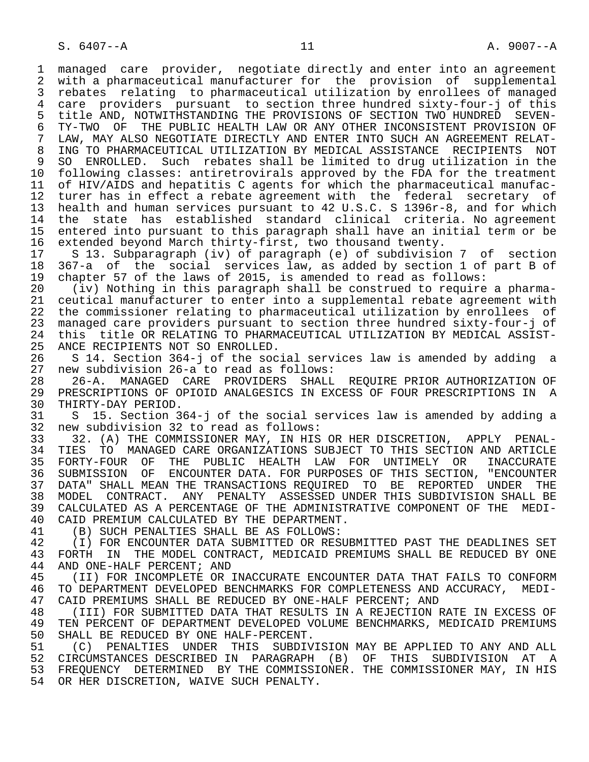managed care provider, negotiate directly and enter into an agreement with a pharmaceutical manufacturer for the provision of supplemental rebates relating to pharmaceutical utilization by enrollees of managed care providers pursuant to section three hundred sixty-four-j of this title AND, NOTWITHSTANDING THE PROVISIONS OF SECTION TWO HUNDRED SEVENTY-TWO OF THE PUBLIC HEALTH LAW OR ANY OTHER INCONSISTENT PROVISION OF LAW, MAY ALSO NEGOTIATE DIRECTLY AND ENTER INTO SUCH AN AGREEMENT RELATING TO PHARMACEUTICAL UTILIZATION BY MEDICAL ASSISTANCE RECIPIENTS NOT SO ENROLLED. Such rebates shall be limited to drug utilization in the following classes: antiretrovirals approved by the FDA for the treatment of HIV/AIDS and hepatitis C agents for which the pharmaceutical manufacturer has in effect a rebate agreement with the federal secretary of health and human services pursuant to 42 U.S.C. S 1396r-8, and for which the state has established standard clinical criteria. No agreement entered into pursuant to this paragraph shall have an initial term or be extended beyond March thirty-first, two thousand twenty.

S 13. Subparagraph (iv) of paragraph (e) of subdivision 7 of section 367-a of the social services law, as added by section 1 of part B of chapter 57 of the laws of 2015, is amended to read as follows:

(iv) Nothing in this paragraph shall be construed to require a pharmaceutical manufacturer to enter into a supplemental rebate agreement with the commissioner relating to pharmaceutical utilization by enrollees of managed care providers pursuant to section three hundred sixty-four-j of this title OR RELATING TO PHARMACEUTICAL UTILIZATION BY MEDICAL ASSISTANCE RECIPIENTS NOT SO ENROLLED.

S 14. Section 364-j of the social services law is amended by adding a new subdivision 26-a to read as follows:

26-A. MANAGED CARE PROVIDERS SHALL REQUIRE PRIOR AUTHORIZATION OF PRESCRIPTIONS OF OPIOID ANALGESICS IN EXCESS OF FOUR PRESCRIPTIONS IN A THIRTY-DAY PERIOD.

S 15. Section 364-j of the social services law is amended by adding a new subdivision 32 to read as follows:

32. (A) THE COMMISSIONER MAY, IN HIS OR HER DISCRETION, APPLY PENALTIES TO MANAGED CARE ORGANIZATIONS SUBJECT TO THIS SECTION AND ARTICLE FORTY-FOUR OF THE PUBLIC HEALTH LAW FOR UNTIMELY OR INACCURATE SUBMISSION OF ENCOUNTER DATA. FOR PURPOSES OF THIS SECTION, "ENCOUNTER DATA" SHALL MEAN THE TRANSACTIONS REQUIRED TO BE REPORTED UNDER THE MODEL CONTRACT. ANY PENALTY ASSESSED UNDER THIS SUBDIVISION SHALL BE CALCULATED AS A PERCENTAGE OF THE ADMINISTRATIVE COMPONENT OF THE MEDICAID PREMIUM CALCULATED BY THE DEPARTMENT.

(B) SUCH PENALTIES SHALL BE AS FOLLOWS:

(I) FOR ENCOUNTER DATA SUBMITTED OR RESUBMITTED PAST THE DEADLINES SET FORTH IN THE MODEL CONTRACT, MEDICAID PREMIUMS SHALL BE REDUCED BY ONE AND ONE-HALF PERCENT; AND

(II) FOR INCOMPLETE OR INACCURATE ENCOUNTER DATA THAT FAILS TO CONFORM TO DEPARTMENT DEVELOPED BENCHMARKS FOR COMPLETENESS AND ACCURACY, MEDICAID PREMIUMS SHALL BE REDUCED BY ONE-HALF PERCENT; AND

(III) FOR SUBMITTED DATA THAT RESULTS IN A REJECTION RATE IN EXCESS OF TEN PERCENT OF DEPARTMENT DEVELOPED VOLUME BENCHMARKS, MEDICAID PREMIUMS SHALL BE REDUCED BY ONE HALF-PERCENT.

(C) PENALTIES UNDER THIS SUBDIVISION MAY BE APPLIED TO ANY AND ALL CIRCUMSTANCES DESCRIBED IN PARAGRAPH (B) OF THIS SUBDIVISION AT A FREQUENCY DETERMINED BY THE COMMISSIONER. THE COMMISSIONER MAY, IN HIS OR HER DISCRETION, WAIVE SUCH PENALTY.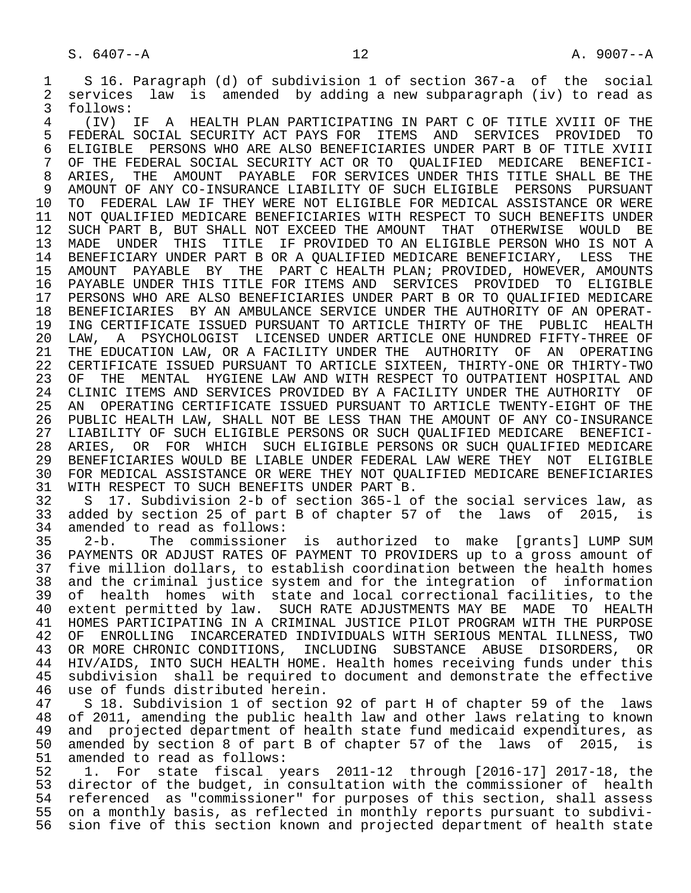S 16. Paragraph (d) of subdivision 1 of section 367-a of the social services law is amended by adding a new subparagraph (iv) to read as follows:

(IV) IF A HEALTH PLAN PARTICIPATING IN PART C OF TITLE XVIII OF THE FEDERAL SOCIAL SECURITY ACT PAYS FOR ITEMS AND SERVICES PROVIDED TO ELIGIBLE PERSONS WHO ARE ALSO BENEFICIARIES UNDER PART B OF TITLE XVIII OF THE FEDERAL SOCIAL SECURITY ACT OR TO QUALIFIED MEDICARE BENEFICIARIES, THE AMOUNT PAYABLE FOR SERVICES UNDER THIS TITLE SHALL BE THE AMOUNT OF ANY CO-INSURANCE LIABILITY OF SUCH ELIGIBLE PERSONS PURSUANT TO FEDERAL LAW IF THEY WERE NOT ELIGIBLE FOR MEDICAL ASSISTANCE OR WERE NOT QUALIFIED MEDICARE BENEFICIARIES WITH RESPECT TO SUCH BENEFITS UNDER SUCH PART B, BUT SHALL NOT EXCEED THE AMOUNT THAT OTHERWISE WOULD BE MADE UNDER THIS TITLE IF PROVIDED TO AN ELIGIBLE PERSON WHO IS NOT A BENEFICIARY UNDER PART B OR A QUALIFIED MEDICARE BENEFICIARY, LESS THE AMOUNT PAYABLE BY THE PART C HEALTH PLAN; PROVIDED, HOWEVER, AMOUNTS PAYABLE UNDER THIS TITLE FOR ITEMS AND SERVICES PROVIDED TO ELIGIBLE PERSONS WHO ARE ALSO BENEFICIARIES UNDER PART B OR TO QUALIFIED MEDICARE BENEFICIARIES BY AN AMBULANCE SERVICE UNDER THE AUTHORITY OF AN OPERATING CERTIFICATE ISSUED PURSUANT TO ARTICLE THIRTY OF THE PUBLIC HEALTH LAW, A PSYCHOLOGIST LICENSED UNDER ARTICLE ONE HUNDRED FIFTY-THREE OF THE EDUCATION LAW, OR A FACILITY UNDER THE AUTHORITY OF AN OPERATING CERTIFICATE ISSUED PURSUANT TO ARTICLE SIXTEEN, THIRTY-ONE OR THIRTY-TWO OF THE MENTAL HYGIENE LAW AND WITH RESPECT TO OUTPATIENT HOSPITAL AND CLINIC ITEMS AND SERVICES PROVIDED BY A FACILITY UNDER THE AUTHORITY OF AN OPERATING CERTIFICATE ISSUED PURSUANT TO ARTICLE TWENTY-EIGHT OF THE PUBLIC HEALTH LAW, SHALL NOT BE LESS THAN THE AMOUNT OF ANY CO-INSURANCE LIABILITY OF SUCH ELIGIBLE PERSONS OR SUCH QUALIFIED MEDICARE BENEFICIARIES, OR FOR WHICH SUCH ELIGIBLE PERSONS OR SUCH QUALIFIED MEDICARE BENEFICIARIES WOULD BE LIABLE UNDER FEDERAL LAW WERE THEY NOT ELIGIBLE FOR MEDICAL ASSISTANCE OR WERE THEY NOT QUALIFIED MEDICARE BENEFICIARIES WITH RESPECT TO SUCH BENEFITS UNDER PART B.

S 17. Subdivision 2-b of section 365-l of the social services law, as added by section 25 of part B of chapter 57 of the laws of 2015, is amended to read as follows:

2-b. The commissioner is authorized to make [grants] LUMP SUM PAYMENTS OR ADJUST RATES OF PAYMENT TO PROVIDERS up to a gross amount of five million dollars, to establish coordination between the health homes and the criminal justice system and for the integration of information of health homes with state and local correctional facilities, to the extent permitted by law. SUCH RATE ADJUSTMENTS MAY BE MADE TO HEALTH HOMES PARTICIPATING IN A CRIMINAL JUSTICE PILOT PROGRAM WITH THE PURPOSE OF ENROLLING INCARCERATED INDIVIDUALS WITH SERIOUS MENTAL ILLNESS, TWO OR MORE CHRONIC CONDITIONS, INCLUDING SUBSTANCE ABUSE DISORDERS, OR HIV/AIDS, INTO SUCH HEALTH HOME. Health homes receiving funds under this subdivision shall be required to document and demonstrate the effective use of funds distributed herein.

S 18. Subdivision 1 of section 92 of part H of chapter 59 of the laws of 2011, amending the public health law and other laws relating to known and projected department of health state fund medicaid expenditures, as amended by section 8 of part B of chapter 57 of the laws of 2015, is amended to read as follows:

1. For state fiscal years 2011-12 through [2016-17] 2017-18, the director of the budget, in consultation with the commissioner of health referenced as "commissioner" for purposes of this section, shall assess on a monthly basis, as reflected in monthly reports pursuant to subdivision five of this section known and projected department of health state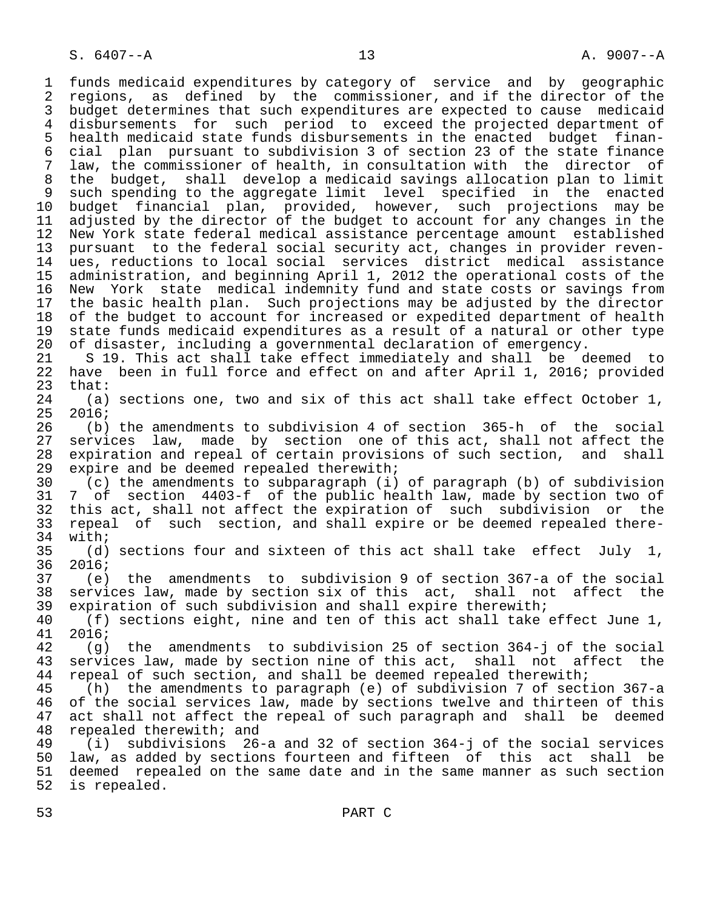funds medicaid expenditures by category of service and by geographic regions, as defined by the commissioner, and if the director of the budget determines that such expenditures are expected to cause medicaid disbursements for such period to exceed the projected department of health medicaid state funds disbursements in the enacted budget financial plan pursuant to subdivision 3 of section 23 of the state finance law, the commissioner of health, in consultation with the director of the budget, shall develop a medicaid savings allocation plan to limit such spending to the aggregate limit level specified in the enacted budget financial plan, provided, however, such projections may be adjusted by the director of the budget to account for any changes in the New York state federal medical assistance percentage amount established pursuant to the federal social security act, changes in provider revenues, reductions to local social services district medical assistance administration, and beginning April 1, 2012 the operational costs of the New York state medical indemnity fund and state costs or savings from the basic health plan. Such projections may be adjusted by the director of the budget to account for increased or expedited department of health state funds medicaid expenditures as a result of a natural or other type of disaster, including a governmental declaration of emergency.

S 19. This act shall take effect immediately and shall be deemed to have been in full force and effect on and after April 1, 2016; provided that:

(a) sections one, two and six of this act shall take effect October 1, 2016;

(b) the amendments to subdivision 4 of section 365-h of the social services law, made by section one of this act, shall not affect the expiration and repeal of certain provisions of such section, and shall expire and be deemed repealed therewith;

(c) the amendments to subparagraph (i) of paragraph (b) of subdivision 7 of section 4403-f of the public health law, made by section two of this act, shall not affect the expiration of such subdivision or the repeal of such section, and shall expire or be deemed repealed therewith;

(d) sections four and sixteen of this act shall take effect July 1, 2016;

(e) the amendments to subdivision 9 of section 367-a of the social services law, made by section six of this act, shall not affect the expiration of such subdivision and shall expire therewith;

(f) sections eight, nine and ten of this act shall take effect June 1, 2016;

(g) the amendments to subdivision 25 of section 364-j of the social services law, made by section nine of this act, shall not affect the repeal of such section, and shall be deemed repealed therewith;

(h) the amendments to paragraph (e) of subdivision 7 of section 367-a of the social services law, made by sections twelve and thirteen of this act shall not affect the repeal of such paragraph and shall be deemed repealed therewith; and

(i) subdivisions 26-a and 32 of section 364-j of the social services law, as added by sections fourteen and fifteen of this act shall be deemed repealed on the same date and in the same manner as such section is repealed.

PART C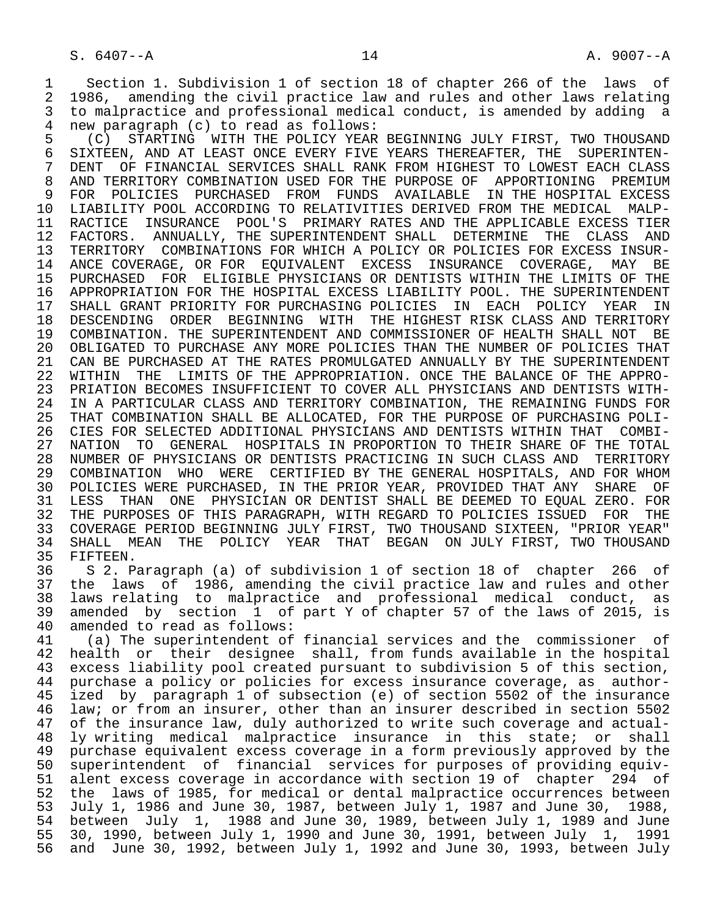Section 1. Subdivision 1 of section 18 of chapter 266 of the laws of 1986, amending the civil practice law and rules and other laws relating to malpractice and professional medical conduct, is amended by adding a new paragraph (c) to read as follows:

(C) STARTING WITH THE POLICY YEAR BEGINNING JULY FIRST, TWO THOUSAND SIXTEEN, AND AT LEAST ONCE EVERY FIVE YEARS THEREAFTER, THE SUPERINTENDENT OF FINANCIAL SERVICES SHALL RANK FROM HIGHEST TO LOWEST EACH CLASS AND TERRITORY COMBINATION USED FOR THE PURPOSE OF APPORTIONING PREMIUM FOR POLICIES PURCHASED FROM FUNDS AVAILABLE IN THE HOSPITAL EXCESS LIABILITY POOL ACCORDING TO RELATIVITIES DERIVED FROM THE MEDICAL MALPRACTICE INSURANCE POOL'S PRIMARY RATES AND THE APPLICABLE EXCESS TIER FACTORS. ANNUALLY, THE SUPERINTENDENT SHALL DETERMINE THE CLASS AND TERRITORY COMBINATIONS FOR WHICH A POLICY OR POLICIES FOR EXCESS INSURANCE COVERAGE, OR FOR EQUIVALENT EXCESS INSURANCE COVERAGE, MAY BE PURCHASED FOR ELIGIBLE PHYSICIANS OR DENTISTS WITHIN THE LIMITS OF THE APPROPRIATION FOR THE HOSPITAL EXCESS LIABILITY POOL. THE SUPERINTENDENT SHALL GRANT PRIORITY FOR PURCHASING POLICIES IN EACH POLICY YEAR IN DESCENDING ORDER BEGINNING WITH THE HIGHEST RISK CLASS AND TERRITORY COMBINATION. THE SUPERINTENDENT AND COMMISSIONER OF HEALTH SHALL NOT BE OBLIGATED TO PURCHASE ANY MORE POLICIES THAN THE NUMBER OF POLICIES THAT CAN BE PURCHASED AT THE RATES PROMULGATED ANNUALLY BY THE SUPERINTENDENT WITHIN THE LIMITS OF THE APPROPRIATION. ONCE THE BALANCE OF THE APPROPRIATION BECOMES INSUFFICIENT TO COVER ALL PHYSICIANS AND DENTISTS WITHIN A PARTICULAR CLASS AND TERRITORY COMBINATION, THE REMAINING FUNDS FOR THAT COMBINATION SHALL BE ALLOCATED, FOR THE PURPOSE OF PURCHASING POLICIES FOR SELECTED ADDITIONAL PHYSICIANS AND DENTISTS WITHIN THAT COMBINATION TO GENERAL HOSPITALS IN PROPORTION TO THEIR SHARE OF THE TOTAL NUMBER OF PHYSICIANS OR DENTISTS PRACTICING IN SUCH CLASS AND TERRITORY COMBINATION WHO WERE CERTIFIED BY THE GENERAL HOSPITALS, AND FOR WHOM POLICIES WERE PURCHASED, IN THE PRIOR YEAR, PROVIDED THAT ANY SHARE OF LESS THAN ONE PHYSICIAN OR DENTIST SHALL BE DEEMED TO EQUAL ZERO. FOR THE PURPOSES OF THIS PARAGRAPH, WITH REGARD TO POLICIES ISSUED FOR THE COVERAGE PERIOD BEGINNING JULY FIRST, TWO THOUSAND SIXTEEN, "PRIOR YEAR" SHALL MEAN THE POLICY YEAR THAT BEGAN ON JULY FIRST, TWO THOUSAND FIFTEEN.

S 2. Paragraph (a) of subdivision 1 of section 18 of chapter 266 of the laws of 1986, amending the civil practice law and rules and other laws relating to malpractice and professional medical conduct, as amended by section 1 of part Y of chapter 57 of the laws of 2015, is amended to read as follows:

(a) The superintendent of financial services and the commissioner of health or their designee shall, from funds available in the hospital excess liability pool created pursuant to subdivision 5 of this section, purchase a policy or policies for excess insurance coverage, as authorized by paragraph 1 of subsection (e) of section 5502 of the insurance law; or from an insurer, other than an insurer described in section 5502 of the insurance law, duly authorized to write such coverage and actually writing medical malpractice insurance in this state; or shall purchase equivalent excess coverage in a form previously approved by the superintendent of financial services for purposes of providing equivalent excess coverage in accordance with section 19 of chapter 294 of the laws of 1985, for medical or dental malpractice occurrences between July 1, 1986 and June 30, 1987, between July 1, 1987 and June 30, 1988, between July 1, 1988 and June 30, 1989, between July 1, 1989 and June 30, 1990, between July 1, 1990 and June 30, 1991, between July 1, 1991 and June 30, 1992, between July 1, 1992 and June 30, 1993, between July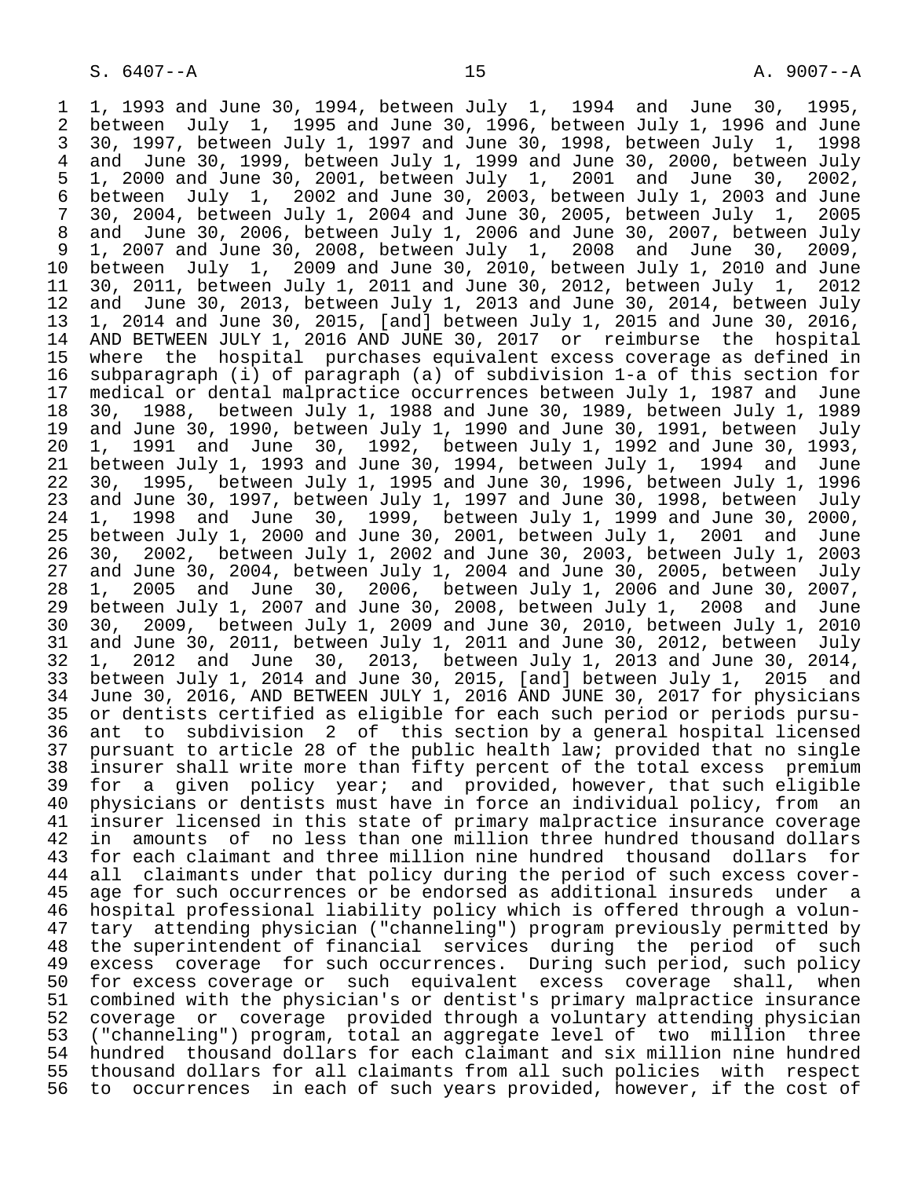1, 1993 and June 30, 1994, between July 1, 1994 and June 30, 1995, between July 1, 1995 and June 30, 1996, between July 1, 1996 and June 30, 1997, between July 1, 1997 and June 30, 1998, between July 1, 1998 and June 30, 1999, between July 1, 1999 and June 30, 2000, between July 1, 2000 and June 30, 2001, between July 1, 2001 and June 30, 2002, between July 1, 2002 and June 30, 2003, between July 1, 2003 and June 30, 2004, between July 1, 2004 and June 30, 2005, between July 1, 2005 and June 30, 2006, between July 1, 2006 and June 30, 2007, between July 1, 2007 and June 30, 2008, between July 1, 2008 and June 30, 2009, between July 1, 2009 and June 30, 2010, between July 1, 2010 and June 30, 2011, between July 1, 2011 and June 30, 2012, between July 1, 2012 and June 30, 2013, between July 1, 2013 and June 30, 2014, between July 1, 2014 and June 30, 2015, [and] between July 1, 2015 and June 30, 2016, AND BETWEEN JULY 1, 2016 AND JUNE 30, 2017 or reimburse the hospital where the hospital purchases equivalent excess coverage as defined in subparagraph (i) of paragraph (a) of subdivision 1-a of this section for medical or dental malpractice occurrences between July 1, 1987 and June 30, 1988, between July 1, 1988 and June 30, 1989, between July 1, 1989 and June 30, 1990, between July 1, 1990 and June 30, 1991, between July 1, 1991 and June 30, 1992, between July 1, 1992 and June 30, 1993, between July 1, 1993 and June 30, 1994, between July 1, 1994 and June 30, 1995, between July 1, 1995 and June 30, 1996, between July 1, 1996 and June 30, 1997, between July 1, 1997 and June 30, 1998, between July 1, 1998 and June 30, 1999, between July 1, 1999 and June 30, 2000, between July 1, 2000 and June 30, 2001, between July 1, 2001 and June 30, 2002, between July 1, 2002 and June 30, 2003, between July 1, 2003 and June 30, 2004, between July 1, 2004 and June 30, 2005, between July 1, 2005 and June 30, 2006, between July 1, 2006 and June 30, 2007, between July 1, 2007 and June 30, 2008, between July 1, 2008 and June 30, 2009, between July 1, 2009 and June 30, 2010, between July 1, 2010 and June 30, 2011, between July 1, 2011 and June 30, 2012, between July 1, 2012 and June 30, 2013, between July 1, 2013 and June 30, 2014, between July 1, 2014 and June 30, 2015, [and] between July 1, 2015 and June 30, 2016, AND BETWEEN JULY 1, 2016 AND JUNE 30, 2017 for physicians or dentists certified as eligible for each such period or periods pursuant to subdivision 2 of this section by a general hospital licensed pursuant to article 28 of the public health law; provided that no single insurer shall write more than fifty percent of the total excess premium for a given policy year; and provided, however, that such eligible physicians or dentists must have in force an individual policy, from an insurer licensed in this state of primary malpractice insurance coverage in amounts of no less than one million three hundred thousand dollars for each claimant and three million nine hundred thousand dollars for all claimants under that policy during the period of such excess coverage for such occurrences or be endorsed as additional insureds under a hospital professional liability policy which is offered through a voluntary attending physician ("channeling") program previously permitted by the superintendent of financial services during the period of such excess coverage for such occurrences. During such period, such policy for excess coverage or such equivalent excess coverage shall, when combined with the physician's or dentist's primary malpractice insurance coverage or coverage provided through a voluntary attending physician ("channeling") program, total an aggregate level of two million three hundred thousand dollars for each claimant and six million nine hundred thousand dollars for all claimants from all such policies with respect to occurrences in each of such years provided, however, if the cost of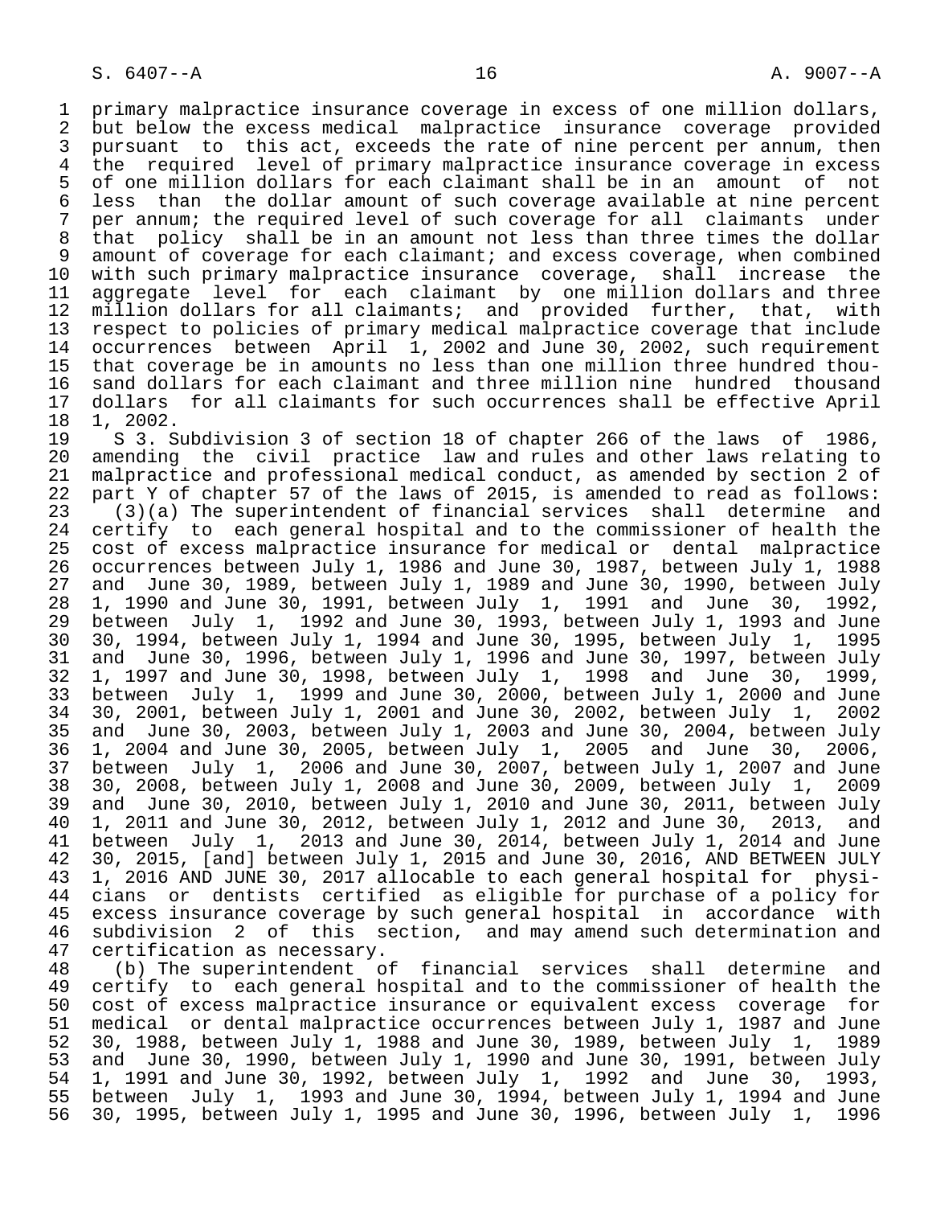primary malpractice insurance coverage in excess of one million dollars, but below the excess medical malpractice insurance coverage provided pursuant to this act, exceeds the rate of nine percent per annum, then the required level of primary malpractice insurance coverage in excess of one million dollars for each claimant shall be in an amount of not less than the dollar amount of such coverage available at nine percent per annum; the required level of such coverage for all claimants under that policy shall be in an amount not less than three times the dollar amount of coverage for each claimant; and excess coverage, when combined with such primary malpractice insurance coverage, shall increase the aggregate level for each claimant by one million dollars and three million dollars for all claimants; and provided further, that, with respect to policies of primary medical malpractice coverage that include occurrences between April 1, 2002 and June 30, 2002, such requirement that coverage be in amounts no less than one million three hundred thousand dollars for each claimant and three million nine hundred thousand dollars for all claimants for such occurrences shall be effective April 1, 2002.

S 3. Subdivision 3 of section 18 of chapter 266 of the laws of 1986, amending the civil practice law and rules and other laws relating to malpractice and professional medical conduct, as amended by section 2 of part Y of chapter 57 of the laws of 2015, is amended to read as follows:

(3)(a) The superintendent of financial services shall determine and certify to each general hospital and to the commissioner of health the cost of excess malpractice insurance for medical or dental malpractice occurrences between July 1, 1986 and June 30, 1987, between July 1, 1988 and June 30, 1989, between July 1, 1989 and June 30, 1990, between July 1, 1990 and June 30, 1991, between July 1, 1991 and June 30, 1992, between July 1, 1992 and June 30, 1993, between July 1, 1993 and June 30, 1994, between July 1, 1994 and June 30, 1995, between July 1, 1995 and June 30, 1996, between July 1, 1996 and June 30, 1997, between July 1, 1997 and June 30, 1998, between July 1, 1998 and June 30, 1999, between July 1, 1999 and June 30, 2000, between July 1, 2000 and June 30, 2001, between July 1, 2001 and June 30, 2002, between July 1, 2002 and June 30, 2003, between July 1, 2003 and June 30, 2004, between July 1, 2004 and June 30, 2005, between July 1, 2005 and June 30, 2006, between July 1, 2006 and June 30, 2007, between July 1, 2007 and June 30, 2008, between July 1, 2008 and June 30, 2009, between July 1, 2009 and June 30, 2010, between July 1, 2010 and June 30, 2011, between July 1, 2011 and June 30, 2012, between July 1, 2012 and June 30, 2013, and between July 1, 2013 and June 30, 2014, between July 1, 2014 and June 30, 2015, [and] between July 1, 2015 and June 30, 2016, AND BETWEEN JULY 1, 2016 AND JUNE 30, 2017 allocable to each general hospital for physicians or dentists certified as eligible for purchase of a policy for excess insurance coverage by such general hospital in accordance with subdivision 2 of this section, and may amend such determination and certification as necessary.

(b) The superintendent of financial services shall determine and certify to each general hospital and to the commissioner of health the cost of excess malpractice insurance or equivalent excess coverage for medical or dental malpractice occurrences between July 1, 1987 and June 30, 1988, between July 1, 1988 and June 30, 1989, between July 1, 1989 and June 30, 1990, between July 1, 1990 and June 30, 1991, between July 1, 1991 and June 30, 1992, between July 1, 1992 and June 30, 1993, between July 1, 1993 and June 30, 1994, between July 1, 1994 and June 30, 1995, between July 1, 1995 and June 30, 1996, between July 1, 1996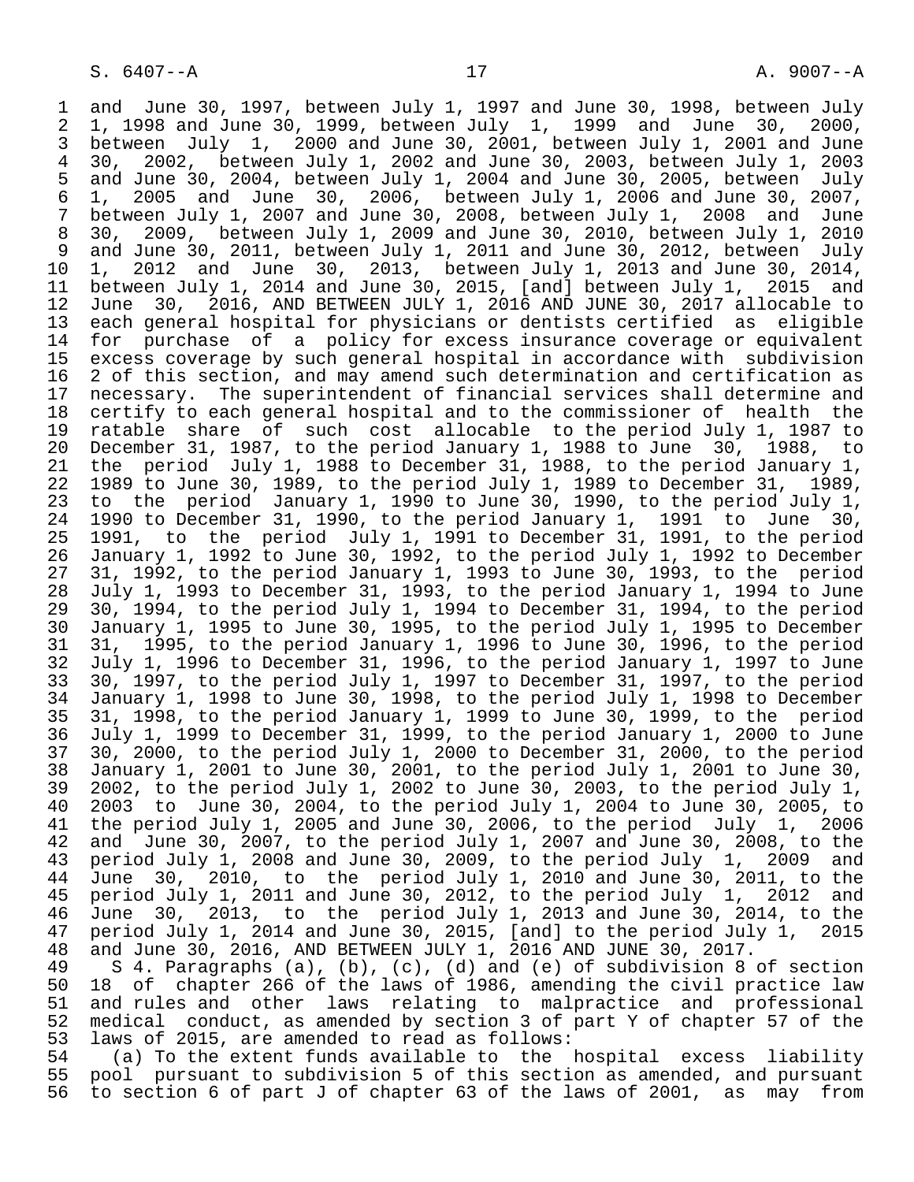and June 30, 1997, between July 1, 1997 and June 30, 1998, between July 1, 1998 and June 30, 1999, between July 1, 1999 and June 30, 2000, between July 1, 2000 and June 30, 2001, between July 1, 2001 and June 30, 2002, between July 1, 2002 and June 30, 2003, between July 1, 2003 and June 30, 2004, between July 1, 2004 and June 30, 2005, between July 1, 2005 and June 30, 2006, between July 1, 2006 and June 30, 2007, between July 1, 2007 and June 30, 2008, between July 1, 2008 and June 30, 2009, between July 1, 2009 and June 30, 2010, between July 1, 2010 and June 30, 2011, between July 1, 2011 and June 30, 2012, between July 1, 2012 and June 30, 2013, between July 1, 2013 and June 30, 2014, between July 1, 2014 and June 30, 2015, [and] between July 1, 2015 and June 30, 2016, AND BETWEEN JULY 1, 2016 AND JUNE 30, 2017 allocable to each general hospital for physicians or dentists certified as eligible for purchase of a policy for excess insurance coverage or equivalent excess coverage by such general hospital in accordance with subdivision 2 of this section, and may amend such determination and certification as necessary. The superintendent of financial services shall determine and certify to each general hospital and to the commissioner of health the ratable share of such cost allocable to the period July 1, 1987 to December 31, 1987, to the period January 1, 1988 to June 30, 1988, to the period July 1, 1988 to December 31, 1988, to the period January 1, 1989 to June 30, 1989, to the period July 1, 1989 to December 31, 1989, to the period January 1, 1990 to June 30, 1990, to the period July 1, 1990 to December 31, 1990, to the period January 1, 1991 to June 30, 1991, to the period July 1, 1991 to December 31, 1991, to the period January 1, 1992 to June 30, 1992, to the period July 1, 1992 to December 31, 1992, to the period January 1, 1993 to June 30, 1993, to the period July 1, 1993 to December 31, 1993, to the period January 1, 1994 to June 30, 1994, to the period July 1, 1994 to December 31, 1994, to the period January 1, 1995 to June 30, 1995, to the period July 1, 1995 to December 31, 1995, to the period January 1, 1996 to June 30, 1996, to the period July 1, 1996 to December 31, 1996, to the period January 1, 1997 to June 30, 1997, to the period July 1, 1997 to December 31, 1997, to the period January 1, 1998 to June 30, 1998, to the period July 1, 1998 to December 31, 1998, to the period January 1, 1999 to June 30, 1999, to the period July 1, 1999 to December 31, 1999, to the period January 1, 2000 to June 30, 2000, to the period July 1, 2000 to December 31, 2000, to the period January 1, 2001 to June 30, 2001, to the period July 1, 2001 to June 30, 2002, to the period July 1, 2002 to June 30, 2003, to the period July 1, 2003 to June 30, 2004, to the period July 1, 2004 to June 30, 2005, to the period July 1, 2005 and June 30, 2006, to the period July 1, 2006 and June 30, 2007, to the period July 1, 2007 and June 30, 2008, to the period July 1, 2008 and June 30, 2009, to the period July 1, 2009 and June 30, 2010, to the period July 1, 2010 and June 30, 2011, to the period July 1, 2011 and June 30, 2012, to the period July 1, 2012 and June 30, 2013, to the period July 1, 2013 and June 30, 2014, to the period July 1, 2014 and June 30, 2015, [and] to the period July 1, 2015 and June 30, 2016, AND BETWEEN JULY 1, 2016 AND JUNE 30, 2017.

S 4. Paragraphs (a), (b), (c), (d) and (e) of subdivision 8 of section 18 of chapter 266 of the laws of 1986, amending the civil practice law and rules and other laws relating to malpractice and professional medical conduct, as amended by section 3 of part Y of chapter 57 of the laws of 2015, are amended to read as follows:

(a) To the extent funds available to the hospital excess liability pool pursuant to subdivision 5 of this section as amended, and pursuant to section 6 of part J of chapter 63 of the laws of 2001, as may from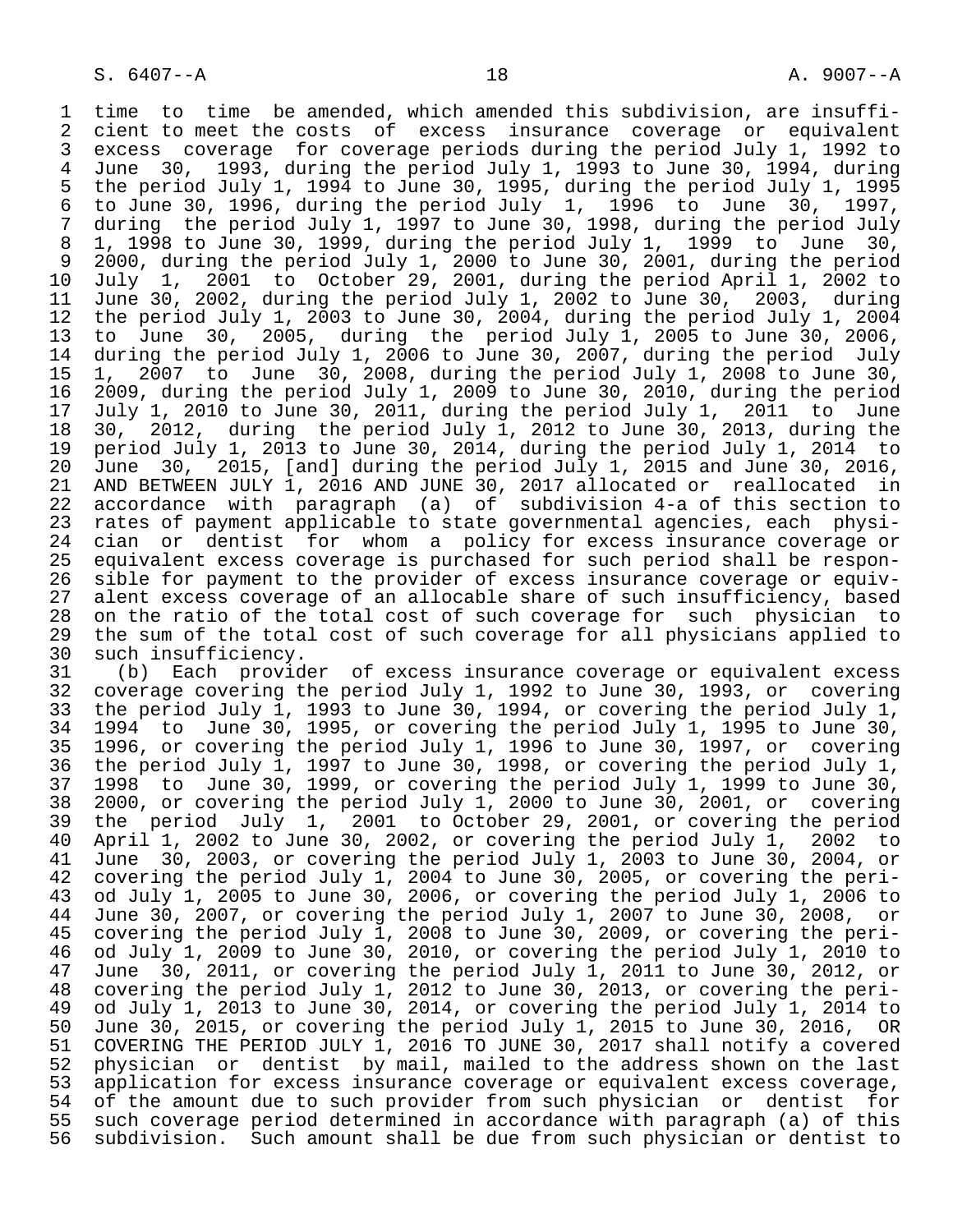time to time be amended, which amended this subdivision, are insufficient to meet the costs of excess insurance coverage or equivalent excess coverage for coverage periods during the period July 1, 1992 to June 30, 1993, during the period July 1, 1993 to June 30, 1994, during the period July 1, 1994 to June 30, 1995, during the period July 1, 1995 to June 30, 1996, during the period July 1, 1996 to June 30, 1997, during the period July 1, 1997 to June 30, 1998, during the period July 1, 1998 to June 30, 1999, during the period July 1, 1999 to June 30, 2000, during the period July 1, 2000 to June 30, 2001, during the period July 1, 2001 to October 29, 2001, during the period April 1, 2002 to June 30, 2002, during the period July 1, 2002 to June 30, 2003, during the period July 1, 2003 to June 30, 2004, during the period July 1, 2004 to June 30, 2005, during the period July 1, 2005 to June 30, 2006, during the period July 1, 2006 to June 30, 2007, during the period July 1, 2007 to June 30, 2008, during the period July 1, 2008 to June 30, 2009, during the period July 1, 2009 to June 30, 2010, during the period July 1, 2010 to June 30, 2011, during the period July 1, 2011 to June 30, 2012, during the period July 1, 2012 to June 30, 2013, during the period July 1, 2013 to June 30, 2014, during the period July 1, 2014 to June 30, 2015, [and] during the period July 1, 2015 and June 30, 2016, AND BETWEEN JULY 1, 2016 AND JUNE 30, 2017 allocated or reallocated in accordance with paragraph (a) of subdivision 4-a of this section to rates of payment applicable to state governmental agencies, each physician or dentist for whom a policy for excess insurance coverage or equivalent excess coverage is purchased for such period shall be responsible for payment to the provider of excess insurance coverage or equivalent excess coverage of an allocable share of such insufficiency, based on the ratio of the total cost of such coverage for such physician to the sum of the total cost of such coverage for all physicians applied to such insufficiency.

(b) Each provider of excess insurance coverage or equivalent excess coverage covering the period July 1, 1992 to June 30, 1993, or covering the period July 1, 1993 to June 30, 1994, or covering the period July 1, 1994 to June 30, 1995, or covering the period July 1, 1995 to June 30, 1996, or covering the period July 1, 1996 to June 30, 1997, or covering the period July 1, 1997 to June 30, 1998, or covering the period July 1, 1998 to June 30, 1999, or covering the period July 1, 1999 to June 30, 2000, or covering the period July 1, 2000 to June 30, 2001, or covering the period July 1, 2001 to October 29, 2001, or covering the period April 1, 2002 to June 30, 2002, or covering the period July 1, 2002 to June 30, 2003, or covering the period July 1, 2003 to June 30, 2004, or covering the period July 1, 2004 to June 30, 2005, or covering the period July 1, 2005 to June 30, 2006, or covering the period July 1, 2006 to June 30, 2007, or covering the period July 1, 2007 to June 30, 2008, or covering the period July 1, 2008 to June 30, 2009, or covering the period July 1, 2009 to June 30, 2010, or covering the period July 1, 2010 to June 30, 2011, or covering the period July 1, 2011 to June 30, 2012, or covering the period July 1, 2012 to June 30, 2013, or covering the period July 1, 2013 to June 30, 2014, or covering the period July 1, 2014 to June 30, 2015, or covering the period July 1, 2015 to June 30, 2016, OR COVERING THE PERIOD JULY 1, 2016 TO JUNE 30, 2017 shall notify a covered physician or dentist by mail, mailed to the address shown on the last application for excess insurance coverage or equivalent excess coverage, of the amount due to such provider from such physician or dentist for such coverage period determined in accordance with paragraph (a) of this subdivision. Such amount shall be due from such physician or dentist to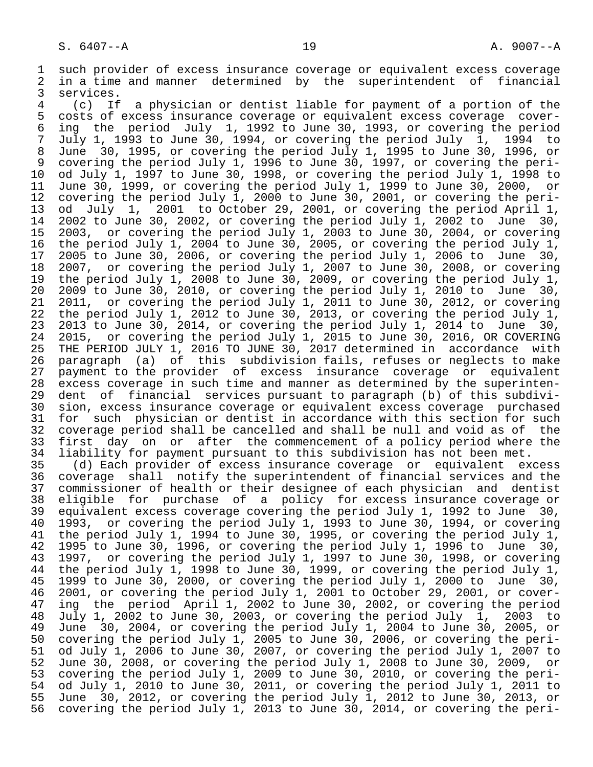such provider of excess insurance coverage or equivalent excess coverage in a time and manner determined by the superintendent of financial services.

(c) If a physician or dentist liable for payment of a portion of the costs of excess insurance coverage or equivalent excess coverage covering the period July 1, 1992 to June 30, 1993, or covering the period July 1, 1993 to June 30, 1994, or covering the period July 1, 1994 to June 30, 1995, or covering the period July 1, 1995 to June 30, 1996, or covering the period July 1, 1996 to June 30, 1997, or covering the period July 1, 1997 to June 30, 1998, or covering the period July 1, 1998 to June 30, 1999, or covering the period July 1, 1999 to June 30, 2000, or covering the period July 1, 2000 to June 30, 2001, or covering the period July 1, 2001 to October 29, 2001, or covering the period April 1, 2002 to June 30, 2002, or covering the period July 1, 2002 to June 30, 2003, or covering the period July 1, 2003 to June 30, 2004, or covering the period July 1, 2004 to June 30, 2005, or covering the period July 1, 2005 to June 30, 2006, or covering the period July 1, 2006 to June 30, 2007, or covering the period July 1, 2007 to June 30, 2008, or covering the period July 1, 2008 to June 30, 2009, or covering the period July 1, 2009 to June 30, 2010, or covering the period July 1, 2010 to June 30, 2011, or covering the period July 1, 2011 to June 30, 2012, or covering the period July 1, 2012 to June 30, 2013, or covering the period July 1, 2013 to June 30, 2014, or covering the period July 1, 2014 to June 30, 2015, or covering the period July 1, 2015 to June 30, 2016, OR COVERING THE PERIOD JULY 1, 2016 TO JUNE 30, 2017 determined in accordance with paragraph (a) of this subdivision fails, refuses or neglects to make payment to the provider of excess insurance coverage or equivalent excess coverage in such time and manner as determined by the superintendent of financial services pursuant to paragraph (b) of this subdivision, excess insurance coverage or equivalent excess coverage purchased for such physician or dentist in accordance with this section for such coverage period shall be cancelled and shall be null and void as of the first day on or after the commencement of a policy period where the liability for payment pursuant to this subdivision has not been met.

(d) Each provider of excess insurance coverage or equivalent excess coverage shall notify the superintendent of financial services and the commissioner of health or their designee of each physician and dentist eligible for purchase of a policy for excess insurance coverage or equivalent excess coverage covering the period July 1, 1992 to June 30, 1993, or covering the period July 1, 1993 to June 30, 1994, or covering the period July 1, 1994 to June 30, 1995, or covering the period July 1, 1995 to June 30, 1996, or covering the period July 1, 1996 to June 30, 1997, or covering the period July 1, 1997 to June 30, 1998, or covering the period July 1, 1998 to June 30, 1999, or covering the period July 1, 1999 to June 30, 2000, or covering the period July 1, 2000 to June 30, 2001, or covering the period July 1, 2001 to October 29, 2001, or covering the period April 1, 2002 to June 30, 2002, or covering the period July 1, 2002 to June 30, 2003, or covering the period July 1, 2003 to June 30, 2004, or covering the period July 1, 2004 to June 30, 2005, or covering the period July 1, 2005 to June 30, 2006, or covering the period July 1, 2006 to June 30, 2007, or covering the period July 1, 2007 to June 30, 2008, or covering the period July 1, 2008 to June 30, 2009, or covering the period July 1, 2009 to June 30, 2010, or covering the period July 1, 2010 to June 30, 2011, or covering the period July 1, 2011 to June 30, 2012, or covering the period July 1, 2012 to June 30, 2013, or covering the period July 1, 2013 to June 30, 2014, or covering the peri-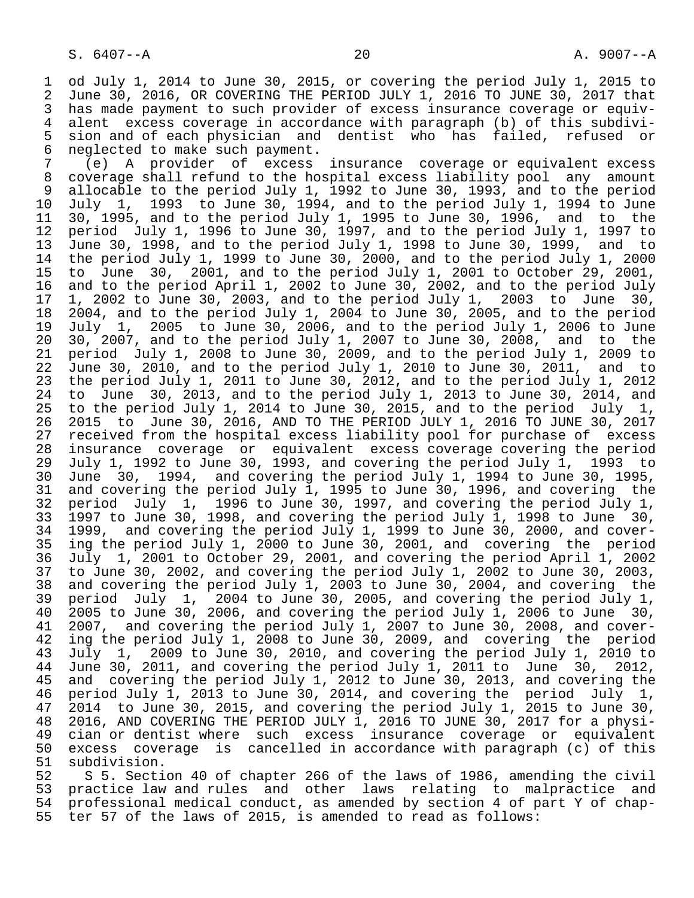od July 1, 2014 to June 30, 2015, or covering the period July 1, 2015 to June 30, 2016, OR COVERING THE PERIOD JULY 1, 2016 TO JUNE 30, 2017 that has made payment to such provider of excess insurance coverage or equivalent excess coverage in accordance with paragraph (b) of this subdivision and of each physician and dentist who has failed, refused or neglected to make such payment.

(e) A provider of excess insurance coverage or equivalent excess coverage shall refund to the hospital excess liability pool any amount allocable to the period July 1, 1992 to June 30, 1993, and to the period July 1, 1993 to June 30, 1994, and to the period July 1, 1994 to June 30, 1995, and to the period July 1, 1995 to June 30, 1996, and to the period July 1, 1996 to June 30, 1997, and to the period July 1, 1997 to June 30, 1998, and to the period July 1, 1998 to June 30, 1999, and to the period July 1, 1999 to June 30, 2000, and to the period July 1, 2000 to June 30, 2001, and to the period July 1, 2001 to October 29, 2001, and to the period April 1, 2002 to June 30, 2002, and to the period July 1, 2002 to June 30, 2003, and to the period July 1, 2003 to June 30, 2004, and to the period July 1, 2004 to June 30, 2005, and to the period July 1, 2005 to June 30, 2006, and to the period July 1, 2006 to June 30, 2007, and to the period July 1, 2007 to June 30, 2008, and to the period July 1, 2008 to June 30, 2009, and to the period July 1, 2009 to June 30, 2010, and to the period July 1, 2010 to June 30, 2011, and to the period July 1, 2011 to June 30, 2012, and to the period July 1, 2012 to June 30, 2013, and to the period July 1, 2013 to June 30, 2014, and to the period July 1, 2014 to June 30, 2015, and to the period July 1, 2015 to June 30, 2016, AND TO THE PERIOD JULY 1, 2016 TO JUNE 30, 2017 received from the hospital excess liability pool for purchase of excess insurance coverage or equivalent excess coverage covering the period July 1, 1992 to June 30, 1993, and covering the period July 1, 1993 to June 30, 1994, and covering the period July 1, 1994 to June 30, 1995, and covering the period July 1, 1995 to June 30, 1996, and covering the period July 1, 1996 to June 30, 1997, and covering the period July 1, 1997 to June 30, 1998, and covering the period July 1, 1998 to June 30, 1999, and covering the period July 1, 1999 to June 30, 2000, and covering the period July 1, 2000 to June 30, 2001, and covering the period July 1, 2001 to October 29, 2001, and covering the period April 1, 2002 to June 30, 2002, and covering the period July 1, 2002 to June 30, 2003, and covering the period July 1, 2003 to June 30, 2004, and covering the period July 1, 2004 to June 30, 2005, and covering the period July 1, 2005 to June 30, 2006, and covering the period July 1, 2006 to June 30, 2007, and covering the period July 1, 2007 to June 30, 2008, and covering the period July 1, 2008 to June 30, 2009, and covering the period July 1, 2009 to June 30, 2010, and covering the period July 1, 2010 to June 30, 2011, and covering the period July 1, 2011 to June 30, 2012, and covering the period July 1, 2012 to June 30, 2013, and covering the period July 1, 2013 to June 30, 2014, and covering the period July 1, 2014 to June 30, 2015, and covering the period July 1, 2015 to June 30, 2016, AND COVERING THE PERIOD JULY 1, 2016 TO JUNE 30, 2017 for a physician or dentist where such excess insurance coverage or equivalent excess coverage is cancelled in accordance with paragraph (c) of this subdivision.

S 5. Section 40 of chapter 266 of the laws of 1986, amending the civil practice law and rules and other laws relating to malpractice and professional medical conduct, as amended by section 4 of part Y of chapter 57 of the laws of 2015, is amended to read as follows: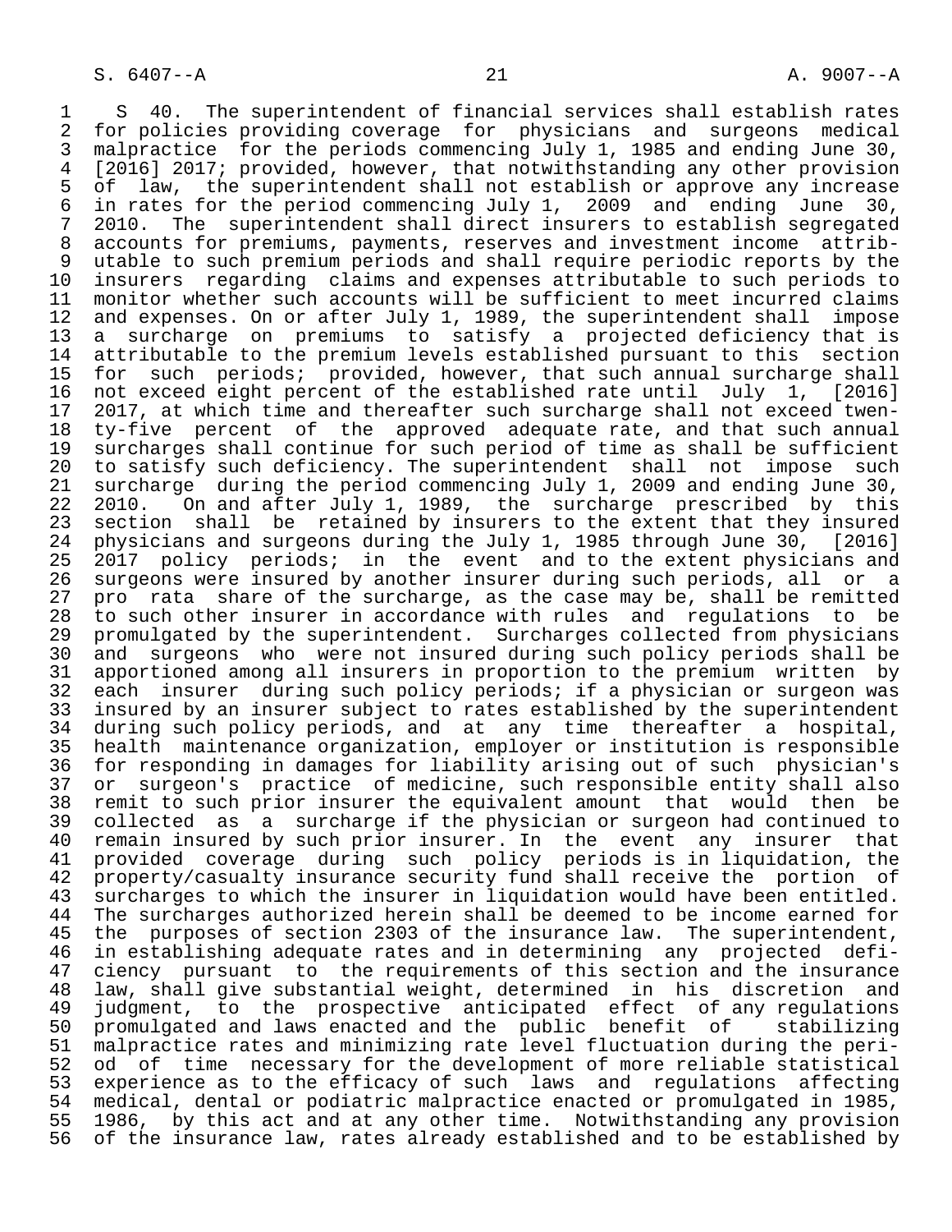S 40. The superintendent of financial services shall establish rates for policies providing coverage for physicians and surgeons medical malpractice for the periods commencing July 1, 1985 and ending June 30, [2016] 2017; provided, however, that notwithstanding any other provision of law, the superintendent shall not establish or approve any increase in rates for the period commencing July 1, 2009 and ending June 30, 2010. The superintendent shall direct insurers to establish segregated accounts for premiums, payments, reserves and investment income attributable to such premium periods and shall require periodic reports by the insurers regarding claims and expenses attributable to such periods to monitor whether such accounts will be sufficient to meet incurred claims and expenses. On or after July 1, 1989, the superintendent shall impose a surcharge on premiums to satisfy a projected deficiency that is attributable to the premium levels established pursuant to this section for such periods; provided, however, that such annual surcharge shall not exceed eight percent of the established rate until July 1, [2016] 2017, at which time and thereafter such surcharge shall not exceed twenty-five percent of the approved adequate rate, and that such annual surcharges shall continue for such period of time as shall be sufficient to satisfy such deficiency. The superintendent shall not impose such surcharge during the period commencing July 1, 2009 and ending June 30, 2010. On and after July 1, 1989, the surcharge prescribed by this section shall be retained by insurers to the extent that they insured physicians and surgeons during the July 1, 1985 through June 30, [2016] 2017 policy periods; in the event and to the extent physicians and surgeons were insured by another insurer during such periods, all or a pro rata share of the surcharge, as the case may be, shall be remitted to such other insurer in accordance with rules and regulations to be promulgated by the superintendent. Surcharges collected from physicians and surgeons who were not insured during such policy periods shall be apportioned among all insurers in proportion to the premium written by each insurer during such policy periods; if a physician or surgeon was insured by an insurer subject to rates established by the superintendent during such policy periods, and at any time thereafter a hospital, health maintenance organization, employer or institution is responsible for responding in damages for liability arising out of such physician's or surgeon's practice of medicine, such responsible entity shall also remit to such prior insurer the equivalent amount that would then be collected as a surcharge if the physician or surgeon had continued to remain insured by such prior insurer. In the event any insurer that provided coverage during such policy periods is in liquidation, the property/casualty insurance security fund shall receive the portion of surcharges to which the insurer in liquidation would have been entitled. The surcharges authorized herein shall be deemed to be income earned for the purposes of section 2303 of the insurance law. The superintendent, in establishing adequate rates and in determining any projected deficiency pursuant to the requirements of this section and the insurance law, shall give substantial weight, determined in his discretion and judgment, to the prospective anticipated effect of any regulations promulgated and laws enacted and the public benefit of stabilizing malpractice rates and minimizing rate level fluctuation during the period of time necessary for the development of more reliable statistical experience as to the efficacy of such laws and regulations affecting medical, dental or podiatric malpractice enacted or promulgated in 1985, 1986, by this act and at any other time. Notwithstanding any provision of the insurance law, rates already established and to be established by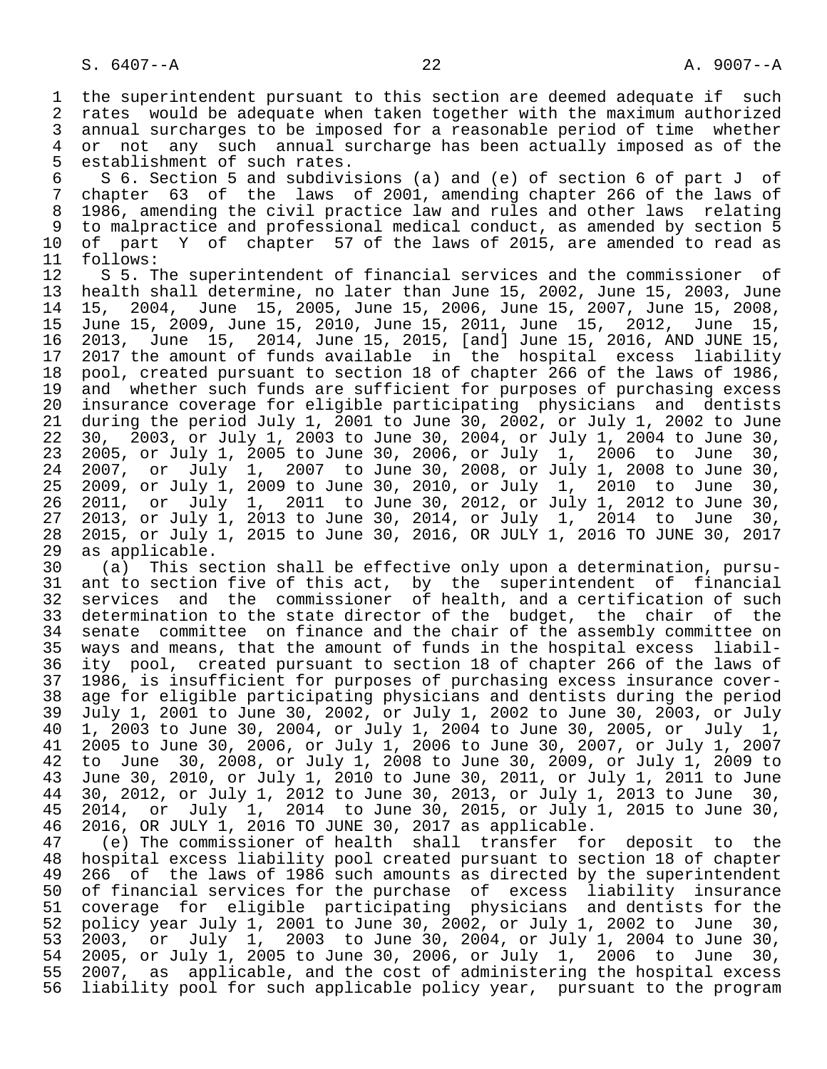the superintendent pursuant to this section are deemed adequate if such rates would be adequate when taken together with the maximum authorized annual surcharges to be imposed for a reasonable period of time whether or not any such annual surcharge has been actually imposed as of the establishment of such rates.

S 6. Section 5 and subdivisions (a) and (e) of section 6 of part J of chapter 63 of the laws of 2001, amending chapter 266 of the laws of 1986, amending the civil practice law and rules and other laws relating to malpractice and professional medical conduct, as amended by section 5 of part Y of chapter 57 of the laws of 2015, are amended to read as follows:

S 5. The superintendent of financial services and the commissioner of health shall determine, no later than June 15, 2002, June 15, 2003, June 15, 2004, June 15, 2005, June 15, 2006, June 15, 2007, June 15, 2008, June 15, 2009, June 15, 2010, June 15, 2011, June 15, 2012, June 15, 2013, June 15, 2014, June 15, 2015, [and] June 15, 2016, AND JUNE 15, 2017 the amount of funds available in the hospital excess liability pool, created pursuant to section 18 of chapter 266 of the laws of 1986, and whether such funds are sufficient for purposes of purchasing excess insurance coverage for eligible participating physicians and dentists during the period July 1, 2001 to June 30, 2002, or July 1, 2002 to June 30, 2003, or July 1, 2003 to June 30, 2004, or July 1, 2004 to June 30, 2005, or July 1, 2005 to June 30, 2006, or July 1, 2006 to June 30, 2007, or July 1, 2007 to June 30, 2008, or July 1, 2008 to June 30, 2009, or July 1, 2009 to June 30, 2010, or July 1, 2010 to June 30, 2011, or July 1, 2011 to June 30, 2012, or July 1, 2012 to June 30, 2013, or July 1, 2013 to June 30, 2014, or July 1, 2014 to June 30, 2015, or July 1, 2015 to June 30, 2016, OR JULY 1, 2016 TO JUNE 30, 2017 as applicable.

(a) This section shall be effective only upon a determination, pursuant to section five of this act, by the superintendent of financial services and the commissioner of health, and a certification of such determination to the state director of the budget, the chair of the senate committee on finance and the chair of the assembly committee on ways and means, that the amount of funds in the hospital excess liability pool, created pursuant to section 18 of chapter 266 of the laws of 1986, is insufficient for purposes of purchasing excess insurance coverage for eligible participating physicians and dentists during the period July 1, 2001 to June 30, 2002, or July 1, 2002 to June 30, 2003, or July 1, 2003 to June 30, 2004, or July 1, 2004 to June 30, 2005, or July 1, 2005 to June 30, 2006, or July 1, 2006 to June 30, 2007, or July 1, 2007 to June 30, 2008, or July 1, 2008 to June 30, 2009, or July 1, 2009 to June 30, 2010, or July 1, 2010 to June 30, 2011, or July 1, 2011 to June 30, 2012, or July 1, 2012 to June 30, 2013, or July 1, 2013 to June 30, 2014, or July 1, 2014 to June 30, 2015, or July 1, 2015 to June 30, 2016, OR JULY 1, 2016 TO JUNE 30, 2017 as applicable.

(e) The commissioner of health shall transfer for deposit to the hospital excess liability pool created pursuant to section 18 of chapter 266 of the laws of 1986 such amounts as directed by the superintendent of financial services for the purchase of excess liability insurance coverage for eligible participating physicians and dentists for the policy year July 1, 2001 to June 30, 2002, or July 1, 2002 to June 30, 2003, or July 1, 2003 to June 30, 2004, or July 1, 2004 to June 30, 2005, or July 1, 2005 to June 30, 2006, or July 1, 2006 to June 30, 2007, as applicable, and the cost of administering the hospital excess liability pool for such applicable policy year, pursuant to the program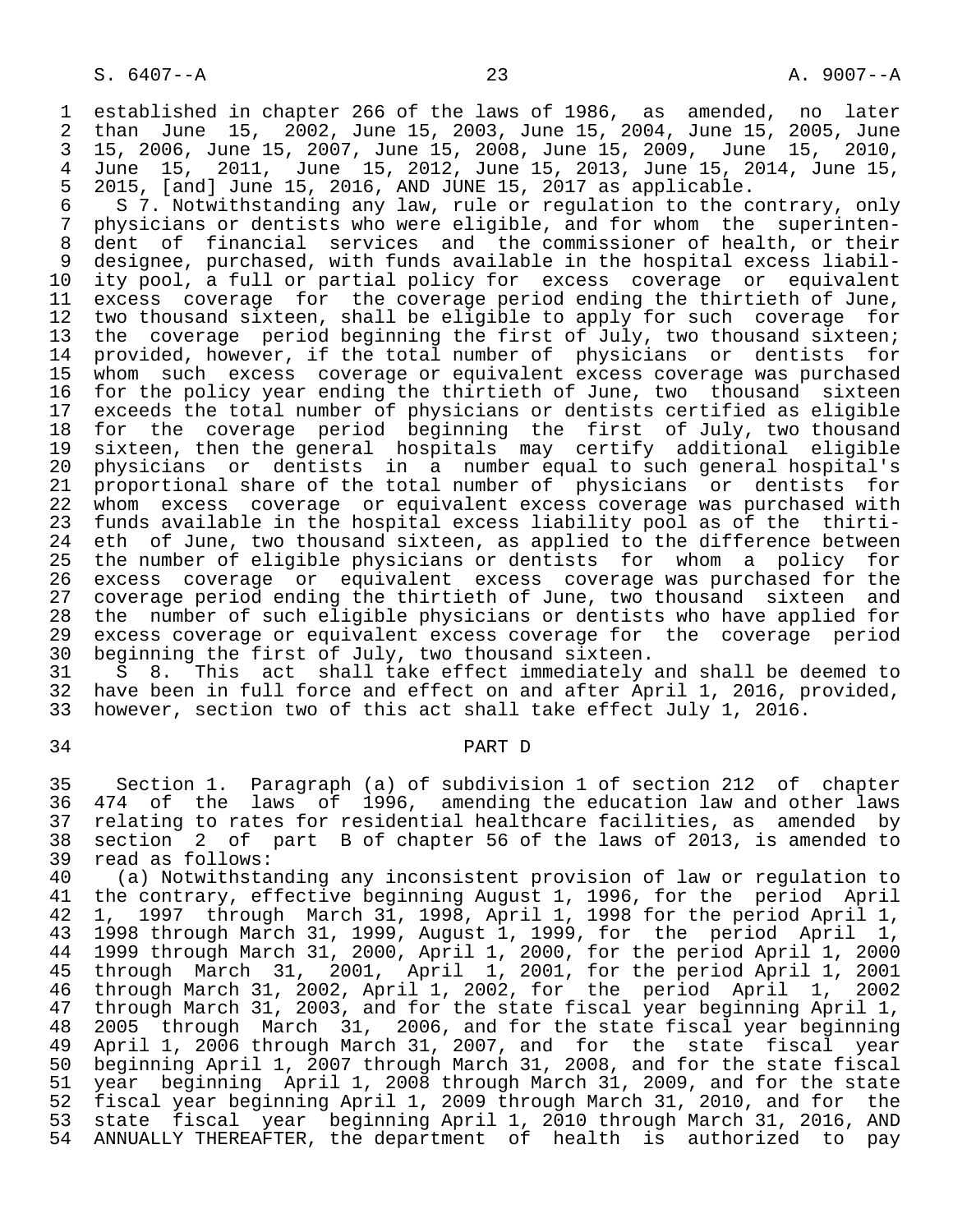established in chapter 266 of the laws of 1986, as amended, no later than June 15, 2002, June 15, 2003, June 15, 2004, June 15, 2005, June 15, 2006, June 15, 2007, June 15, 2008, June 15, 2009, June 15, 2010, June 15, 2011, June 15, 2012, June 15, 2013, June 15, 2014, June 15, 2015, [and] June 15, 2016, AND JUNE 15, 2017 as applicable.

S 7. Notwithstanding any law, rule or regulation to the contrary, only physicians or dentists who were eligible, and for whom the superintendent of financial services and the commissioner of health, or their designee, purchased, with funds available in the hospital excess liability pool, a full or partial policy for excess coverage or equivalent excess coverage for the coverage period ending the thirtieth of June, two thousand sixteen, shall be eligible to apply for such coverage for the coverage period beginning the first of July, two thousand sixteen; provided, however, if the total number of physicians or dentists for whom such excess coverage or equivalent excess coverage was purchased for the policy year ending the thirtieth of June, two thousand sixteen exceeds the total number of physicians or dentists certified as eligible for the coverage period beginning the first of July, two thousand sixteen, then the general hospitals may certify additional eligible physicians or dentists in a number equal to such general hospital's proportional share of the total number of physicians or dentists for whom excess coverage or equivalent excess coverage was purchased with funds available in the hospital excess liability pool as of the thirtieth of June, two thousand sixteen, as applied to the difference between the number of eligible physicians or dentists for whom a policy for excess coverage or equivalent excess coverage was purchased for the coverage period ending the thirtieth of June, two thousand sixteen and the number of such eligible physicians or dentists who have applied for excess coverage or equivalent excess coverage for the coverage period beginning the first of July, two thousand sixteen.

S 8. This act shall take effect immediately and shall be deemed to have been in full force and effect on and after April 1, 2016, provided, however, section two of this act shall take effect July 1, 2016.

## PART D

Section 1. Paragraph (a) of subdivision 1 of section 212 of chapter 474 of the laws of 1996, amending the education law and other laws relating to rates for residential healthcare facilities, as amended by section 2 of part B of chapter 56 of the laws of 2013, is amended to read as follows:

(a) Notwithstanding any inconsistent provision of law or regulation to the contrary, effective beginning August 1, 1996, for the period April 1, 1997 through March 31, 1998, April 1, 1998 for the period April 1, 1998 through March 31, 1999, August 1, 1999, for the period April 1, 1999 through March 31, 2000, April 1, 2000, for the period April 1, 2000 through March 31, 2001, April 1, 2001, for the period April 1, 2001 through March 31, 2002, April 1, 2002, for the period April 1, 2002 through March 31, 2003, and for the state fiscal year beginning April 1, 2005 through March 31, 2006, and for the state fiscal year beginning April 1, 2006 through March 31, 2007, and for the state fiscal year beginning April 1, 2007 through March 31, 2008, and for the state fiscal year beginning April 1, 2008 through March 31, 2009, and for the state fiscal year beginning April 1, 2009 through March 31, 2010, and for the state fiscal year beginning April 1, 2010 through March 31, 2016, AND ANNUALLY THEREAFTER, the department of health is authorized to pay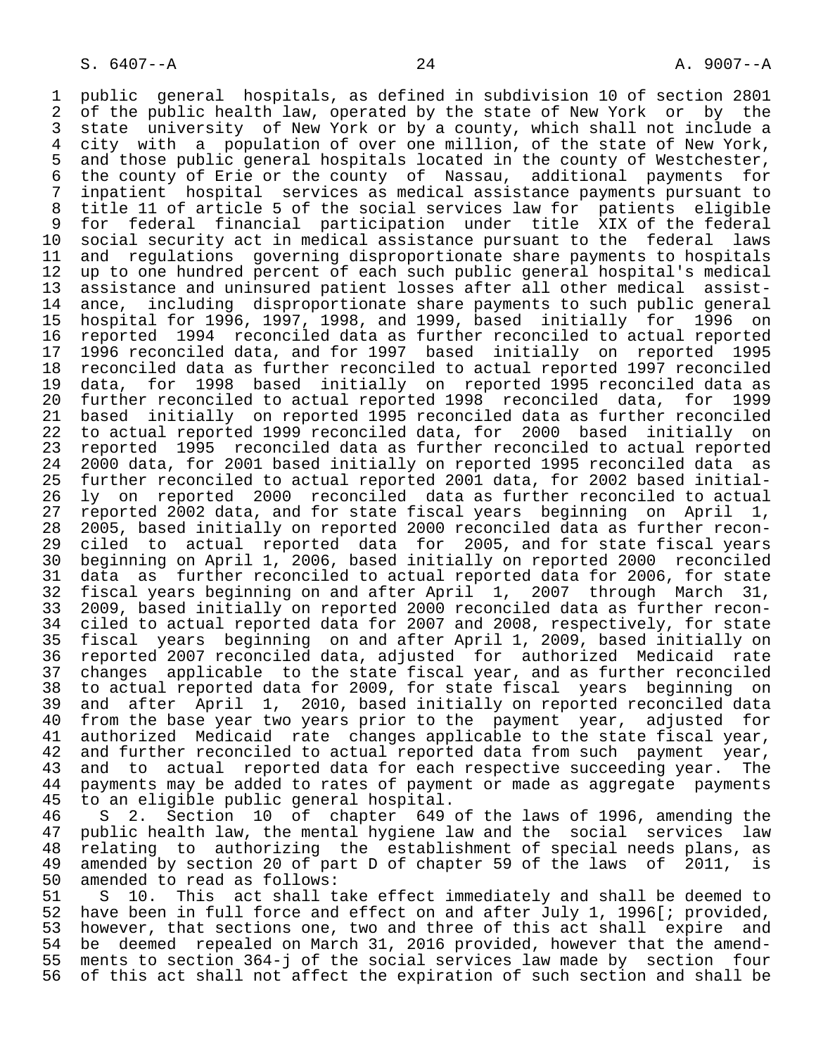public general hospitals, as defined in subdivision 10 of section 2801 of the public health law, operated by the state of New York or by the state university of New York or by a county, which shall not include a city with a population of over one million, of the state of New York, and those public general hospitals located in the county of Westchester, the county of Erie or the county of Nassau, additional payments for inpatient hospital services as medical assistance payments pursuant to title 11 of article 5 of the social services law for patients eligible for federal financial participation under title XIX of the federal social security act in medical assistance pursuant to the federal laws and regulations governing disproportionate share payments to hospitals up to one hundred percent of each such public general hospital's medical assistance and uninsured patient losses after all other medical assistance, including disproportionate share payments to such public general hospital for 1996, 1997, 1998, and 1999, based initially for 1996 on reported 1994 reconciled data as further reconciled to actual reported 1996 reconciled data, and for 1997 based initially on reported 1995 reconciled data as further reconciled to actual reported 1997 reconciled data, for 1998 based initially on reported 1995 reconciled data as further reconciled to actual reported 1998 reconciled data, for 1999 based initially on reported 1995 reconciled data as further reconciled to actual reported 1999 reconciled data, for 2000 based initially on reported 1995 reconciled data as further reconciled to actual reported 2000 data, for 2001 based initially on reported 1995 reconciled data as further reconciled to actual reported 2001 data, for 2002 based initially on reported 2000 reconciled data as further reconciled to actual reported 2002 data, and for state fiscal years beginning on April 1, 2005, based initially on reported 2000 reconciled data as further reconciled to actual reported data for 2005, and for state fiscal years beginning on April 1, 2006, based initially on reported 2000 reconciled data as further reconciled to actual reported data for 2006, for state fiscal years beginning on and after April 1, 2007 through March 31, 2009, based initially on reported 2000 reconciled data as further reconciled to actual reported data for 2007 and 2008, respectively, for state fiscal years beginning on and after April 1, 2009, based initially on reported 2007 reconciled data, adjusted for authorized Medicaid rate changes applicable to the state fiscal year, and as further reconciled to actual reported data for 2009, for state fiscal years beginning on and after April 1, 2010, based initially on reported reconciled data from the base year two years prior to the payment year, adjusted for authorized Medicaid rate changes applicable to the state fiscal year, and further reconciled to actual reported data from such payment year, and to actual reported data for each respective succeeding year. The payments may be added to rates of payment or made as aggregate payments to an eligible public general hospital.

S 2. Section 10 of chapter 649 of the laws of 1996, amending the public health law, the mental hygiene law and the social services law relating to authorizing the establishment of special needs plans, as amended by section 20 of part D of chapter 59 of the laws of 2011, is amended to read as follows:

S 10. This act shall take effect immediately and shall be deemed to have been in full force and effect on and after July 1, 1996[; provided, however, that sections one, two and three of this act shall expire and be deemed repealed on March 31, 2016 provided, however that the amendments to section 364-j of the social services law made by section four of this act shall not affect the expiration of such section and shall be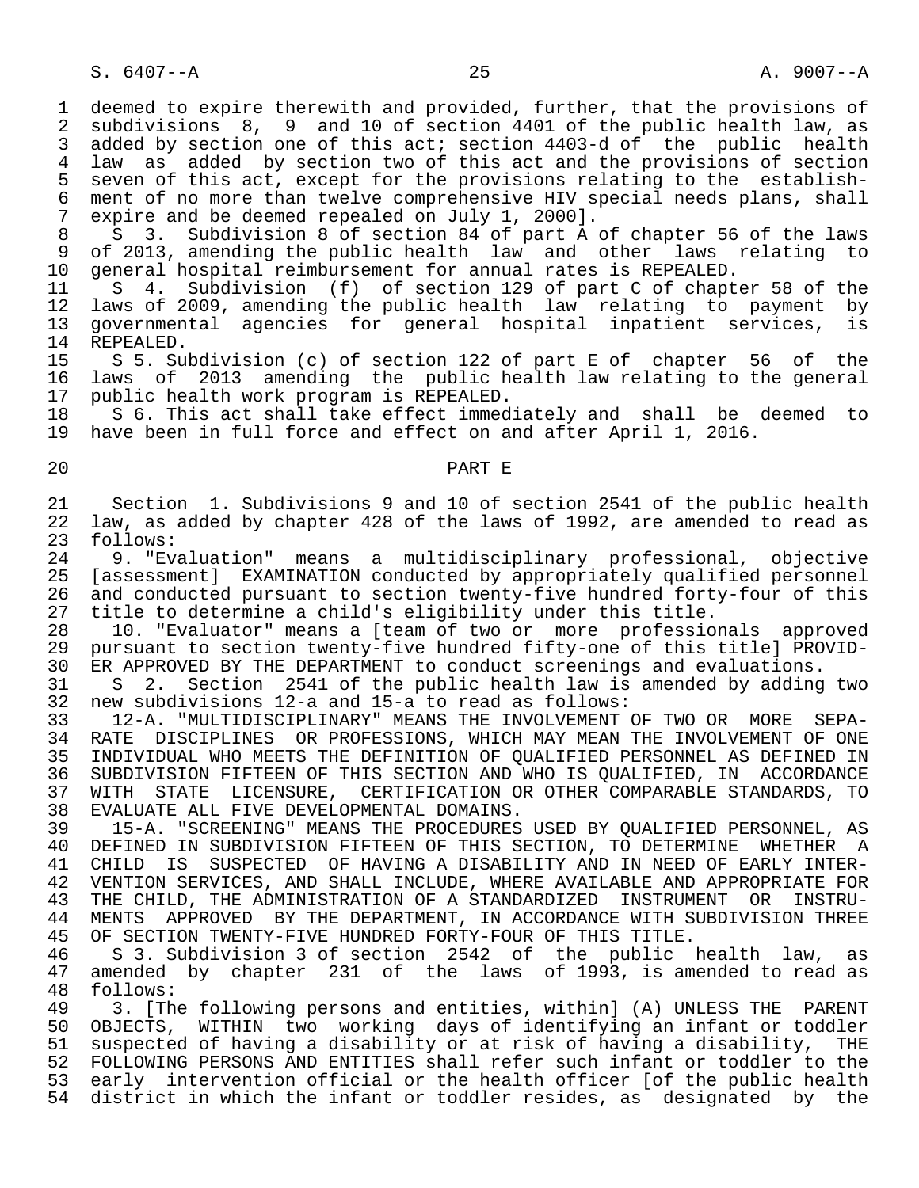deemed to expire therewith and provided, further, that the provisions of subdivisions 8, 9 and 10 of section 4401 of the public health law, as added by section one of this act; section 4403-d of the public health law as added by section two of this act and the provisions of section seven of this act, except for the provisions relating to the establishment of no more than twelve comprehensive HIV special needs plans, shall expire and be deemed repealed on July 1, 2000].

S 3. Subdivision 8 of section 84 of part A of chapter 56 of the laws of 2013, amending the public health law and other laws relating to general hospital reimbursement for annual rates is REPEALED.

S 4. Subdivision (f) of section 129 of part C of chapter 58 of the laws of 2009, amending the public health law relating to payment by governmental agencies for general hospital inpatient services, is REPEALED.

S 5. Subdivision (c) of section 122 of part E of chapter 56 of the laws of 2013 amending the public health law relating to the general public health work program is REPEALED.

S 6. This act shall take effect immediately and shall be deemed to have been in full force and effect on and after April 1, 2016.

## PART E

Section 1. Subdivisions 9 and 10 of section 2541 of the public health law, as added by chapter 428 of the laws of 1992, are amended to read as follows:

9. "Evaluation" means a multidisciplinary professional, objective [assessment] EXAMINATION conducted by appropriately qualified personnel and conducted pursuant to section twenty-five hundred forty-four of this title to determine a child's eligibility under this title.

10. "Evaluator" means a [team of two or more professionals approved pursuant to section twenty-five hundred fifty-one of this title] PROVIDER APPROVED BY THE DEPARTMENT to conduct screenings and evaluations.

S 2. Section 2541 of the public health law is amended by adding two new subdivisions 12-a and 15-a to read as follows:

12-A. "MULTIDISCIPLINARY" MEANS THE INVOLVEMENT OF TWO OR MORE SEPARATE DISCIPLINES OR PROFESSIONS, WHICH MAY MEAN THE INVOLVEMENT OF ONE INDIVIDUAL WHO MEETS THE DEFINITION OF QUALIFIED PERSONNEL AS DEFINED IN SUBDIVISION FIFTEEN OF THIS SECTION AND WHO IS QUALIFIED, IN ACCORDANCE WITH STATE LICENSURE, CERTIFICATION OR OTHER COMPARABLE STANDARDS, TO EVALUATE ALL FIVE DEVELOPMENTAL DOMAINS.

15-A. "SCREENING" MEANS THE PROCEDURES USED BY QUALIFIED PERSONNEL, AS DEFINED IN SUBDIVISION FIFTEEN OF THIS SECTION, TO DETERMINE WHETHER A CHILD IS SUSPECTED OF HAVING A DISABILITY AND IN NEED OF EARLY INTERVENTION SERVICES, AND SHALL INCLUDE, WHERE AVAILABLE AND APPROPRIATE FOR THE CHILD, THE ADMINISTRATION OF A STANDARDIZED INSTRUMENT OR INSTRUMENTS APPROVED BY THE DEPARTMENT, IN ACCORDANCE WITH SUBDIVISION THREE OF SECTION TWENTY-FIVE HUNDRED FORTY-FOUR OF THIS TITLE.

S 3. Subdivision 3 of section 2542 of the public health law, as amended by chapter 231 of the laws of 1993, is amended to read as follows:

3. [The following persons and entities, within] (A) UNLESS THE PARENT OBJECTS, WITHIN two working days of identifying an infant or toddler suspected of having a disability or at risk of having a disability, THE FOLLOWING PERSONS AND ENTITIES shall refer such infant or toddler to the early intervention official or the health officer [of the public health district in which the infant or toddler resides, as designated by the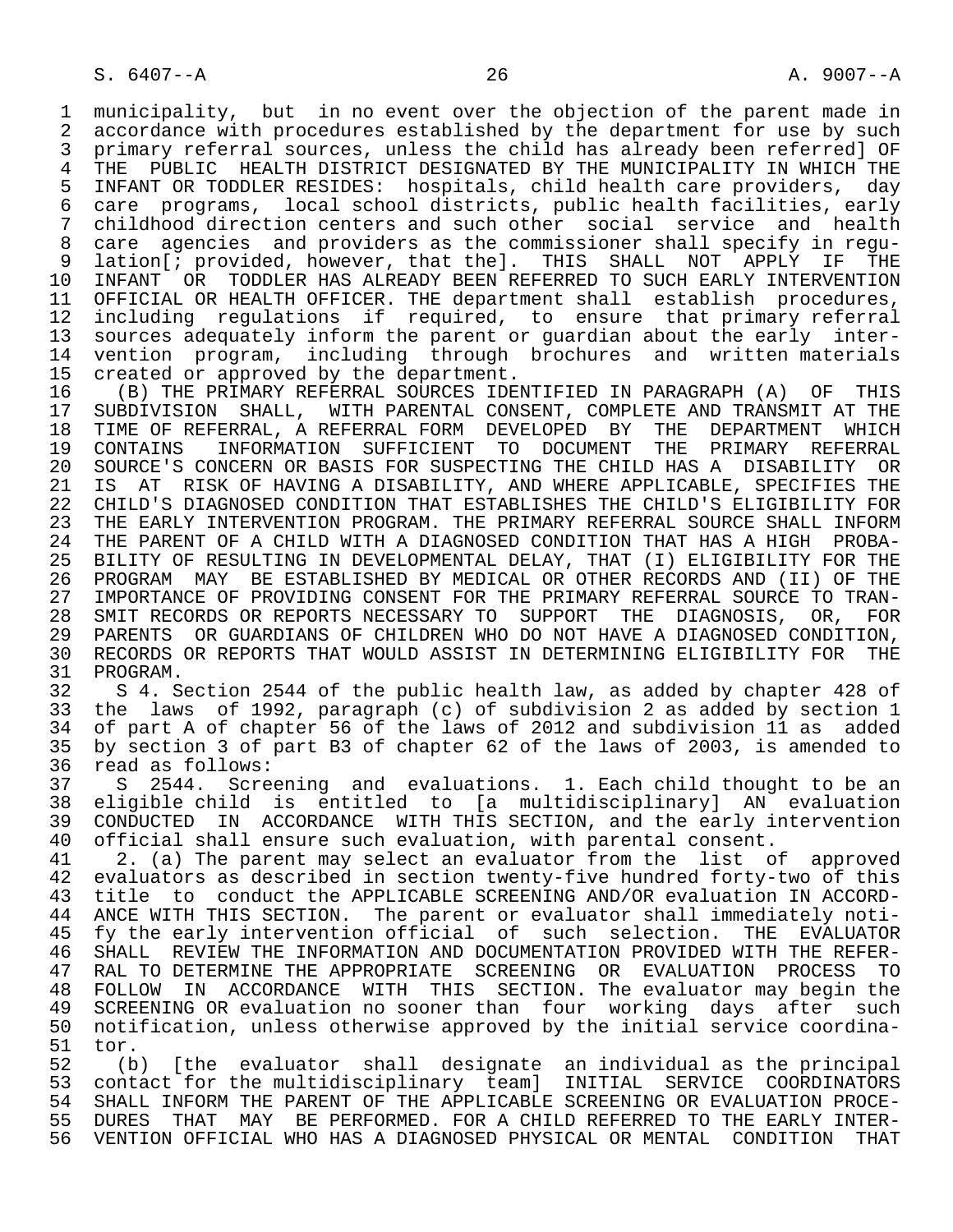municipality, but in no event over the objection of the parent made in accordance with procedures established by the department for use by such primary referral sources, unless the child has already been referred] OF THE PUBLIC HEALTH DISTRICT DESIGNATED BY THE MUNICIPALITY IN WHICH THE INFANT OR TODDLER RESIDES: hospitals, child health care providers, day care programs, local school districts, public health facilities, early childhood direction centers and such other social service and health care agencies and providers as the commissioner shall specify in regulation[; provided, however, that the]. THIS SHALL NOT APPLY IF THE INFANT OR TODDLER HAS ALREADY BEEN REFERRED TO SUCH EARLY INTERVENTION OFFICIAL OR HEALTH OFFICER. THE department shall establish procedures, including regulations if required, to ensure that primary referral sources adequately inform the parent or guardian about the early intervention program, including through brochures and written materials created or approved by the department.

(B) THE PRIMARY REFERRAL SOURCES IDENTIFIED IN PARAGRAPH (A) OF THIS SUBDIVISION SHALL, WITH PARENTAL CONSENT, COMPLETE AND TRANSMIT AT THE TIME OF REFERRAL, A REFERRAL FORM DEVELOPED BY THE DEPARTMENT WHICH CONTAINS INFORMATION SUFFICIENT TO DOCUMENT THE PRIMARY REFERRAL SOURCE'S CONCERN OR BASIS FOR SUSPECTING THE CHILD HAS A DISABILITY OR IS AT RISK OF HAVING A DISABILITY, AND WHERE APPLICABLE, SPECIFIES THE CHILD'S DIAGNOSED CONDITION THAT ESTABLISHES THE CHILD'S ELIGIBILITY FOR THE EARLY INTERVENTION PROGRAM. THE PRIMARY REFERRAL SOURCE SHALL INFORM THE PARENT OF A CHILD WITH A DIAGNOSED CONDITION THAT HAS A HIGH PROBABILITY OF RESULTING IN DEVELOPMENTAL DELAY, THAT (I) ELIGIBILITY FOR THE PROGRAM MAY BE ESTABLISHED BY MEDICAL OR OTHER RECORDS AND (II) OF THE IMPORTANCE OF PROVIDING CONSENT FOR THE PRIMARY REFERRAL SOURCE TO TRANSMIT RECORDS OR REPORTS NECESSARY TO SUPPORT THE DIAGNOSIS, OR, FOR PARENTS OR GUARDIANS OF CHILDREN WHO DO NOT HAVE A DIAGNOSED CONDITION, RECORDS OR REPORTS THAT WOULD ASSIST IN DETERMINING ELIGIBILITY FOR THE PROGRAM.

S 4. Section 2544 of the public health law, as added by chapter 428 of the laws of 1992, paragraph (c) of subdivision 2 as added by section 1 of part A of chapter 56 of the laws of 2012 and subdivision 11 as added by section 3 of part B3 of chapter 62 of the laws of 2003, is amended to read as follows:

S 2544. Screening and evaluations. 1. Each child thought to be an eligible child is entitled to [a multidisciplinary] AN evaluation CONDUCTED IN ACCORDANCE WITH THIS SECTION, and the early intervention official shall ensure such evaluation, with parental consent.

2. (a) The parent may select an evaluator from the list of approved evaluators as described in section twenty-five hundred forty-two of this title to conduct the APPLICABLE SCREENING AND/OR evaluation IN ACCORDANCE WITH THIS SECTION. The parent or evaluator shall immediately notify the early intervention official of such selection. THE EVALUATOR SHALL REVIEW THE INFORMATION AND DOCUMENTATION PROVIDED WITH THE REFERRAL TO DETERMINE THE APPROPRIATE SCREENING OR EVALUATION PROCESS TO FOLLOW IN ACCORDANCE WITH THIS SECTION. The evaluator may begin the SCREENING OR evaluation no sooner than four working days after such notification, unless otherwise approved by the initial service coordinator.

(b) [the evaluator shall designate an individual as the principal contact for the multidisciplinary team] INITIAL SERVICE COORDINATORS SHALL INFORM THE PARENT OF THE APPLICABLE SCREENING OR EVALUATION PROCEDURES THAT MAY BE PERFORMED. FOR A CHILD REFERRED TO THE EARLY INTERVENTION OFFICIAL WHO HAS A DIAGNOSED PHYSICAL OR MENTAL CONDITION THAT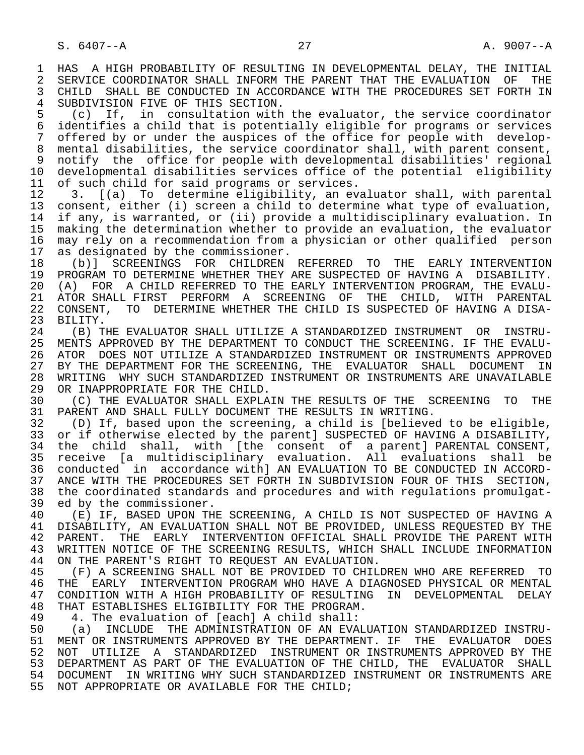HAS A HIGH PROBABILITY OF RESULTING IN DEVELOPMENTAL DELAY, THE INITIAL SERVICE COORDINATOR SHALL INFORM THE PARENT THAT THE EVALUATION OF THE CHILD SHALL BE CONDUCTED IN ACCORDANCE WITH THE PROCEDURES SET FORTH IN SUBDIVISION FIVE OF THIS SECTION.

(c) If, in consultation with the evaluator, the service coordinator identifies a child that is potentially eligible for programs or services offered by or under the auspices of the office for people with developmental disabilities, the service coordinator shall, with parent consent, notify the office for people with developmental disabilities' regional developmental disabilities services office of the potential eligibility of such child for said programs or services.

3. [(a) To determine eligibility, an evaluator shall, with parental consent, either (i) screen a child to determine what type of evaluation, if any, is warranted, or (ii) provide a multidisciplinary evaluation. In making the determination whether to provide an evaluation, the evaluator may rely on a recommendation from a physician or other qualified person as designated by the commissioner.

(b)] SCREENINGS FOR CHILDREN REFERRED TO THE EARLY INTERVENTION PROGRAM TO DETERMINE WHETHER THEY ARE SUSPECTED OF HAVING A DISABILITY. (A) FOR A CHILD REFERRED TO THE EARLY INTERVENTION PROGRAM, THE EVALUATOR SHALL FIRST PERFORM A SCREENING OF THE CHILD, WITH PARENTAL CONSENT, TO DETERMINE WHETHER THE CHILD IS SUSPECTED OF HAVING A DISABILITY.

(B) THE EVALUATOR SHALL UTILIZE A STANDARDIZED INSTRUMENT OR INSTRUMENTS APPROVED BY THE DEPARTMENT TO CONDUCT THE SCREENING. IF THE EVALUATOR DOES NOT UTILIZE A STANDARDIZED INSTRUMENT OR INSTRUMENTS APPROVED BY THE DEPARTMENT FOR THE SCREENING, THE EVALUATOR SHALL DOCUMENT IN WRITING WHY SUCH STANDARDIZED INSTRUMENT OR INSTRUMENTS ARE UNAVAILABLE OR INAPPROPRIATE FOR THE CHILD.

(C) THE EVALUATOR SHALL EXPLAIN THE RESULTS OF THE SCREENING TO THE PARENT AND SHALL FULLY DOCUMENT THE RESULTS IN WRITING.

(D) If, based upon the screening, a child is [believed to be eligible, or if otherwise elected by the parent] SUSPECTED OF HAVING A DISABILITY, the child shall, with [the consent of a parent] PARENTAL CONSENT, receive [a multidisciplinary evaluation. All evaluations shall be conducted in accordance with] AN EVALUATION TO BE CONDUCTED IN ACCORDANCE WITH THE PROCEDURES SET FORTH IN SUBDIVISION FOUR OF THIS SECTION, the coordinated standards and procedures and with regulations promulgated by the commissioner.

(E) IF, BASED UPON THE SCREENING, A CHILD IS NOT SUSPECTED OF HAVING A DISABILITY, AN EVALUATION SHALL NOT BE PROVIDED, UNLESS REQUESTED BY THE PARENT. THE EARLY INTERVENTION OFFICIAL SHALL PROVIDE THE PARENT WITH WRITTEN NOTICE OF THE SCREENING RESULTS, WHICH SHALL INCLUDE INFORMATION ON THE PARENT'S RIGHT TO REQUEST AN EVALUATION.

(F) A SCREENING SHALL NOT BE PROVIDED TO CHILDREN WHO ARE REFERRED TO THE EARLY INTERVENTION PROGRAM WHO HAVE A DIAGNOSED PHYSICAL OR MENTAL CONDITION WITH A HIGH PROBABILITY OF RESULTING IN DEVELOPMENTAL DELAY THAT ESTABLISHES ELIGIBILITY FOR THE PROGRAM.

4. The evaluation of [each] A child shall:

(a) INCLUDE THE ADMINISTRATION OF AN EVALUATION STANDARDIZED INSTRUMENT OR INSTRUMENTS APPROVED BY THE DEPARTMENT. IF THE EVALUATOR DOES NOT UTILIZE A STANDARDIZED INSTRUMENT OR INSTRUMENTS APPROVED BY THE DEPARTMENT AS PART OF THE EVALUATION OF THE CHILD, THE EVALUATOR SHALL DOCUMENT IN WRITING WHY SUCH STANDARDIZED INSTRUMENT OR INSTRUMENTS ARE NOT APPROPRIATE OR AVAILABLE FOR THE CHILD;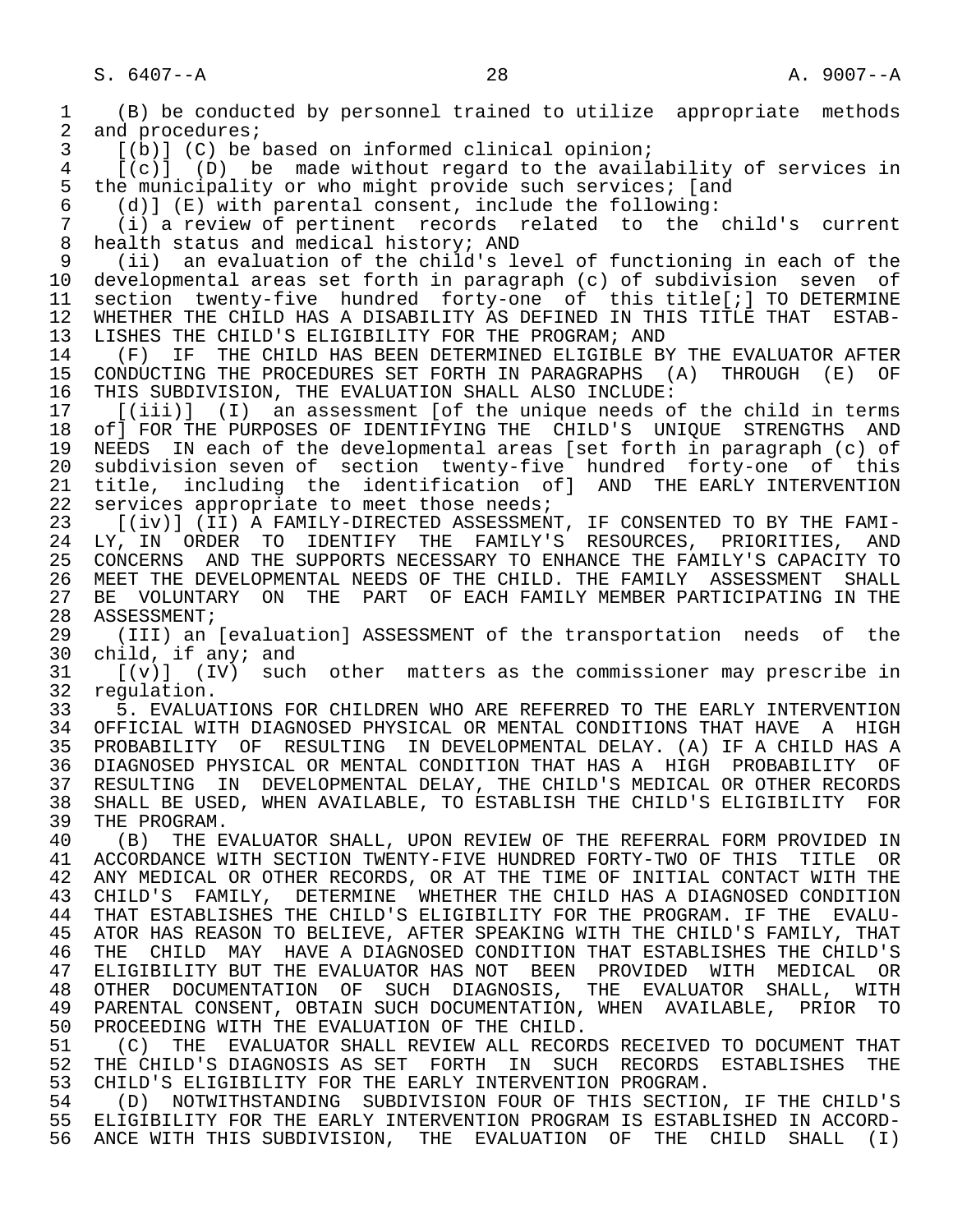(B) be conducted by personnel trained to utilize appropriate methods and procedures;

[(b)] (C) be based on informed clinical opinion;

[(c)] (D) be made without regard to the availability of services in the municipality or who might provide such services; [and

(d)] (E) with parental consent, include the following:

(i) a review of pertinent records related to the child's current health status and medical history; AND

(ii) an evaluation of the child's level of functioning in each of the developmental areas set forth in paragraph (c) of subdivision seven of section twenty-five hundred forty-one of this title[;] TO DETERMINE WHETHER THE CHILD HAS A DISABILITY AS DEFINED IN THIS TITLE THAT ESTABLISHES THE CHILD'S ELIGIBILITY FOR THE PROGRAM; AND

(F) IF THE CHILD HAS BEEN DETERMINED ELIGIBLE BY THE EVALUATOR AFTER CONDUCTING THE PROCEDURES SET FORTH IN PARAGRAPHS (A) THROUGH (E) OF THIS SUBDIVISION, THE EVALUATION SHALL ALSO INCLUDE:

[(iii)] (I) an assessment [of the unique needs of the child in terms of] FOR THE PURPOSES OF IDENTIFYING THE CHILD'S UNIQUE STRENGTHS AND NEEDS IN each of the developmental areas [set forth in paragraph (c) of subdivision seven of section twenty-five hundred forty-one of this title, including the identification of] AND THE EARLY INTERVENTION services appropriate to meet those needs;

[(iv)] (II) A FAMILY-DIRECTED ASSESSMENT, IF CONSENTED TO BY THE FAMILY, IN ORDER TO IDENTIFY THE FAMILY'S RESOURCES, PRIORITIES, AND CONCERNS AND THE SUPPORTS NECESSARY TO ENHANCE THE FAMILY'S CAPACITY TO MEET THE DEVELOPMENTAL NEEDS OF THE CHILD. THE FAMILY ASSESSMENT SHALL BE VOLUNTARY ON THE PART OF EACH FAMILY MEMBER PARTICIPATING IN THE ASSESSMENT;

(III) an [evaluation] ASSESSMENT of the transportation needs of the child, if any; and

[(v)] (IV) such other matters as the commissioner may prescribe in regulation.

5. EVALUATIONS FOR CHILDREN WHO ARE REFERRED TO THE EARLY INTERVENTION OFFICIAL WITH DIAGNOSED PHYSICAL OR MENTAL CONDITIONS THAT HAVE A HIGH PROBABILITY OF RESULTING IN DEVELOPMENTAL DELAY. (A) IF A CHILD HAS A DIAGNOSED PHYSICAL OR MENTAL CONDITION THAT HAS A HIGH PROBABILITY OF RESULTING IN DEVELOPMENTAL DELAY, THE CHILD'S MEDICAL OR OTHER RECORDS SHALL BE USED, WHEN AVAILABLE, TO ESTABLISH THE CHILD'S ELIGIBILITY FOR THE PROGRAM.

(B) THE EVALUATOR SHALL, UPON REVIEW OF THE REFERRAL FORM PROVIDED IN ACCORDANCE WITH SECTION TWENTY-FIVE HUNDRED FORTY-TWO OF THIS TITLE OR ANY MEDICAL OR OTHER RECORDS, OR AT THE TIME OF INITIAL CONTACT WITH THE CHILD'S FAMILY, DETERMINE WHETHER THE CHILD HAS A DIAGNOSED CONDITION THAT ESTABLISHES THE CHILD'S ELIGIBILITY FOR THE PROGRAM. IF THE EVALUATOR HAS REASON TO BELIEVE, AFTER SPEAKING WITH THE CHILD'S FAMILY, THAT THE CHILD MAY HAVE A DIAGNOSED CONDITION THAT ESTABLISHES THE CHILD'S ELIGIBILITY BUT THE EVALUATOR HAS NOT BEEN PROVIDED WITH MEDICAL OR OTHER DOCUMENTATION OF SUCH DIAGNOSIS, THE EVALUATOR SHALL, WITH PARENTAL CONSENT, OBTAIN SUCH DOCUMENTATION, WHEN AVAILABLE, PRIOR TO PROCEEDING WITH THE EVALUATION OF THE CHILD.

(C) THE EVALUATOR SHALL REVIEW ALL RECORDS RECEIVED TO DOCUMENT THAT THE CHILD'S DIAGNOSIS AS SET FORTH IN SUCH RECORDS ESTABLISHES THE CHILD'S ELIGIBILITY FOR THE EARLY INTERVENTION PROGRAM.

(D) NOTWITHSTANDING SUBDIVISION FOUR OF THIS SECTION, IF THE CHILD'S ELIGIBILITY FOR THE EARLY INTERVENTION PROGRAM IS ESTABLISHED IN ACCORDANCE WITH THIS SUBDIVISION, THE EVALUATION OF THE CHILD SHALL (I)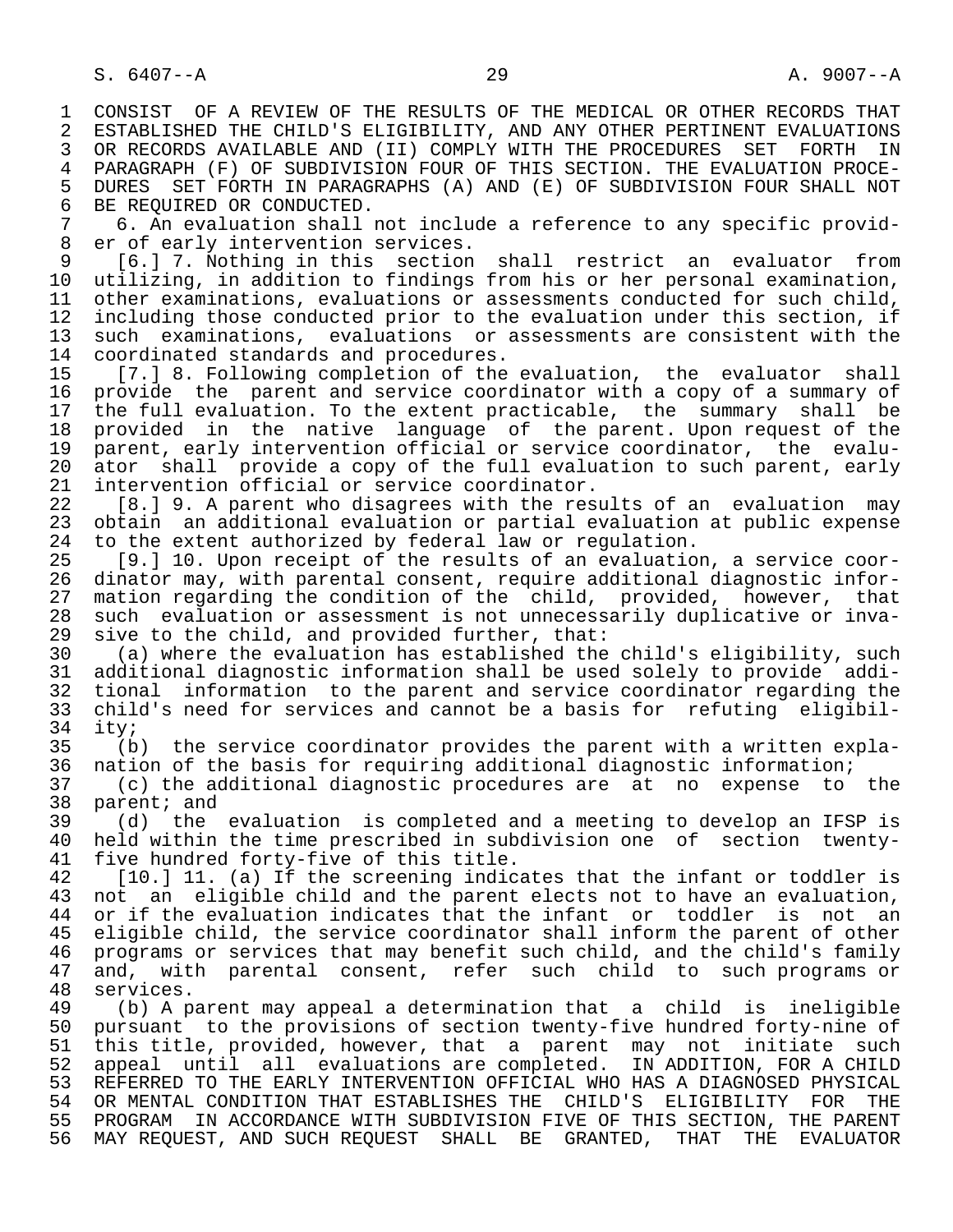CONSIST OF A REVIEW OF THE RESULTS OF THE MEDICAL OR OTHER RECORDS THAT ESTABLISHED THE CHILD'S ELIGIBILITY, AND ANY OTHER PERTINENT EVALUATIONS OR RECORDS AVAILABLE AND (II) COMPLY WITH THE PROCEDURES SET FORTH IN PARAGRAPH (F) OF SUBDIVISION FOUR OF THIS SECTION. THE EVALUATION PROCEDURES SET FORTH IN PARAGRAPHS (A) AND (E) OF SUBDIVISION FOUR SHALL NOT BE REQUIRED OR CONDUCTED.

6. An evaluation shall not include a reference to any specific provider of early intervention services.

[6.] 7. Nothing in this section shall restrict an evaluator from utilizing, in addition to findings from his or her personal examination, other examinations, evaluations or assessments conducted for such child, including those conducted prior to the evaluation under this section, if such examinations, evaluations or assessments are consistent with the coordinated standards and procedures.

[7.] 8. Following completion of the evaluation, the evaluator shall provide the parent and service coordinator with a copy of a summary of the full evaluation. To the extent practicable, the summary shall be provided in the native language of the parent. Upon request of the parent, early intervention official or service coordinator, the evaluator shall provide a copy of the full evaluation to such parent, early intervention official or service coordinator.

[8.] 9. A parent who disagrees with the results of an evaluation may obtain an additional evaluation or partial evaluation at public expense to the extent authorized by federal law or regulation.

[9.] 10. Upon receipt of the results of an evaluation, a service coordinator may, with parental consent, require additional diagnostic information regarding the condition of the child, provided, however, that such evaluation or assessment is not unnecessarily duplicative or invasive to the child, and provided further, that:

(a) where the evaluation has established the child's eligibility, such additional diagnostic information shall be used solely to provide additional information to the parent and service coordinator regarding the child's need for services and cannot be a basis for refuting eligibility;

(b) the service coordinator provides the parent with a written explanation of the basis for requiring additional diagnostic information;

(c) the additional diagnostic procedures are at no expense to the parent; and

(d) the evaluation is completed and a meeting to develop an IFSP is held within the time prescribed in subdivision one of section twenty-five hundred forty-five of this title.

[10.] 11. (a) If the screening indicates that the infant or toddler is not an eligible child and the parent elects not to have an evaluation, or if the evaluation indicates that the infant or toddler is not an eligible child, the service coordinator shall inform the parent of other programs or services that may benefit such child, and the child's family and, with parental consent, refer such child to such programs or services.

(b) A parent may appeal a determination that a child is ineligible pursuant to the provisions of section twenty-five hundred forty-nine of this title, provided, however, that a parent may not initiate such appeal until all evaluations are completed. IN ADDITION, FOR A CHILD REFERRED TO THE EARLY INTERVENTION OFFICIAL WHO HAS A DIAGNOSED PHYSICAL OR MENTAL CONDITION THAT ESTABLISHES THE CHILD'S ELIGIBILITY FOR THE PROGRAM IN ACCORDANCE WITH SUBDIVISION FIVE OF THIS SECTION, THE PARENT MAY REQUEST, AND SUCH REQUEST SHALL BE GRANTED, THAT THE EVALUATOR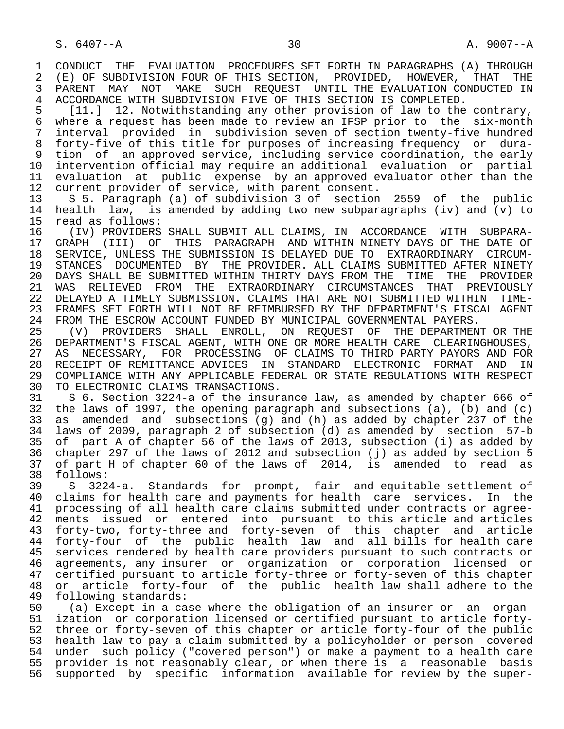CONDUCT THE EVALUATION PROCEDURES SET FORTH IN PARAGRAPHS (A) THROUGH (E) OF SUBDIVISION FOUR OF THIS SECTION, PROVIDED, HOWEVER, THAT THE PARENT MAY NOT MAKE SUCH REQUEST UNTIL THE EVALUATION CONDUCTED IN ACCORDANCE WITH SUBDIVISION FIVE OF THIS SECTION IS COMPLETED.

[11.] 12. Notwithstanding any other provision of law to the contrary, where a request has been made to review an IFSP prior to the six-month interval provided in subdivision seven of section twenty-five hundred forty-five of this title for purposes of increasing frequency or duration of an approved service, including service coordination, the early intervention official may require an additional evaluation or partial evaluation at public expense by an approved evaluator other than the current provider of service, with parent consent.

S 5. Paragraph (a) of subdivision 3 of section 2559 of the public health law, is amended by adding two new subparagraphs (iv) and (v) to read as follows:

(IV) PROVIDERS SHALL SUBMIT ALL CLAIMS, IN ACCORDANCE WITH SUBPARAGRAPH (III) OF THIS PARAGRAPH AND WITHIN NINETY DAYS OF THE DATE OF SERVICE, UNLESS THE SUBMISSION IS DELAYED DUE TO EXTRAORDINARY CIRCUMSTANCES DOCUMENTED BY THE PROVIDER. ALL CLAIMS SUBMITTED AFTER NINETY DAYS SHALL BE SUBMITTED WITHIN THIRTY DAYS FROM THE TIME THE PROVIDER WAS RELIEVED FROM THE EXTRAORDINARY CIRCUMSTANCES THAT PREVIOUSLY DELAYED A TIMELY SUBMISSION. CLAIMS THAT ARE NOT SUBMITTED WITHIN TIMEFRAMES SET FORTH WILL NOT BE REIMBURSED BY THE DEPARTMENT'S FISCAL AGENT FROM THE ESCROW ACCOUNT FUNDED BY MUNICIPAL GOVERNMENTAL PAYERS.

(V) PROVIDERS SHALL ENROLL, ON REQUEST OF THE DEPARTMENT OR THE DEPARTMENT'S FISCAL AGENT, WITH ONE OR MORE HEALTH CARE CLEARINGHOUSES, AS NECESSARY, FOR PROCESSING OF CLAIMS TO THIRD PARTY PAYORS AND FOR RECEIPT OF REMITTANCE ADVICES IN STANDARD ELECTRONIC FORMAT AND IN COMPLIANCE WITH ANY APPLICABLE FEDERAL OR STATE REGULATIONS WITH RESPECT TO ELECTRONIC CLAIMS TRANSACTIONS.

S 6. Section 3224-a of the insurance law, as amended by chapter 666 of the laws of 1997, the opening paragraph and subsections (a), (b) and (c) as amended and subsections (g) and (h) as added by chapter 237 of the laws of 2009, paragraph 2 of subsection (d) as amended by section 57-b of part A of chapter 56 of the laws of 2013, subsection (i) as added by chapter 297 of the laws of 2012 and subsection (j) as added by section 5 of part H of chapter 60 of the laws of 2014, is amended to read as follows:

S 3224-a. Standards for prompt, fair and equitable settlement of claims for health care and payments for health care services. In the processing of all health care claims submitted under contracts or agreements issued or entered into pursuant to this article and articles forty-two, forty-three and forty-seven of this chapter and article forty-four of the public health law and all bills for health care services rendered by health care providers pursuant to such contracts or agreements, any insurer or organization or corporation licensed or certified pursuant to article forty-three or forty-seven of this chapter or article forty-four of the public health law shall adhere to the following standards:

(a) Except in a case where the obligation of an insurer or an organization or corporation licensed or certified pursuant to article forty-three or forty-seven of this chapter or article forty-four of the public health law to pay a claim submitted by a policyholder or person covered under such policy ("covered person") or make a payment to a health care provider is not reasonably clear, or when there is a reasonable basis supported by specific information available for review by the super-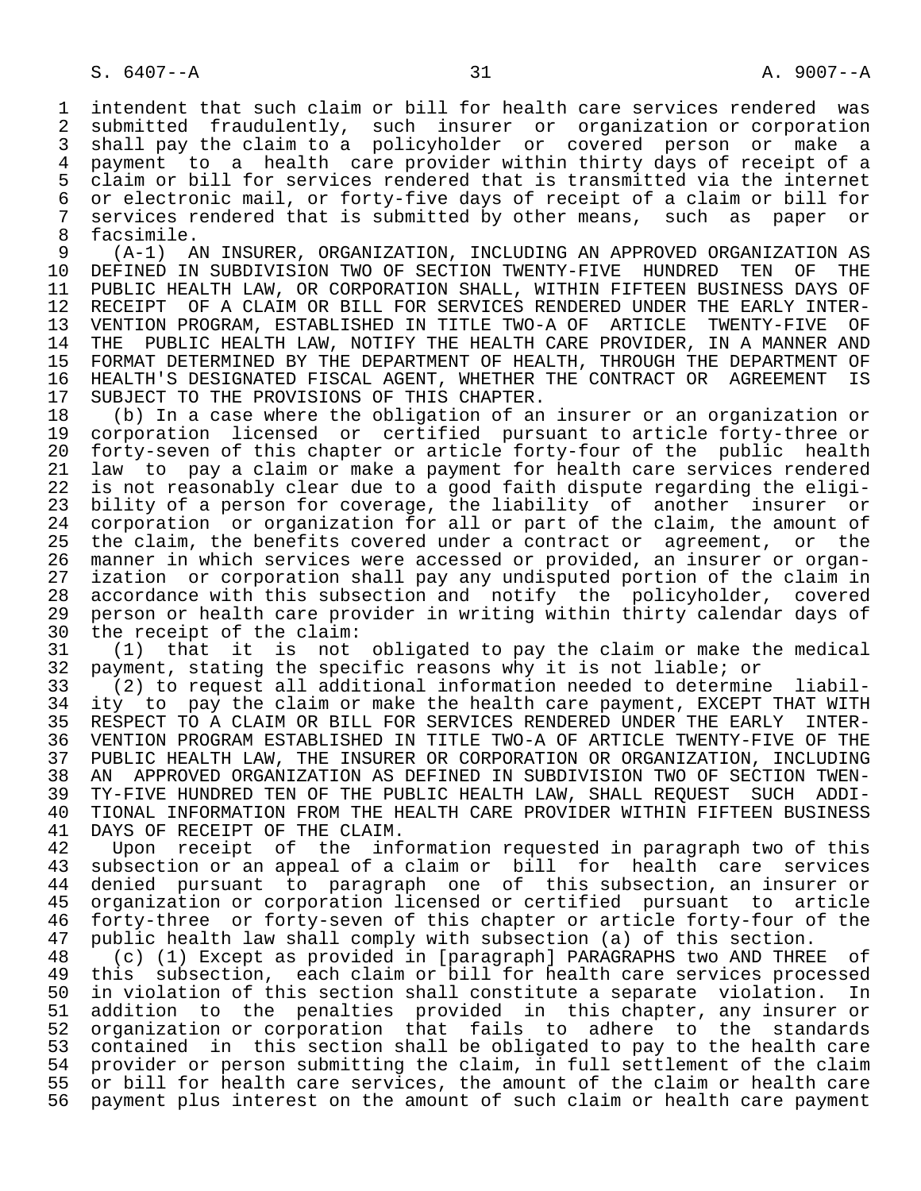intendent that such claim or bill for health care services rendered was submitted fraudulently, such insurer or organization or corporation shall pay the claim to a policyholder or covered person or make a payment to a health care provider within thirty days of receipt of a claim or bill for services rendered that is transmitted via the internet or electronic mail, or forty-five days of receipt of a claim or bill for services rendered that is submitted by other means, such as paper or facsimile.

(A-1) AN INSURER, ORGANIZATION, INCLUDING AN APPROVED ORGANIZATION AS DEFINED IN SUBDIVISION TWO OF SECTION TWENTY-FIVE HUNDRED TEN OF THE PUBLIC HEALTH LAW, OR CORPORATION SHALL, WITHIN FIFTEEN BUSINESS DAYS OF RECEIPT OF A CLAIM OR BILL FOR SERVICES RENDERED UNDER THE EARLY INTERVENTION PROGRAM, ESTABLISHED IN TITLE TWO-A OF ARTICLE TWENTY-FIVE OF THE PUBLIC HEALTH LAW, NOTIFY THE HEALTH CARE PROVIDER, IN A MANNER AND FORMAT DETERMINED BY THE DEPARTMENT OF HEALTH, THROUGH THE DEPARTMENT OF HEALTH'S DESIGNATED FISCAL AGENT, WHETHER THE CONTRACT OR AGREEMENT IS SUBJECT TO THE PROVISIONS OF THIS CHAPTER.

(b) In a case where the obligation of an insurer or an organization or corporation licensed or certified pursuant to article forty-three or forty-seven of this chapter or article forty-four of the public health law to pay a claim or make a payment for health care services rendered is not reasonably clear due to a good faith dispute regarding the eligibility of a person for coverage, the liability of another insurer or corporation or organization for all or part of the claim, the amount of the claim, the benefits covered under a contract or agreement, or the manner in which services were accessed or provided, an insurer or organization or corporation shall pay any undisputed portion of the claim in accordance with this subsection and notify the policyholder, covered person or health care provider in writing within thirty calendar days of the receipt of the claim:

(1) that it is not obligated to pay the claim or make the medical payment, stating the specific reasons why it is not liable; or

(2) to request all additional information needed to determine liability to pay the claim or make the health care payment, EXCEPT THAT WITH RESPECT TO A CLAIM OR BILL FOR SERVICES RENDERED UNDER THE EARLY INTERVENTION PROGRAM ESTABLISHED IN TITLE TWO-A OF ARTICLE TWENTY-FIVE OF THE PUBLIC HEALTH LAW, THE INSURER OR CORPORATION OR ORGANIZATION, INCLUDING AN APPROVED ORGANIZATION AS DEFINED IN SUBDIVISION TWO OF SECTION TWENTY-FIVE HUNDRED TEN OF THE PUBLIC HEALTH LAW, SHALL REQUEST SUCH ADDITIONAL INFORMATION FROM THE HEALTH CARE PROVIDER WITHIN FIFTEEN BUSINESS DAYS OF RECEIPT OF THE CLAIM.

Upon receipt of the information requested in paragraph two of this subsection or an appeal of a claim or bill for health care services denied pursuant to paragraph one of this subsection, an insurer or organization or corporation licensed or certified pursuant to article forty-three or forty-seven of this chapter or article forty-four of the public health law shall comply with subsection (a) of this section.

(c) (1) Except as provided in [paragraph] PARAGRAPHS two AND THREE of this subsection, each claim or bill for health care services processed in violation of this section shall constitute a separate violation. In addition to the penalties provided in this chapter, any insurer or organization or corporation that fails to adhere to the standards contained in this section shall be obligated to pay to the health care provider or person submitting the claim, in full settlement of the claim or bill for health care services, the amount of the claim or health care payment plus interest on the amount of such claim or health care payment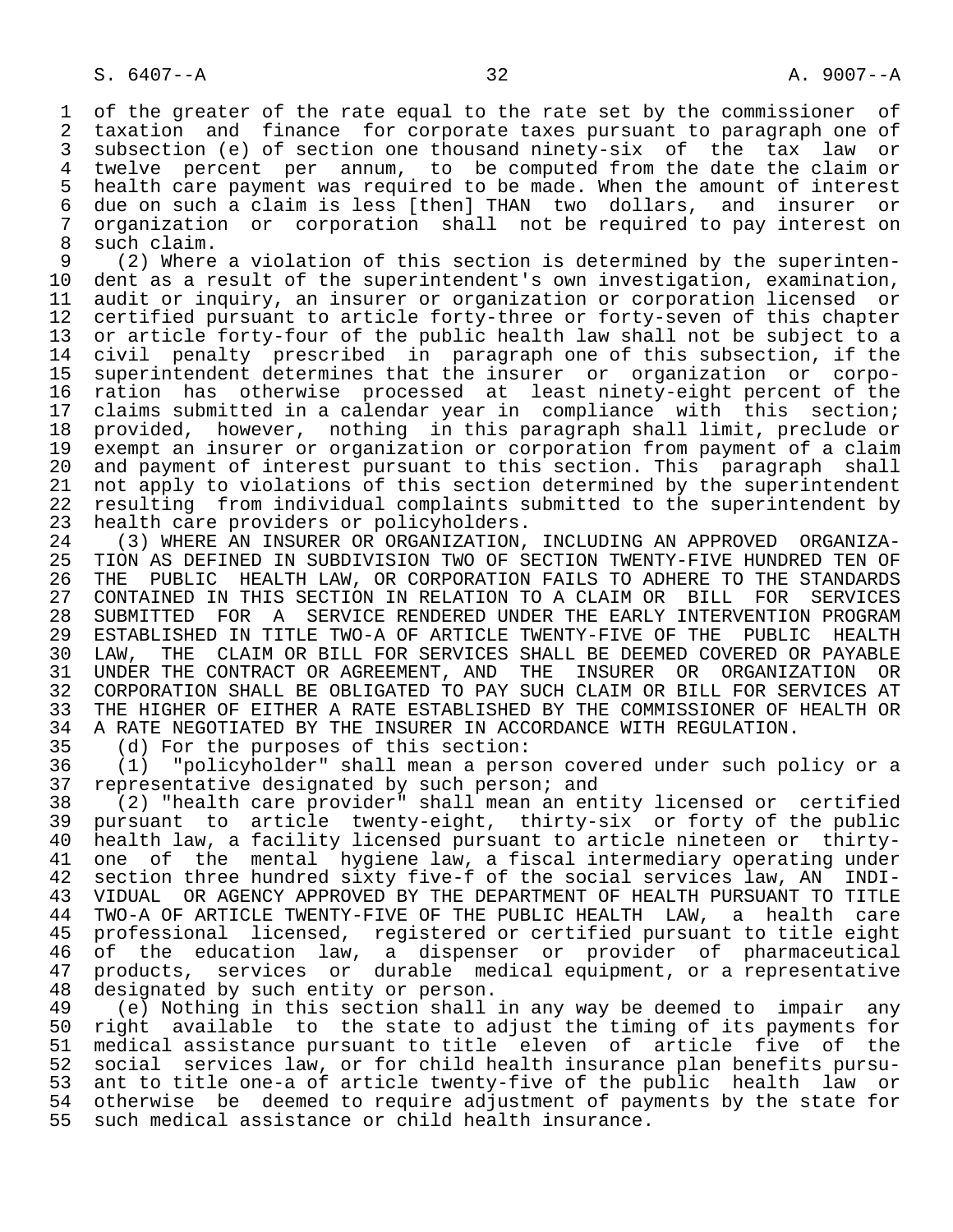of the greater of the rate equal to the rate set by the commissioner of taxation and finance for corporate taxes pursuant to paragraph one of subsection (e) of section one thousand ninety-six of the tax law or twelve percent per annum, to be computed from the date the claim or health care payment was required to be made. When the amount of interest due on such a claim is less [then] THAN two dollars, and insurer or organization or corporation shall not be required to pay interest on such claim.

(2) Where a violation of this section is determined by the superintendent as a result of the superintendent's own investigation, examination, audit or inquiry, an insurer or organization or corporation licensed or certified pursuant to article forty-three or forty-seven of this chapter or article forty-four of the public health law shall not be subject to a civil penalty prescribed in paragraph one of this subsection, if the superintendent determines that the insurer or organization or corporation has otherwise processed at least ninety-eight percent of the claims submitted in a calendar year in compliance with this section; provided, however, nothing in this paragraph shall limit, preclude or exempt an insurer or organization or corporation from payment of a claim and payment of interest pursuant to this section. This paragraph shall not apply to violations of this section determined by the superintendent resulting from individual complaints submitted to the superintendent by health care providers or policyholders.

(3) WHERE AN INSURER OR ORGANIZATION, INCLUDING AN APPROVED ORGANIZATION AS DEFINED IN SUBDIVISION TWO OF SECTION TWENTY-FIVE HUNDRED TEN OF THE PUBLIC HEALTH LAW, OR CORPORATION FAILS TO ADHERE TO THE STANDARDS CONTAINED IN THIS SECTION IN RELATION TO A CLAIM OR BILL FOR SERVICES SUBMITTED FOR A SERVICE RENDERED UNDER THE EARLY INTERVENTION PROGRAM ESTABLISHED IN TITLE TWO-A OF ARTICLE TWENTY-FIVE OF THE PUBLIC HEALTH LAW, THE CLAIM OR BILL FOR SERVICES SHALL BE DEEMED COVERED OR PAYABLE UNDER THE CONTRACT OR AGREEMENT, AND THE INSURER OR ORGANIZATION OR CORPORATION SHALL BE OBLIGATED TO PAY SUCH CLAIM OR BILL FOR SERVICES AT THE HIGHER OF EITHER A RATE ESTABLISHED BY THE COMMISSIONER OF HEALTH OR A RATE NEGOTIATED BY THE INSURER IN ACCORDANCE WITH REGULATION.

(d) For the purposes of this section:

(1) "policyholder" shall mean a person covered under such policy or a representative designated by such person; and

(2) "health care provider" shall mean an entity licensed or certified pursuant to article twenty-eight, thirty-six or forty of the public health law, a facility licensed pursuant to article nineteen or thirty-one of the mental hygiene law, a fiscal intermediary operating under section three hundred sixty five-f of the social services law, AN INDIVIDUAL OR AGENCY APPROVED BY THE DEPARTMENT OF HEALTH PURSUANT TO TITLE TWO-A OF ARTICLE TWENTY-FIVE OF THE PUBLIC HEALTH LAW, a health care professional licensed, registered or certified pursuant to title eight of the education law, a dispenser or provider of pharmaceutical products, services or durable medical equipment, or a representative designated by such entity or person.

(e) Nothing in this section shall in any way be deemed to impair any right available to the state to adjust the timing of its payments for medical assistance pursuant to title eleven of article five of the social services law, or for child health insurance plan benefits pursuant to title one-a of article twenty-five of the public health law or otherwise be deemed to require adjustment of payments by the state for such medical assistance or child health insurance.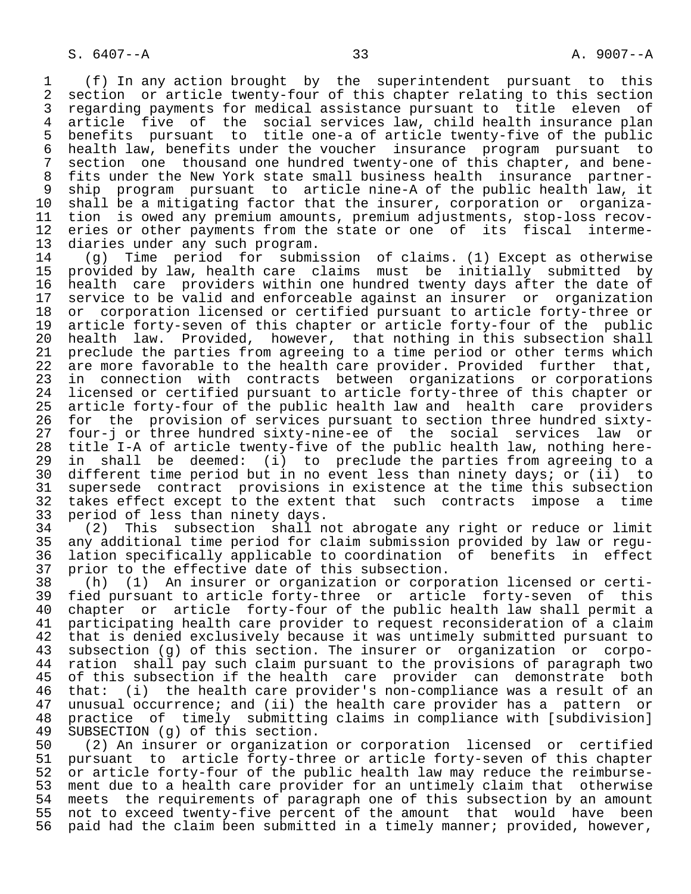(f) In any action brought by the superintendent pursuant to this section or article twenty-four of this chapter relating to this section regarding payments for medical assistance pursuant to title eleven of article five of the social services law, child health insurance plan benefits pursuant to title one-a of article twenty-five of the public health law, benefits under the voucher insurance program pursuant to section one thousand one hundred twenty-one of this chapter, and benefits under the New York state small business health insurance partnership program pursuant to article nine-A of the public health law, it shall be a mitigating factor that the insurer, corporation or organization is owed any premium amounts, premium adjustments, stop-loss recoveries or other payments from the state or one of its fiscal intermediaries under any such program.

(g) Time period for submission of claims. (1) Except as otherwise provided by law, health care claims must be initially submitted by health care providers within one hundred twenty days after the date of service to be valid and enforceable against an insurer or organization or corporation licensed or certified pursuant to article forty-three or article forty-seven of this chapter or article forty-four of the public health law. Provided, however, that nothing in this subsection shall preclude the parties from agreeing to a time period or other terms which are more favorable to the health care provider. Provided further that, in connection with contracts between organizations or corporations licensed or certified pursuant to article forty-three of this chapter or article forty-four of the public health law and health care providers for the provision of services pursuant to section three hundred sixty-four-j or three hundred sixty-nine-ee of the social services law or title I-A of article twenty-five of the public health law, nothing herein shall be deemed: (i) to preclude the parties from agreeing to a different time period but in no event less than ninety days; or (ii) to supersede contract provisions in existence at the time this subsection takes effect except to the extent that such contracts impose a time period of less than ninety days.

(2) This subsection shall not abrogate any right or reduce or limit any additional time period for claim submission provided by law or regulation specifically applicable to coordination of benefits in effect prior to the effective date of this subsection.

(h) (1) An insurer or organization or corporation licensed or certified pursuant to article forty-three or article forty-seven of this chapter or article forty-four of the public health law shall permit a participating health care provider to request reconsideration of a claim that is denied exclusively because it was untimely submitted pursuant to subsection (g) of this section. The insurer or organization or corporation shall pay such claim pursuant to the provisions of paragraph two of this subsection if the health care provider can demonstrate both that: (i) the health care provider's non-compliance was a result of an unusual occurrence; and (ii) the health care provider has a pattern or practice of timely submitting claims in compliance with [subdivision] SUBSECTION (g) of this section.

(2) An insurer or organization or corporation licensed or certified pursuant to article forty-three or article forty-seven of this chapter or article forty-four of the public health law may reduce the reimbursement due to a health care provider for an untimely claim that otherwise meets the requirements of paragraph one of this subsection by an amount not to exceed twenty-five percent of the amount that would have been paid had the claim been submitted in a timely manner; provided, however,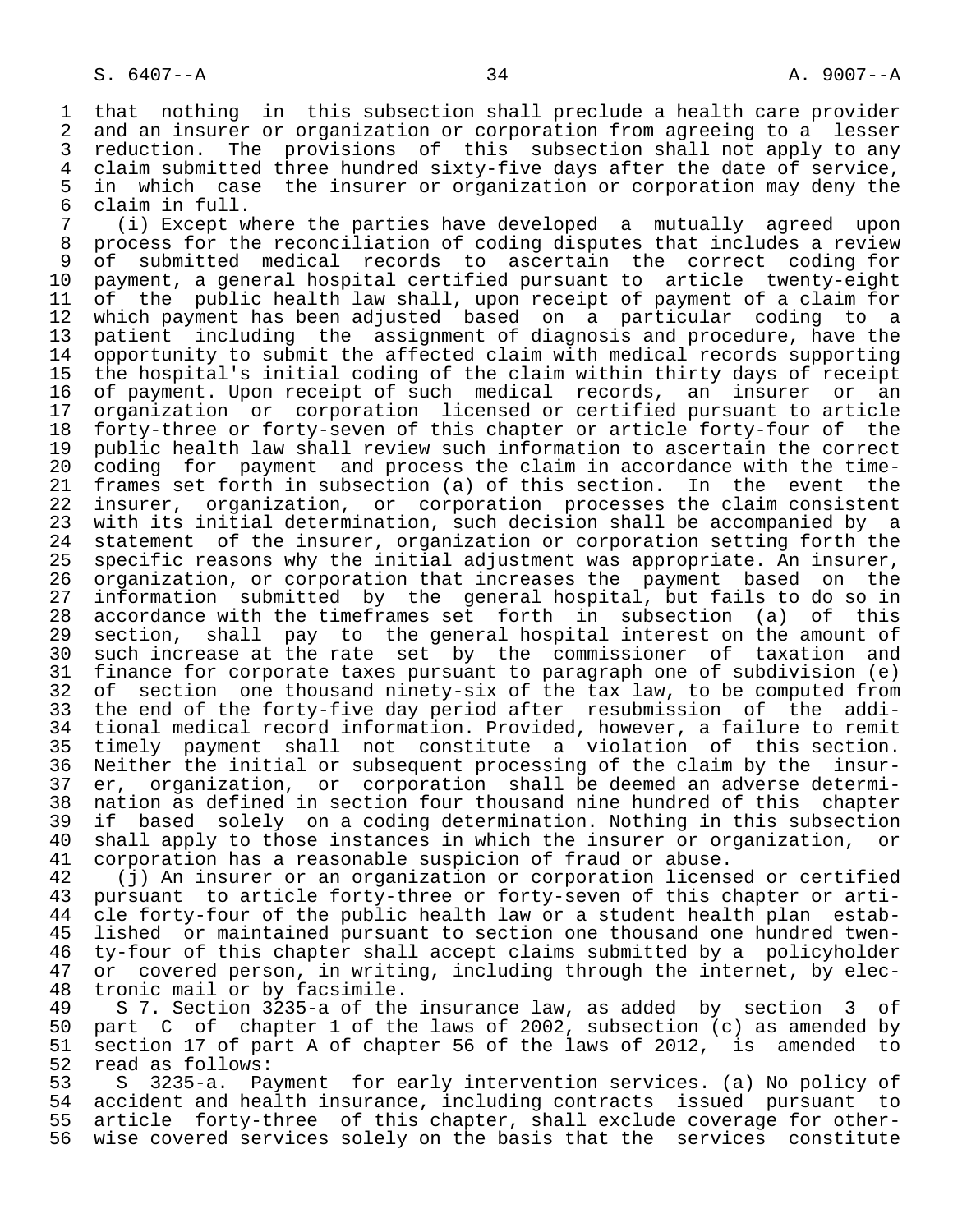that nothing in this subsection shall preclude a health care provider and an insurer or organization or corporation from agreeing to a lesser reduction. The provisions of this subsection shall not apply to any claim submitted three hundred sixty-five days after the date of service, in which case the insurer or organization or corporation may deny the claim in full.

(i) Except where the parties have developed a mutually agreed upon process for the reconciliation of coding disputes that includes a review of submitted medical records to ascertain the correct coding for payment, a general hospital certified pursuant to article twenty-eight of the public health law shall, upon receipt of payment of a claim for which payment has been adjusted based on a particular coding to a patient including the assignment of diagnosis and procedure, have the opportunity to submit the affected claim with medical records supporting the hospital's initial coding of the claim within thirty days of receipt of payment. Upon receipt of such medical records, an insurer or an organization or corporation licensed or certified pursuant to article forty-three or forty-seven of this chapter or article forty-four of the public health law shall review such information to ascertain the correct coding for payment and process the claim in accordance with the time-frames set forth in subsection (a) of this section. In the event the insurer, organization, or corporation processes the claim consistent with its initial determination, such decision shall be accompanied by a statement of the insurer, organization or corporation setting forth the specific reasons why the initial adjustment was appropriate. An insurer, organization, or corporation that increases the payment based on the information submitted by the general hospital, but fails to do so in accordance with the timeframes set forth in subsection (a) of this section, shall pay to the general hospital interest on the amount of such increase at the rate set by the commissioner of taxation and finance for corporate taxes pursuant to paragraph one of subdivision (e) of section one thousand ninety-six of the tax law, to be computed from the end of the forty-five day period after resubmission of the additional medical record information. Provided, however, a failure to remit timely payment shall not constitute a violation of this section. Neither the initial or subsequent processing of the claim by the insurer, organization, or corporation shall be deemed an adverse determination as defined in section four thousand nine hundred of this chapter if based solely on a coding determination. Nothing in this subsection shall apply to those instances in which the insurer or organization, or corporation has a reasonable suspicion of fraud or abuse.

(j) An insurer or an organization or corporation licensed or certified pursuant to article forty-three or forty-seven of this chapter or article forty-four of the public health law or a student health plan established or maintained pursuant to section one thousand one hundred twenty-four of this chapter shall accept claims submitted by a policyholder or covered person, in writing, including through the internet, by electronic mail or by facsimile.

S 7. Section 3235-a of the insurance law, as added by section 3 of part C of chapter 1 of the laws of 2002, subsection (c) as amended by section 17 of part A of chapter 56 of the laws of 2012, is amended to read as follows:

S 3235-a. Payment for early intervention services. (a) No policy of accident and health insurance, including contracts issued pursuant to article forty-three of this chapter, shall exclude coverage for otherwise covered services solely on the basis that the services constitute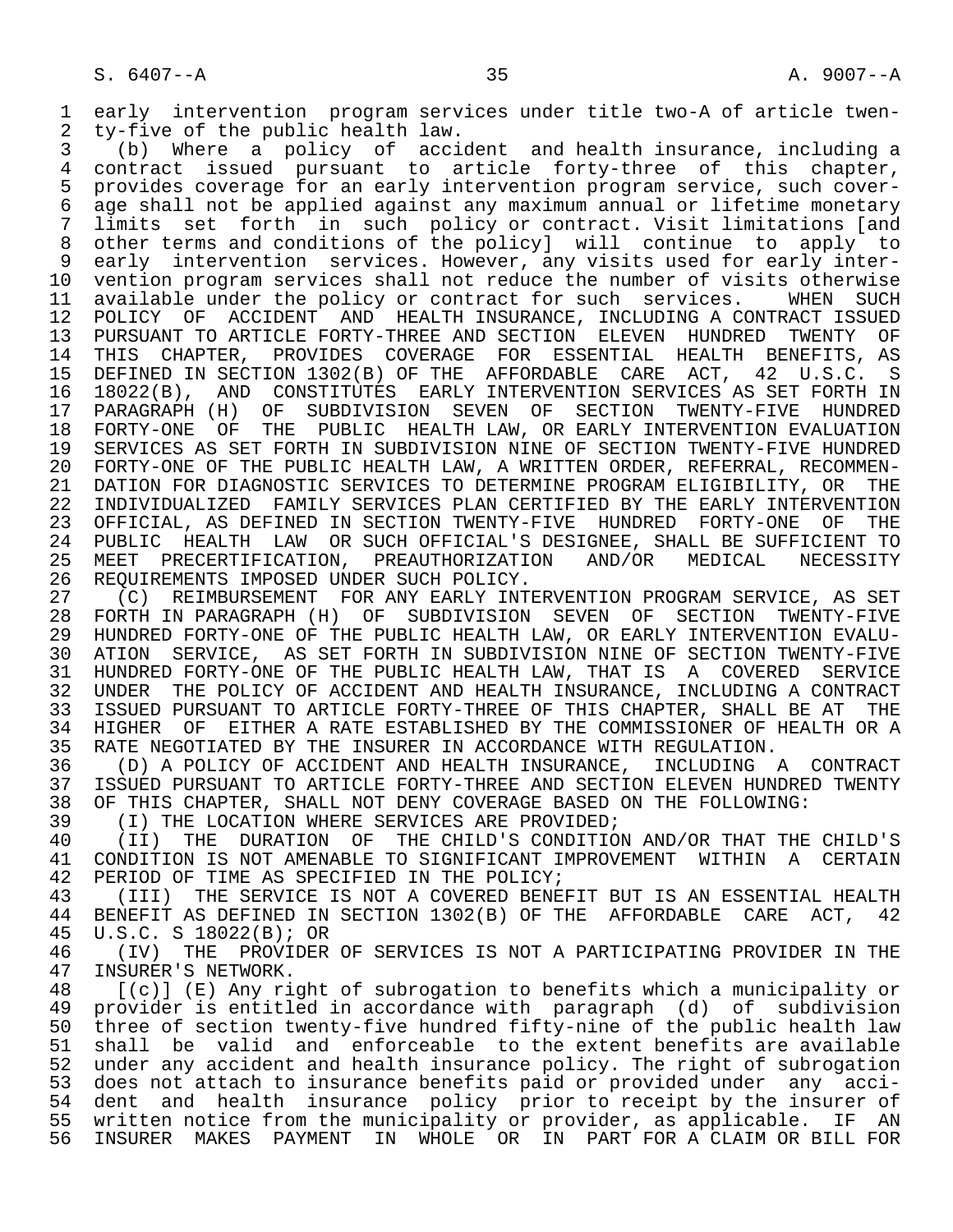early intervention program services under title two-A of article twenty-five of the public health law.

(b) Where a policy of accident and health insurance, including a contract issued pursuant to article forty-three of this chapter, provides coverage for an early intervention program service, such coverage shall not be applied against any maximum annual or lifetime monetary limits set forth in such policy or contract. Visit limitations [and other terms and conditions of the policy] will continue to apply to early intervention services. However, any visits used for early intervention program services shall not reduce the number of visits otherwise available under the policy or contract for such services. WHEN SUCH POLICY OF ACCIDENT AND HEALTH INSURANCE, INCLUDING A CONTRACT ISSUED PURSUANT TO ARTICLE FORTY-THREE AND SECTION ELEVEN HUNDRED TWENTY OF THIS CHAPTER, PROVIDES COVERAGE FOR ESSENTIAL HEALTH BENEFITS, AS DEFINED IN SECTION 1302(B) OF THE AFFORDABLE CARE ACT, 42 U.S.C. S 18022(B), AND CONSTITUTES EARLY INTERVENTION SERVICES AS SET FORTH IN PARAGRAPH (H) OF SUBDIVISION SEVEN OF SECTION TWENTY-FIVE HUNDRED FORTY-ONE OF THE PUBLIC HEALTH LAW, OR EARLY INTERVENTION EVALUATION SERVICES AS SET FORTH IN SUBDIVISION NINE OF SECTION TWENTY-FIVE HUNDRED FORTY-ONE OF THE PUBLIC HEALTH LAW, A WRITTEN ORDER, REFERRAL, RECOMMENDATION FOR DIAGNOSTIC SERVICES TO DETERMINE PROGRAM ELIGIBILITY, OR THE INDIVIDUALIZED FAMILY SERVICES PLAN CERTIFIED BY THE EARLY INTERVENTION OFFICIAL, AS DEFINED IN SECTION TWENTY-FIVE HUNDRED FORTY-ONE OF THE PUBLIC HEALTH LAW OR SUCH OFFICIAL'S DESIGNEE, SHALL BE SUFFICIENT TO MEET PRECERTIFICATION, PREAUTHORIZATION AND/OR MEDICAL NECESSITY REQUIREMENTS IMPOSED UNDER SUCH POLICY.

(C) REIMBURSEMENT FOR ANY EARLY INTERVENTION PROGRAM SERVICE, AS SET FORTH IN PARAGRAPH (H) OF SUBDIVISION SEVEN OF SECTION TWENTY-FIVE HUNDRED FORTY-ONE OF THE PUBLIC HEALTH LAW, OR EARLY INTERVENTION EVALUATION SERVICE, AS SET FORTH IN SUBDIVISION NINE OF SECTION TWENTY-FIVE HUNDRED FORTY-ONE OF THE PUBLIC HEALTH LAW, THAT IS A COVERED SERVICE UNDER THE POLICY OF ACCIDENT AND HEALTH INSURANCE, INCLUDING A CONTRACT ISSUED PURSUANT TO ARTICLE FORTY-THREE OF THIS CHAPTER, SHALL BE AT THE HIGHER OF EITHER A RATE ESTABLISHED BY THE COMMISSIONER OF HEALTH OR A RATE NEGOTIATED BY THE INSURER IN ACCORDANCE WITH REGULATION.

(D) A POLICY OF ACCIDENT AND HEALTH INSURANCE, INCLUDING A CONTRACT ISSUED PURSUANT TO ARTICLE FORTY-THREE AND SECTION ELEVEN HUNDRED TWENTY OF THIS CHAPTER, SHALL NOT DENY COVERAGE BASED ON THE FOLLOWING:

(I) THE LOCATION WHERE SERVICES ARE PROVIDED;

(II) THE DURATION OF THE CHILD'S CONDITION AND/OR THAT THE CHILD'S CONDITION IS NOT AMENABLE TO SIGNIFICANT IMPROVEMENT WITHIN A CERTAIN PERIOD OF TIME AS SPECIFIED IN THE POLICY;

(III) THE SERVICE IS NOT A COVERED BENEFIT BUT IS AN ESSENTIAL HEALTH BENEFIT AS DEFINED IN SECTION 1302(B) OF THE AFFORDABLE CARE ACT, 42 U.S.C. S 18022(B); OR

(IV) THE PROVIDER OF SERVICES IS NOT A PARTICIPATING PROVIDER IN THE INSURER'S NETWORK.

[(c)] (E) Any right of subrogation to benefits which a municipality or provider is entitled in accordance with paragraph (d) of subdivision three of section twenty-five hundred fifty-nine of the public health law shall be valid and enforceable to the extent benefits are available under any accident and health insurance policy. The right of subrogation does not attach to insurance benefits paid or provided under any accident and health insurance policy prior to receipt by the insurer of written notice from the municipality or provider, as applicable. IF AN INSURER MAKES PAYMENT IN WHOLE OR IN PART FOR A CLAIM OR BILL FOR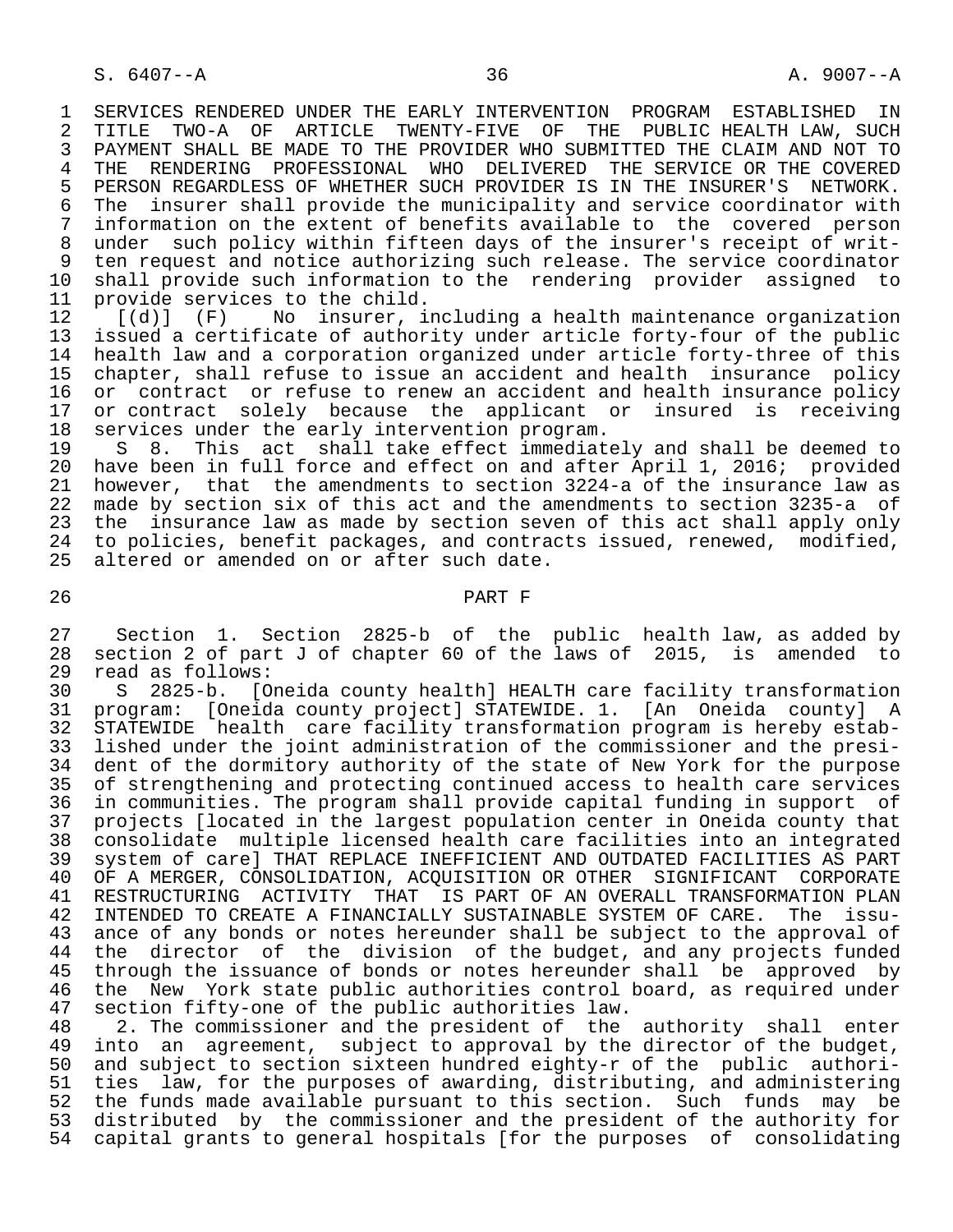SERVICES RENDERED UNDER THE EARLY INTERVENTION PROGRAM ESTABLISHED IN TITLE TWO-A OF ARTICLE TWENTY-FIVE OF THE PUBLIC HEALTH LAW, SUCH PAYMENT SHALL BE MADE TO THE PROVIDER WHO SUBMITTED THE CLAIM AND NOT TO THE RENDERING PROFESSIONAL WHO DELIVERED THE SERVICE OR THE COVERED PERSON REGARDLESS OF WHETHER SUCH PROVIDER IS IN THE INSURER'S NETWORK. The insurer shall provide the municipality and service coordinator with information on the extent of benefits available to the covered person under such policy within fifteen days of the insurer's receipt of written request and notice authorizing such release. The service coordinator shall provide such information to the rendering provider assigned to provide services to the child.

[(d)] (F) No insurer, including a health maintenance organization issued a certificate of authority under article forty-four of the public health law and a corporation organized under article forty-three of this chapter, shall refuse to issue an accident and health insurance policy or contract or refuse to renew an accident and health insurance policy or contract solely because the applicant or insured is receiving services under the early intervention program.

S 8. This act shall take effect immediately and shall be deemed to have been in full force and effect on and after April 1, 2016; provided however, that the amendments to section 3224-a of the insurance law as made by section six of this act and the amendments to section 3235-a of the insurance law as made by section seven of this act shall apply only to policies, benefit packages, and contracts issued, renewed, modified, altered or amended on or after such date.

## PART F

Section 1. Section 2825-b of the public health law, as added by section 2 of part J of chapter 60 of the laws of 2015, is amended to read as follows:

S 2825-b. [Oneida county health] HEALTH care facility transformation program: [Oneida county project] STATEWIDE. 1. [An Oneida county] A STATEWIDE health care facility transformation program is hereby established under the joint administration of the commissioner and the president of the dormitory authority of the state of New York for the purpose of strengthening and protecting continued access to health care services in communities. The program shall provide capital funding in support of projects [located in the largest population center in Oneida county that consolidate multiple licensed health care facilities into an integrated system of care] THAT REPLACE INEFFICIENT AND OUTDATED FACILITIES AS PART OF A MERGER, CONSOLIDATION, ACQUISITION OR OTHER SIGNIFICANT CORPORATE RESTRUCTURING ACTIVITY THAT IS PART OF AN OVERALL TRANSFORMATION PLAN INTENDED TO CREATE A FINANCIALLY SUSTAINABLE SYSTEM OF CARE. The issuance of any bonds or notes hereunder shall be subject to the approval of the director of the division of the budget, and any projects funded through the issuance of bonds or notes hereunder shall be approved by the New York state public authorities control board, as required under section fifty-one of the public authorities law.

2. The commissioner and the president of the authority shall enter into an agreement, subject to approval by the director of the budget, and subject to section sixteen hundred eighty-r of the public authorities law, for the purposes of awarding, distributing, and administering the funds made available pursuant to this section. Such funds may be distributed by the commissioner and the president of the authority for capital grants to general hospitals [for the purposes of consolidating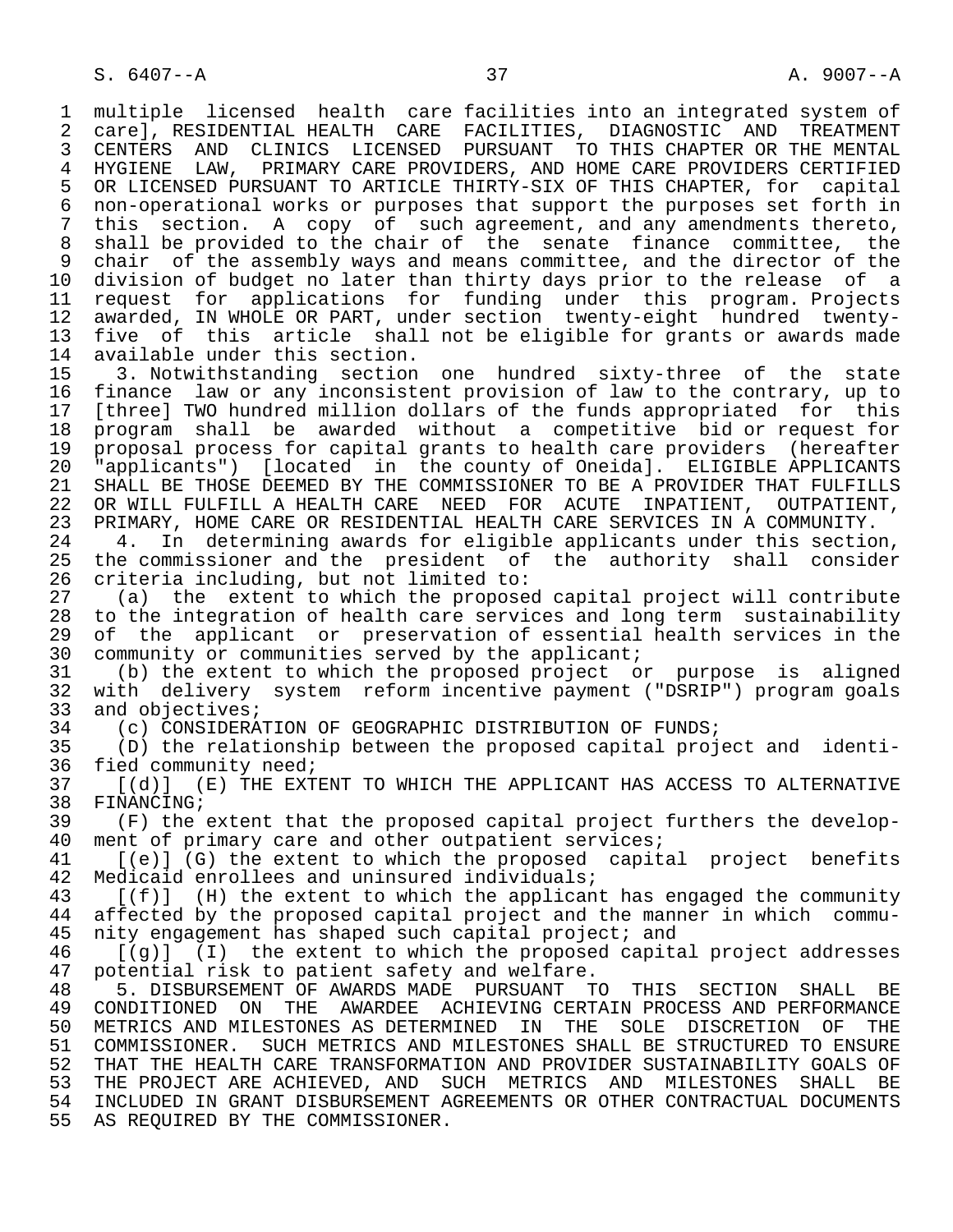multiple licensed health care facilities into an integrated system of care], RESIDENTIAL HEALTH CARE FACILITIES, DIAGNOSTIC AND TREATMENT CENTERS AND CLINICS LICENSED PURSUANT TO THIS CHAPTER OR THE MENTAL HYGIENE LAW, PRIMARY CARE PROVIDERS, AND HOME CARE PROVIDERS CERTIFIED OR LICENSED PURSUANT TO ARTICLE THIRTY-SIX OF THIS CHAPTER, for capital non-operational works or purposes that support the purposes set forth in this section. A copy of such agreement, and any amendments thereto, shall be provided to the chair of the senate finance committee, the chair of the assembly ways and means committee, and the director of the division of budget no later than thirty days prior to the release of a request for applications for funding under this program. Projects awarded, IN WHOLE OR PART, under section twenty-eight hundred twenty-five of this article shall not be eligible for grants or awards made available under this section.

3. Notwithstanding section one hundred sixty-three of the state finance law or any inconsistent provision of law to the contrary, up to [three] TWO hundred million dollars of the funds appropriated for this program shall be awarded without a competitive bid or request for proposal process for capital grants to health care providers (hereafter "applicants") [located in the county of Oneida]. ELIGIBLE APPLICANTS SHALL BE THOSE DEEMED BY THE COMMISSIONER TO BE A PROVIDER THAT FULFILLS OR WILL FULFILL A HEALTH CARE NEED FOR ACUTE INPATIENT, OUTPATIENT, PRIMARY, HOME CARE OR RESIDENTIAL HEALTH CARE SERVICES IN A COMMUNITY.

4. In determining awards for eligible applicants under this section, the commissioner and the president of the authority shall consider criteria including, but not limited to:

(a) the extent to which the proposed capital project will contribute to the integration of health care services and long term sustainability of the applicant or preservation of essential health services in the community or communities served by the applicant;

(b) the extent to which the proposed project or purpose is aligned with delivery system reform incentive payment ("DSRIP") program goals and objectives;

(c) CONSIDERATION OF GEOGRAPHIC DISTRIBUTION OF FUNDS;

(D) the relationship between the proposed capital project and identified community need;

[(d)] (E) THE EXTENT TO WHICH THE APPLICANT HAS ACCESS TO ALTERNATIVE FINANCING;

(F) the extent that the proposed capital project furthers the development of primary care and other outpatient services;

[(e)] (G) the extent to which the proposed capital project benefits Medicaid enrollees and uninsured individuals;

[(f)] (H) the extent to which the applicant has engaged the community affected by the proposed capital project and the manner in which community engagement has shaped such capital project; and

[(g)] (I) the extent to which the proposed capital project addresses potential risk to patient safety and welfare.

5. DISBURSEMENT OF AWARDS MADE PURSUANT TO THIS SECTION SHALL BE CONDITIONED ON THE AWARDEE ACHIEVING CERTAIN PROCESS AND PERFORMANCE METRICS AND MILESTONES AS DETERMINED IN THE SOLE DISCRETION OF THE COMMISSIONER. SUCH METRICS AND MILESTONES SHALL BE STRUCTURED TO ENSURE THAT THE HEALTH CARE TRANSFORMATION AND PROVIDER SUSTAINABILITY GOALS OF THE PROJECT ARE ACHIEVED, AND SUCH METRICS AND MILESTONES SHALL BE INCLUDED IN GRANT DISBURSEMENT AGREEMENTS OR OTHER CONTRACTUAL DOCUMENTS AS REQUIRED BY THE COMMISSIONER.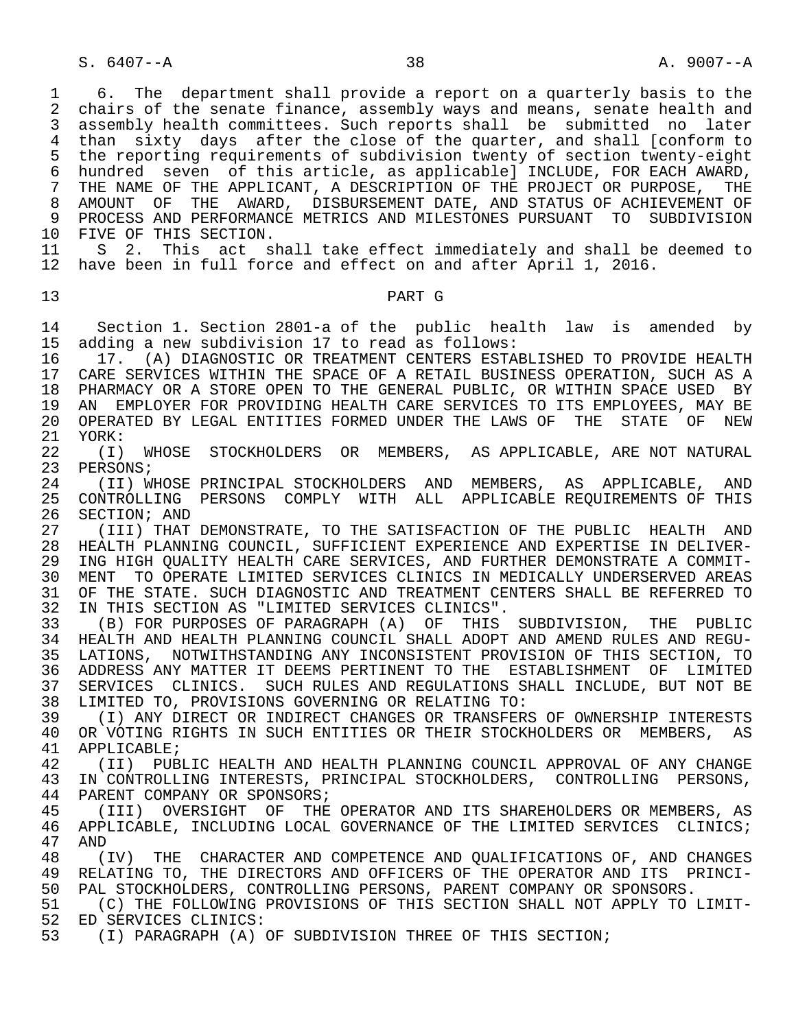6. The department shall provide a report on a quarterly basis to the chairs of the senate finance, assembly ways and means, senate health and assembly health committees. Such reports shall be submitted no later than sixty days after the close of the quarter, and shall [conform to the reporting requirements of subdivision twenty of section twenty-eight hundred seven of this article, as applicable] INCLUDE, FOR EACH AWARD, THE NAME OF THE APPLICANT, A DESCRIPTION OF THE PROJECT OR PURPOSE, THE AMOUNT OF THE AWARD, DISBURSEMENT DATE, AND STATUS OF ACHIEVEMENT OF PROCESS AND PERFORMANCE METRICS AND MILESTONES PURSUANT TO SUBDIVISION FIVE OF THIS SECTION.

S 2. This act shall take effect immediately and shall be deemed to have been in full force and effect on and after April 1, 2016.

PART G

Section 1. Section 2801-a of the public health law is amended by adding a new subdivision 17 to read as follows:

17. (A) DIAGNOSTIC OR TREATMENT CENTERS ESTABLISHED TO PROVIDE HEALTH CARE SERVICES WITHIN THE SPACE OF A RETAIL BUSINESS OPERATION, SUCH AS A PHARMACY OR A STORE OPEN TO THE GENERAL PUBLIC, OR WITHIN SPACE USED BY AN EMPLOYER FOR PROVIDING HEALTH CARE SERVICES TO ITS EMPLOYEES, MAY BE OPERATED BY LEGAL ENTITIES FORMED UNDER THE LAWS OF THE STATE OF NEW YORK:

(I) WHOSE STOCKHOLDERS OR MEMBERS, AS APPLICABLE, ARE NOT NATURAL PERSONS;

(II) WHOSE PRINCIPAL STOCKHOLDERS AND MEMBERS, AS APPLICABLE, AND CONTROLLING PERSONS COMPLY WITH ALL APPLICABLE REQUIREMENTS OF THIS SECTION; AND

(III) THAT DEMONSTRATE, TO THE SATISFACTION OF THE PUBLIC HEALTH AND HEALTH PLANNING COUNCIL, SUFFICIENT EXPERIENCE AND EXPERTISE IN DELIVERING HIGH QUALITY HEALTH CARE SERVICES, AND FURTHER DEMONSTRATE A COMMITMENT TO OPERATE LIMITED SERVICES CLINICS IN MEDICALLY UNDERSERVED AREAS OF THE STATE. SUCH DIAGNOSTIC AND TREATMENT CENTERS SHALL BE REFERRED TO IN THIS SECTION AS "LIMITED SERVICES CLINICS".

(B) FOR PURPOSES OF PARAGRAPH (A) OF THIS SUBDIVISION, THE PUBLIC HEALTH AND HEALTH PLANNING COUNCIL SHALL ADOPT AND AMEND RULES AND REGULATIONS, NOTWITHSTANDING ANY INCONSISTENT PROVISION OF THIS SECTION, TO ADDRESS ANY MATTER IT DEEMS PERTINENT TO THE ESTABLISHMENT OF LIMITED SERVICES CLINICS. SUCH RULES AND REGULATIONS SHALL INCLUDE, BUT NOT BE LIMITED TO, PROVISIONS GOVERNING OR RELATING TO:

(I) ANY DIRECT OR INDIRECT CHANGES OR TRANSFERS OF OWNERSHIP INTERESTS OR VOTING RIGHTS IN SUCH ENTITIES OR THEIR STOCKHOLDERS OR MEMBERS, AS APPLICABLE;

(II) PUBLIC HEALTH AND HEALTH PLANNING COUNCIL APPROVAL OF ANY CHANGE IN CONTROLLING INTERESTS, PRINCIPAL STOCKHOLDERS, CONTROLLING PERSONS, PARENT COMPANY OR SPONSORS;

(III) OVERSIGHT OF THE OPERATOR AND ITS SHAREHOLDERS OR MEMBERS, AS APPLICABLE, INCLUDING LOCAL GOVERNANCE OF THE LIMITED SERVICES CLINICS; AND

(IV) THE CHARACTER AND COMPETENCE AND QUALIFICATIONS OF, AND CHANGES RELATING TO, THE DIRECTORS AND OFFICERS OF THE OPERATOR AND ITS PRINCIPAL STOCKHOLDERS, CONTROLLING PERSONS, PARENT COMPANY OR SPONSORS.

(C) THE FOLLOWING PROVISIONS OF THIS SECTION SHALL NOT APPLY TO LIMITED SERVICES CLINICS:

(I) PARAGRAPH (A) OF SUBDIVISION THREE OF THIS SECTION;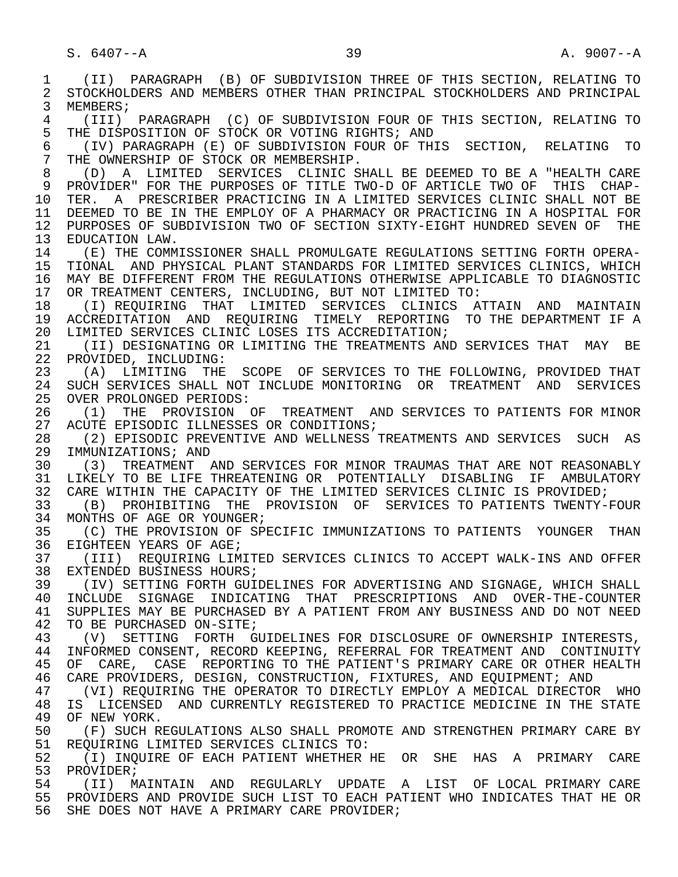(II) PARAGRAPH (B) OF SUBDIVISION THREE OF THIS SECTION, RELATING TO STOCKHOLDERS AND MEMBERS OTHER THAN PRINCIPAL STOCKHOLDERS AND PRINCIPAL MEMBERS;

(III) PARAGRAPH (C) OF SUBDIVISION FOUR OF THIS SECTION, RELATING TO THE DISPOSITION OF STOCK OR VOTING RIGHTS; AND

(IV) PARAGRAPH (E) OF SUBDIVISION FOUR OF THIS SECTION, RELATING TO THE OWNERSHIP OF STOCK OR MEMBERSHIP.

(D) A LIMITED SERVICES CLINIC SHALL BE DEEMED TO BE A "HEALTH CARE PROVIDER" FOR THE PURPOSES OF TITLE TWO-D OF ARTICLE TWO OF THIS CHAPTER. A PRESCRIBER PRACTICING IN A LIMITED SERVICES CLINIC SHALL NOT BE DEEMED TO BE IN THE EMPLOY OF A PHARMACY OR PRACTICING IN A HOSPITAL FOR PURPOSES OF SUBDIVISION TWO OF SECTION SIXTY-EIGHT HUNDRED SEVEN OF THE EDUCATION LAW.

(E) THE COMMISSIONER SHALL PROMULGATE REGULATIONS SETTING FORTH OPERATIONAL AND PHYSICAL PLANT STANDARDS FOR LIMITED SERVICES CLINICS, WHICH MAY BE DIFFERENT FROM THE REGULATIONS OTHERWISE APPLICABLE TO DIAGNOSTIC OR TREATMENT CENTERS, INCLUDING, BUT NOT LIMITED TO:

(I) REQUIRING THAT LIMITED SERVICES CLINICS ATTAIN AND MAINTAIN ACCREDITATION AND REQUIRING TIMELY REPORTING TO THE DEPARTMENT IF A LIMITED SERVICES CLINIC LOSES ITS ACCREDITATION;

(II) DESIGNATING OR LIMITING THE TREATMENTS AND SERVICES THAT MAY BE PROVIDED, INCLUDING:

(A) LIMITING THE SCOPE OF SERVICES TO THE FOLLOWING, PROVIDED THAT SUCH SERVICES SHALL NOT INCLUDE MONITORING OR TREATMENT AND SERVICES OVER PROLONGED PERIODS:

(1) THE PROVISION OF TREATMENT AND SERVICES TO PATIENTS FOR MINOR ACUTE EPISODIC ILLNESSES OR CONDITIONS;

(2) EPISODIC PREVENTIVE AND WELLNESS TREATMENTS AND SERVICES SUCH AS IMMUNIZATIONS; AND

(3) TREATMENT AND SERVICES FOR MINOR TRAUMAS THAT ARE NOT REASONABLY LIKELY TO BE LIFE THREATENING OR POTENTIALLY DISABLING IF AMBULATORY CARE WITHIN THE CAPACITY OF THE LIMITED SERVICES CLINIC IS PROVIDED;

(B) PROHIBITING THE PROVISION OF SERVICES TO PATIENTS TWENTY-FOUR MONTHS OF AGE OR YOUNGER;

(C) THE PROVISION OF SPECIFIC IMMUNIZATIONS TO PATIENTS YOUNGER THAN EIGHTEEN YEARS OF AGE;

(III) REQUIRING LIMITED SERVICES CLINICS TO ACCEPT WALK-INS AND OFFER EXTENDED BUSINESS HOURS;

(IV) SETTING FORTH GUIDELINES FOR ADVERTISING AND SIGNAGE, WHICH SHALL INCLUDE SIGNAGE INDICATING THAT PRESCRIPTIONS AND OVER-THE-COUNTER SUPPLIES MAY BE PURCHASED BY A PATIENT FROM ANY BUSINESS AND DO NOT NEED TO BE PURCHASED ON-SITE;

(V) SETTING FORTH GUIDELINES FOR DISCLOSURE OF OWNERSHIP INTERESTS, INFORMED CONSENT, RECORD KEEPING, REFERRAL FOR TREATMENT AND CONTINUITY OF CARE, CASE REPORTING TO THE PATIENT'S PRIMARY CARE OR OTHER HEALTH CARE PROVIDERS, DESIGN, CONSTRUCTION, FIXTURES, AND EQUIPMENT; AND

(VI) REQUIRING THE OPERATOR TO DIRECTLY EMPLOY A MEDICAL DIRECTOR WHO IS LICENSED AND CURRENTLY REGISTERED TO PRACTICE MEDICINE IN THE STATE OF NEW YORK.

(F) SUCH REGULATIONS ALSO SHALL PROMOTE AND STRENGTHEN PRIMARY CARE BY REQUIRING LIMITED SERVICES CLINICS TO:

(I) INQUIRE OF EACH PATIENT WHETHER HE OR SHE HAS A PRIMARY CARE PROVIDER;

(II) MAINTAIN AND REGULARLY UPDATE A LIST OF LOCAL PRIMARY CARE PROVIDERS AND PROVIDE SUCH LIST TO EACH PATIENT WHO INDICATES THAT HE OR SHE DOES NOT HAVE A PRIMARY CARE PROVIDER;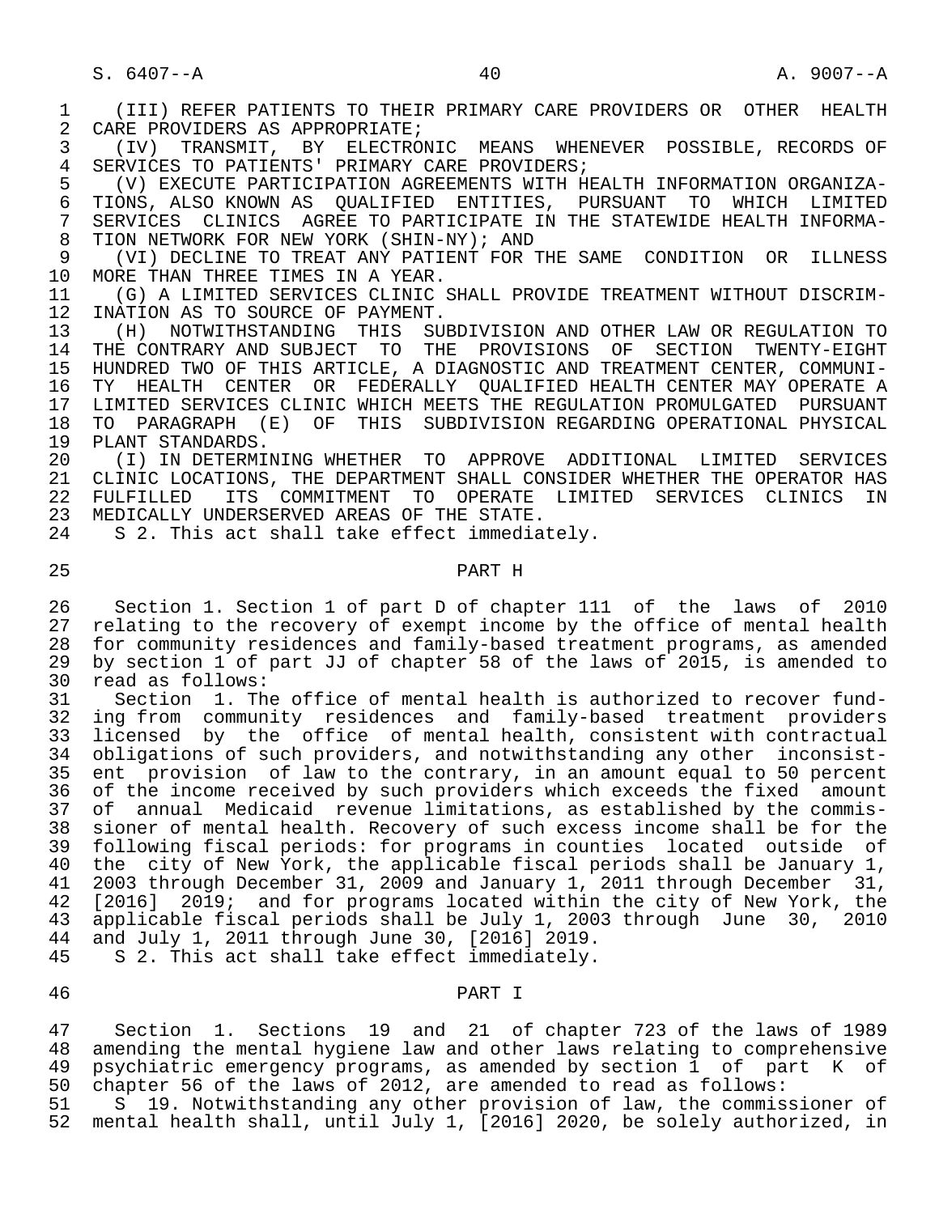(III) REFER PATIENTS TO THEIR PRIMARY CARE PROVIDERS OR OTHER HEALTH CARE PROVIDERS AS APPROPRIATE;

(IV) TRANSMIT, BY ELECTRONIC MEANS WHENEVER POSSIBLE, RECORDS OF SERVICES TO PATIENTS' PRIMARY CARE PROVIDERS;

(V) EXECUTE PARTICIPATION AGREEMENTS WITH HEALTH INFORMATION ORGANIZATIONS, ALSO KNOWN AS QUALIFIED ENTITIES, PURSUANT TO WHICH LIMITED SERVICES CLINICS AGREE TO PARTICIPATE IN THE STATEWIDE HEALTH INFORMATION NETWORK FOR NEW YORK (SHIN-NY); AND

(VI) DECLINE TO TREAT ANY PATIENT FOR THE SAME CONDITION OR ILLNESS MORE THAN THREE TIMES IN A YEAR.

(G) A LIMITED SERVICES CLINIC SHALL PROVIDE TREATMENT WITHOUT DISCRIMINATION AS TO SOURCE OF PAYMENT.

(H) NOTWITHSTANDING THIS SUBDIVISION AND OTHER LAW OR REGULATION TO THE CONTRARY AND SUBJECT TO THE PROVISIONS OF SECTION TWENTY-EIGHT HUNDRED TWO OF THIS ARTICLE, A DIAGNOSTIC AND TREATMENT CENTER, COMMUNITY HEALTH CENTER OR FEDERALLY QUALIFIED HEALTH CENTER MAY OPERATE A LIMITED SERVICES CLINIC WHICH MEETS THE REGULATION PROMULGATED PURSUANT TO PARAGRAPH (E) OF THIS SUBDIVISION REGARDING OPERATIONAL PHYSICAL PLANT STANDARDS.

(I) IN DETERMINING WHETHER TO APPROVE ADDITIONAL LIMITED SERVICES CLINIC LOCATIONS, THE DEPARTMENT SHALL CONSIDER WHETHER THE OPERATOR HAS FULFILLED ITS COMMITMENT TO OPERATE LIMITED SERVICES CLINICS IN MEDICALLY UNDERSERVED AREAS OF THE STATE.

S 2. This act shall take effect immediately.

## PART H

Section 1. Section 1 of part D of chapter 111 of the laws of 2010 relating to the recovery of exempt income by the office of mental health for community residences and family-based treatment programs, as amended by section 1 of part JJ of chapter 58 of the laws of 2015, is amended to read as follows:

Section 1. The office of mental health is authorized to recover funding from community residences and family-based treatment providers licensed by the office of mental health, consistent with contractual obligations of such providers, and notwithstanding any other inconsistent provision of law to the contrary, in an amount equal to 50 percent of the income received by such providers which exceeds the fixed amount of annual Medicaid revenue limitations, as established by the commissioner of mental health. Recovery of such excess income shall be for the following fiscal periods: for programs in counties located outside of the city of New York, the applicable fiscal periods shall be January 1, 2003 through December 31, 2009 and January 1, 2011 through December 31, [2016] 2019; and for programs located within the city of New York, the applicable fiscal periods shall be July 1, 2003 through June 30, 2010 and July 1, 2011 through June 30, [2016] 2019.

S 2. This act shall take effect immediately.

## PART I

Section 1. Sections 19 and 21 of chapter 723 of the laws of 1989 amending the mental hygiene law and other laws relating to comprehensive psychiatric emergency programs, as amended by section 1 of part K of chapter 56 of the laws of 2012, are amended to read as follows:

S 19. Notwithstanding any other provision of law, the commissioner of mental health shall, until July 1, [2016] 2020, be solely authorized, in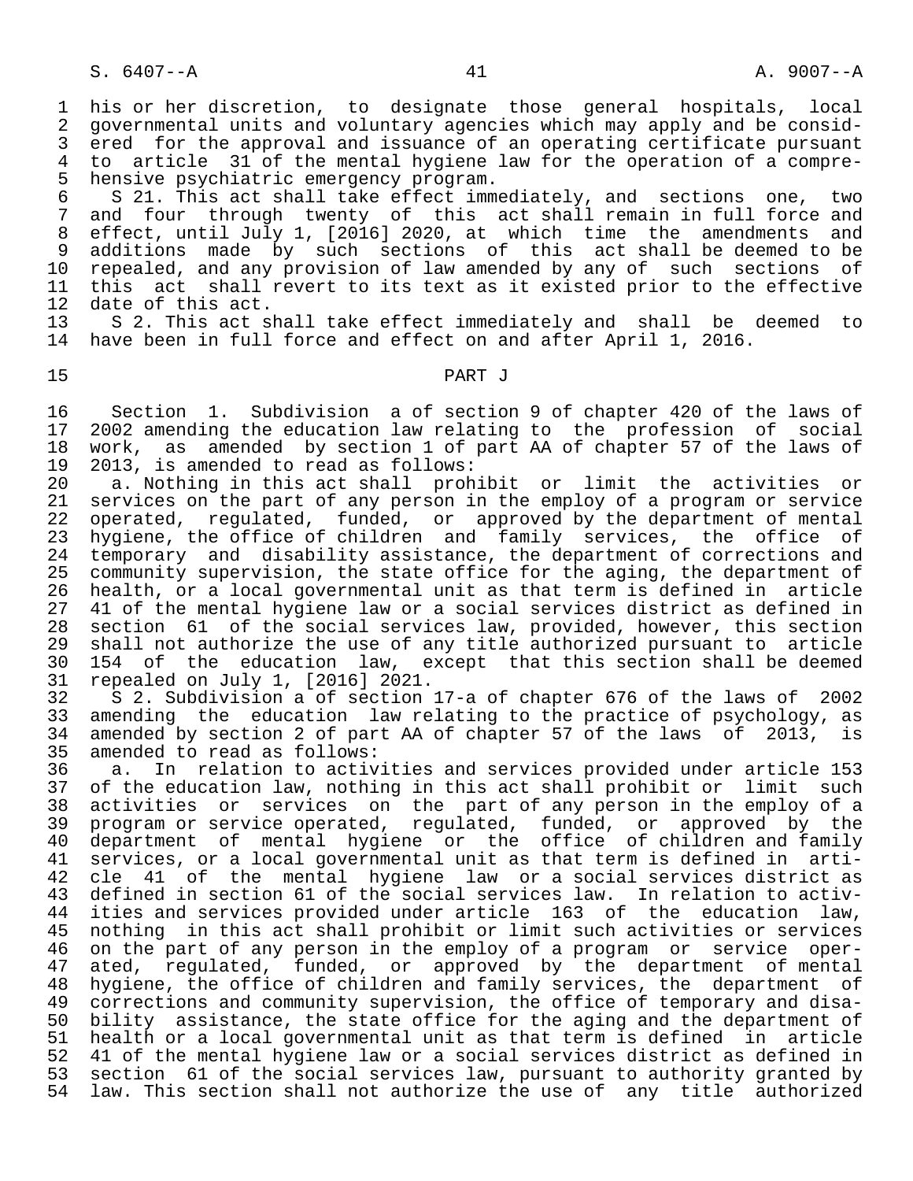his or her discretion, to designate those general hospitals, local governmental units and voluntary agencies which may apply and be considered for the approval and issuance of an operating certificate pursuant to article 31 of the mental hygiene law for the operation of a comprehensive psychiatric emergency program.

S 21. This act shall take effect immediately, and sections one, two and four through twenty of this act shall remain in full force and effect, until July 1, [2016] 2020, at which time the amendments and additions made by such sections of this act shall be deemed to be repealed, and any provision of law amended by any of such sections of this act shall revert to its text as it existed prior to the effective date of this act.

S 2. This act shall take effect immediately and shall be deemed to have been in full force and effect on and after April 1, 2016.

PART J

Section 1. Subdivision a of section 9 of chapter 420 of the laws of 2002 amending the education law relating to the profession of social work, as amended by section 1 of part AA of chapter 57 of the laws of 2013, is amended to read as follows:

a. Nothing in this act shall prohibit or limit the activities or services on the part of any person in the employ of a program or service operated, regulated, funded, or approved by the department of mental hygiene, the office of children and family services, the office of temporary and disability assistance, the department of corrections and community supervision, the state office for the aging, the department of health, or a local governmental unit as that term is defined in article 41 of the mental hygiene law or a social services district as defined in section 61 of the social services law, provided, however, this section shall not authorize the use of any title authorized pursuant to article 154 of the education law, except that this section shall be deemed repealed on July 1, [2016] 2021.

S 2. Subdivision a of section 17-a of chapter 676 of the laws of 2002 amending the education law relating to the practice of psychology, as amended by section 2 of part AA of chapter 57 of the laws of 2013, is amended to read as follows:

a. In relation to activities and services provided under article 153 of the education law, nothing in this act shall prohibit or limit such activities or services on the part of any person in the employ of a program or service operated, regulated, funded, or approved by the department of mental hygiene or the office of children and family services, or a local governmental unit as that term is defined in article 41 of the mental hygiene law or a social services district as defined in section 61 of the social services law. In relation to activities and services provided under article 163 of the education law, nothing in this act shall prohibit or limit such activities or services on the part of any person in the employ of a program or service operated, regulated, funded, or approved by the department of mental hygiene, the office of children and family services, the department of corrections and community supervision, the office of temporary and disability assistance, the state office for the aging and the department of health or a local governmental unit as that term is defined in article 41 of the mental hygiene law or a social services district as defined in section 61 of the social services law, pursuant to authority granted by law. This section shall not authorize the use of any title authorized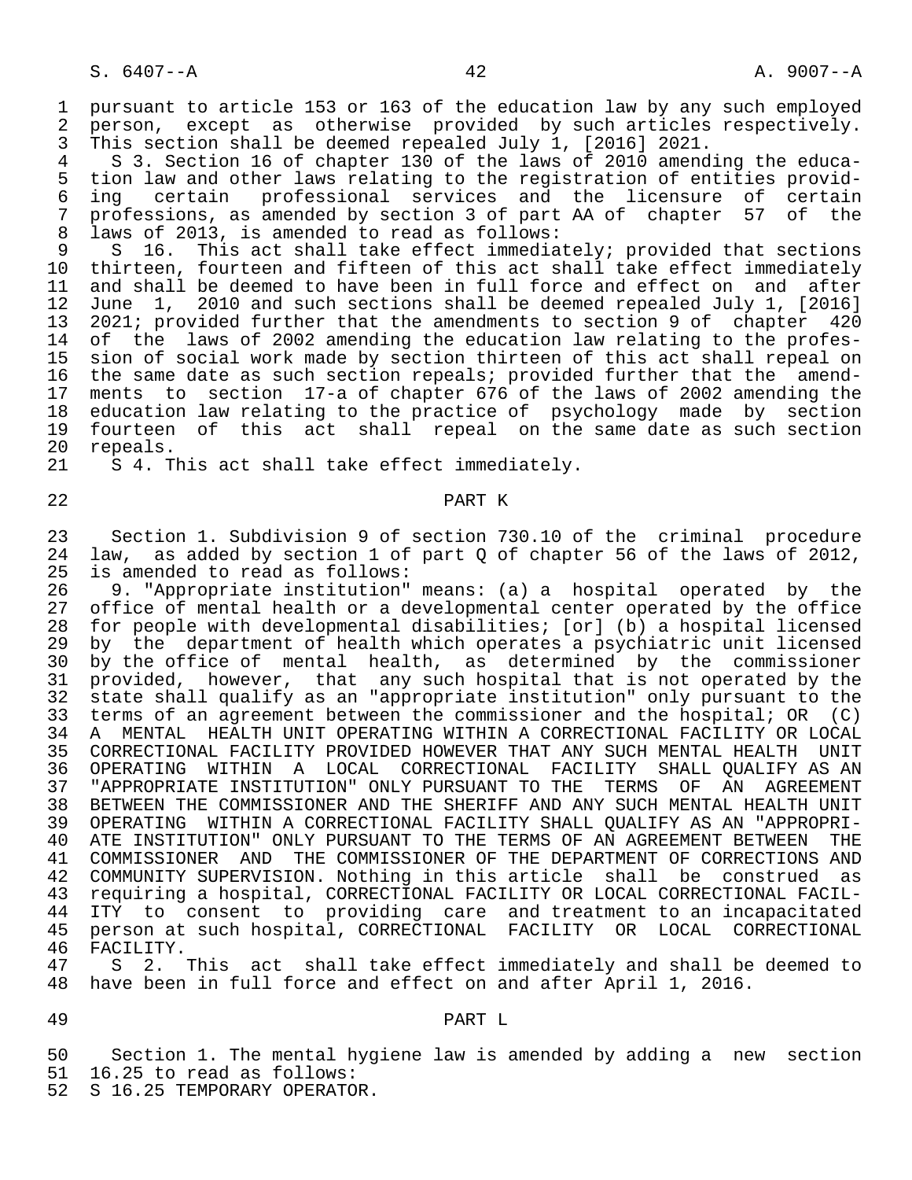pursuant to article 153 or 163 of the education law by any such employed person, except as otherwise provided by such articles respectively. This section shall be deemed repealed July 1, [2016] 2021.

S 3. Section 16 of chapter 130 of the laws of 2010 amending the education law and other laws relating to the registration of entities providing certain professional services and the licensure of certain professions, as amended by section 3 of part AA of chapter 57 of the laws of 2013, is amended to read as follows:

S 16. This act shall take effect immediately; provided that sections thirteen, fourteen and fifteen of this act shall take effect immediately and shall be deemed to have been in full force and effect on and after June 1, 2010 and such sections shall be deemed repealed July 1, [2016] 2021; provided further that the amendments to section 9 of chapter 420 of the laws of 2002 amending the education law relating to the profession of social work made by section thirteen of this act shall repeal on the same date as such section repeals; provided further that the amendments to section 17-a of chapter 676 of the laws of 2002 amending the education law relating to the practice of psychology made by section fourteen of this act shall repeal on the same date as such section repeals.

S 4. This act shall take effect immediately.

## PART K

Section 1. Subdivision 9 of section 730.10 of the criminal procedure law, as added by section 1 of part Q of chapter 56 of the laws of 2012, is amended to read as follows:

9. "Appropriate institution" means: (a) a hospital operated by the office of mental health or a developmental center operated by the office for people with developmental disabilities; [or] (b) a hospital licensed by the department of health which operates a psychiatric unit licensed by the office of mental health, as determined by the commissioner provided, however, that any such hospital that is not operated by the state shall qualify as an "appropriate institution" only pursuant to the terms of an agreement between the commissioner and the hospital; OR (C) A MENTAL HEALTH UNIT OPERATING WITHIN A CORRECTIONAL FACILITY OR LOCAL CORRECTIONAL FACILITY PROVIDED HOWEVER THAT ANY SUCH MENTAL HEALTH UNIT OPERATING WITHIN A LOCAL CORRECTIONAL FACILITY SHALL QUALIFY AS AN "APPROPRIATE INSTITUTION" ONLY PURSUANT TO THE TERMS OF AN AGREEMENT BETWEEN THE COMMISSIONER AND THE SHERIFF AND ANY SUCH MENTAL HEALTH UNIT OPERATING WITHIN A CORRECTIONAL FACILITY SHALL QUALIFY AS AN "APPROPRIATE INSTITUTION" ONLY PURSUANT TO THE TERMS OF AN AGREEMENT BETWEEN THE COMMISSIONER AND THE COMMISSIONER OF THE DEPARTMENT OF CORRECTIONS AND COMMUNITY SUPERVISION. Nothing in this article shall be construed as requiring a hospital, CORRECTIONAL FACILITY OR LOCAL CORRECTIONAL FACILITY to consent to providing care and treatment to an incapacitated person at such hospital, CORRECTIONAL FACILITY OR LOCAL CORRECTIONAL FACILITY.

S 2. This act shall take effect immediately and shall be deemed to have been in full force and effect on and after April 1, 2016.

## PART L

Section 1. The mental hygiene law is amended by adding a new section 16.25 to read as follows:

S 16.25 TEMPORARY OPERATOR.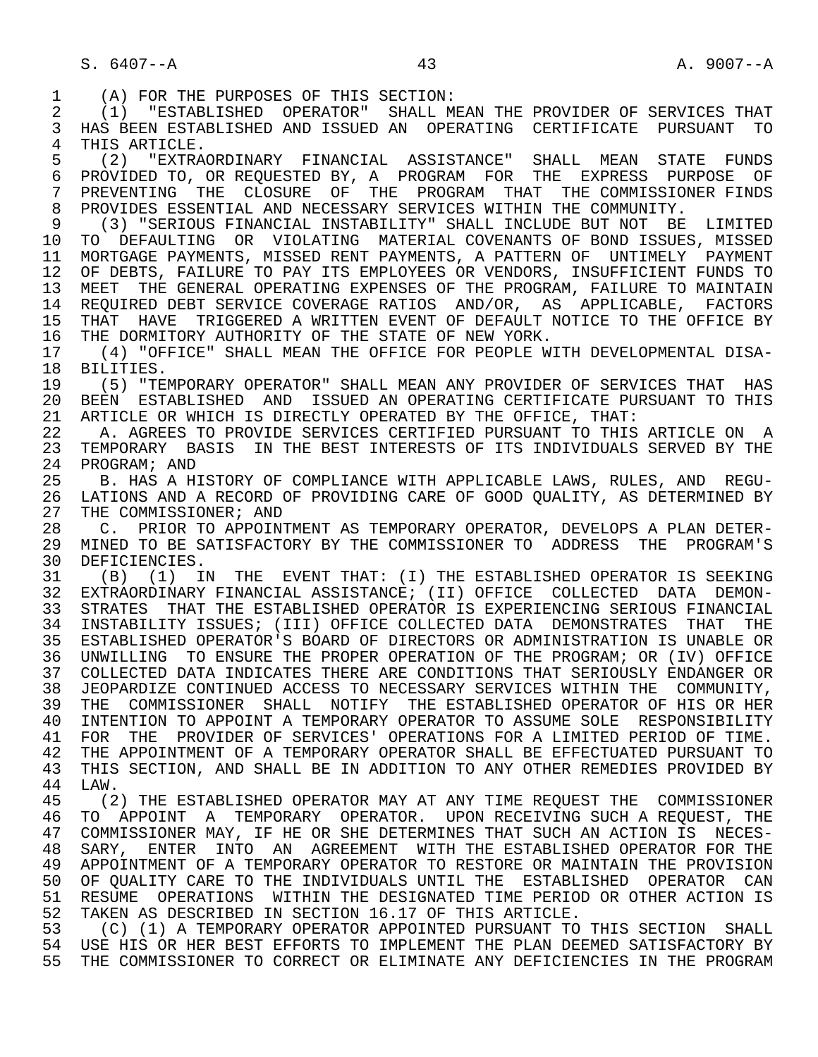(A) FOR THE PURPOSES OF THIS SECTION:

(1) "ESTABLISHED OPERATOR" SHALL MEAN THE PROVIDER OF SERVICES THAT HAS BEEN ESTABLISHED AND ISSUED AN OPERATING CERTIFICATE PURSUANT TO THIS ARTICLE.

(2) "EXTRAORDINARY FINANCIAL ASSISTANCE" SHALL MEAN STATE FUNDS PROVIDED TO, OR REQUESTED BY, A PROGRAM FOR THE EXPRESS PURPOSE OF PREVENTING THE CLOSURE OF THE PROGRAM THAT THE COMMISSIONER FINDS PROVIDES ESSENTIAL AND NECESSARY SERVICES WITHIN THE COMMUNITY.

(3) "SERIOUS FINANCIAL INSTABILITY" SHALL INCLUDE BUT NOT BE LIMITED TO DEFAULTING OR VIOLATING MATERIAL COVENANTS OF BOND ISSUES, MISSED MORTGAGE PAYMENTS, MISSED RENT PAYMENTS, A PATTERN OF UNTIMELY PAYMENT OF DEBTS, FAILURE TO PAY ITS EMPLOYEES OR VENDORS, INSUFFICIENT FUNDS TO MEET THE GENERAL OPERATING EXPENSES OF THE PROGRAM, FAILURE TO MAINTAIN REQUIRED DEBT SERVICE COVERAGE RATIOS AND/OR, AS APPLICABLE, FACTORS THAT HAVE TRIGGERED A WRITTEN EVENT OF DEFAULT NOTICE TO THE OFFICE BY THE DORMITORY AUTHORITY OF THE STATE OF NEW YORK.

(4) "OFFICE" SHALL MEAN THE OFFICE FOR PEOPLE WITH DEVELOPMENTAL DISABILITIES.

(5) "TEMPORARY OPERATOR" SHALL MEAN ANY PROVIDER OF SERVICES THAT HAS BEEN ESTABLISHED AND ISSUED AN OPERATING CERTIFICATE PURSUANT TO THIS ARTICLE OR WHICH IS DIRECTLY OPERATED BY THE OFFICE, THAT:

A. AGREES TO PROVIDE SERVICES CERTIFIED PURSUANT TO THIS ARTICLE ON A TEMPORARY BASIS IN THE BEST INTERESTS OF ITS INDIVIDUALS SERVED BY THE PROGRAM; AND

B. HAS A HISTORY OF COMPLIANCE WITH APPLICABLE LAWS, RULES, AND REGULATIONS AND A RECORD OF PROVIDING CARE OF GOOD QUALITY, AS DETERMINED BY THE COMMISSIONER; AND

C. PRIOR TO APPOINTMENT AS TEMPORARY OPERATOR, DEVELOPS A PLAN DETERMINED TO BE SATISFACTORY BY THE COMMISSIONER TO ADDRESS THE PROGRAM'S DEFICIENCIES.

(B) (1) IN THE EVENT THAT: (I) THE ESTABLISHED OPERATOR IS SEEKING EXTRAORDINARY FINANCIAL ASSISTANCE; (II) OFFICE COLLECTED DATA DEMONSTRATES THAT THE ESTABLISHED OPERATOR IS EXPERIENCING SERIOUS FINANCIAL INSTABILITY ISSUES; (III) OFFICE COLLECTED DATA DEMONSTRATES THAT THE ESTABLISHED OPERATOR'S BOARD OF DIRECTORS OR ADMINISTRATION IS UNABLE OR UNWILLING TO ENSURE THE PROPER OPERATION OF THE PROGRAM; OR (IV) OFFICE COLLECTED DATA INDICATES THERE ARE CONDITIONS THAT SERIOUSLY ENDANGER OR JEOPARDIZE CONTINUED ACCESS TO NECESSARY SERVICES WITHIN THE COMMUNITY, THE COMMISSIONER SHALL NOTIFY THE ESTABLISHED OPERATOR OF HIS OR HER INTENTION TO APPOINT A TEMPORARY OPERATOR TO ASSUME SOLE RESPONSIBILITY FOR THE PROVIDER OF SERVICES' OPERATIONS FOR A LIMITED PERIOD OF TIME. THE APPOINTMENT OF A TEMPORARY OPERATOR SHALL BE EFFECTUATED PURSUANT TO THIS SECTION, AND SHALL BE IN ADDITION TO ANY OTHER REMEDIES PROVIDED BY LAW.

(2) THE ESTABLISHED OPERATOR MAY AT ANY TIME REQUEST THE COMMISSIONER TO APPOINT A TEMPORARY OPERATOR. UPON RECEIVING SUCH A REQUEST, THE COMMISSIONER MAY, IF HE OR SHE DETERMINES THAT SUCH AN ACTION IS NECESSARY, ENTER INTO AN AGREEMENT WITH THE ESTABLISHED OPERATOR FOR THE APPOINTMENT OF A TEMPORARY OPERATOR TO RESTORE OR MAINTAIN THE PROVISION OF QUALITY CARE TO THE INDIVIDUALS UNTIL THE ESTABLISHED OPERATOR CAN RESUME OPERATIONS WITHIN THE DESIGNATED TIME PERIOD OR OTHER ACTION IS TAKEN AS DESCRIBED IN SECTION 16.17 OF THIS ARTICLE.

(C) (1) A TEMPORARY OPERATOR APPOINTED PURSUANT TO THIS SECTION SHALL USE HIS OR HER BEST EFFORTS TO IMPLEMENT THE PLAN DEEMED SATISFACTORY BY THE COMMISSIONER TO CORRECT OR ELIMINATE ANY DEFICIENCIES IN THE PROGRAM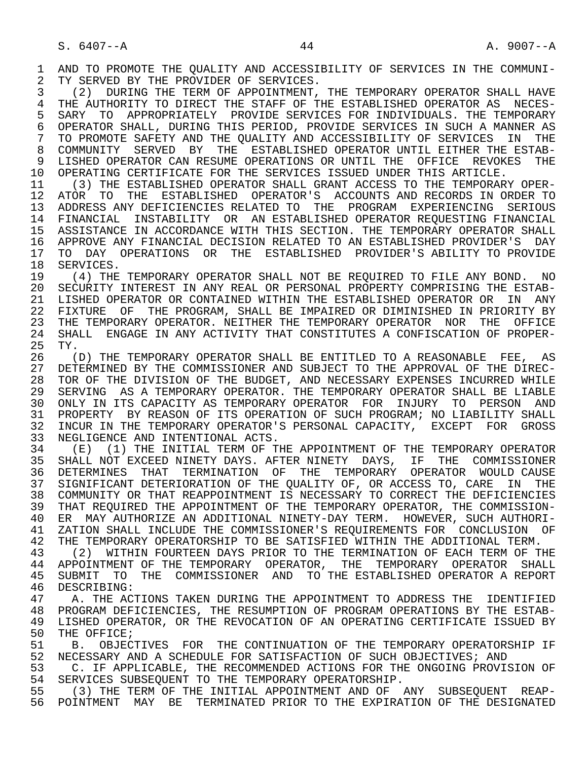AND TO PROMOTE THE QUALITY AND ACCESSIBILITY OF SERVICES IN THE COMMUNITY SERVED BY THE PROVIDER OF SERVICES.

(2) DURING THE TERM OF APPOINTMENT, THE TEMPORARY OPERATOR SHALL HAVE THE AUTHORITY TO DIRECT THE STAFF OF THE ESTABLISHED OPERATOR AS NECESSARY TO APPROPRIATELY PROVIDE SERVICES FOR INDIVIDUALS. THE TEMPORARY OPERATOR SHALL, DURING THIS PERIOD, PROVIDE SERVICES IN SUCH A MANNER AS TO PROMOTE SAFETY AND THE QUALITY AND ACCESSIBILITY OF SERVICES IN THE COMMUNITY SERVED BY THE ESTABLISHED OPERATOR UNTIL EITHER THE ESTABLISHED OPERATOR CAN RESUME OPERATIONS OR UNTIL THE OFFICE REVOKES THE OPERATING CERTIFICATE FOR THE SERVICES ISSUED UNDER THIS ARTICLE.

(3) THE ESTABLISHED OPERATOR SHALL GRANT ACCESS TO THE TEMPORARY OPERATOR TO THE ESTABLISHED OPERATOR'S ACCOUNTS AND RECORDS IN ORDER TO ADDRESS ANY DEFICIENCIES RELATED TO THE PROGRAM EXPERIENCING SERIOUS FINANCIAL INSTABILITY OR AN ESTABLISHED OPERATOR REQUESTING FINANCIAL ASSISTANCE IN ACCORDANCE WITH THIS SECTION. THE TEMPORARY OPERATOR SHALL APPROVE ANY FINANCIAL DECISION RELATED TO AN ESTABLISHED PROVIDER'S DAY TO DAY OPERATIONS OR THE ESTABLISHED PROVIDER'S ABILITY TO PROVIDE SERVICES.

(4) THE TEMPORARY OPERATOR SHALL NOT BE REQUIRED TO FILE ANY BOND. NO SECURITY INTEREST IN ANY REAL OR PERSONAL PROPERTY COMPRISING THE ESTABLISHED OPERATOR OR CONTAINED WITHIN THE ESTABLISHED OPERATOR OR IN ANY FIXTURE OF THE PROGRAM, SHALL BE IMPAIRED OR DIMINISHED IN PRIORITY BY THE TEMPORARY OPERATOR. NEITHER THE TEMPORARY OPERATOR NOR THE OFFICE SHALL ENGAGE IN ANY ACTIVITY THAT CONSTITUTES A CONFISCATION OF PROPERTY.

(D) THE TEMPORARY OPERATOR SHALL BE ENTITLED TO A REASONABLE FEE, AS DETERMINED BY THE COMMISSIONER AND SUBJECT TO THE APPROVAL OF THE DIRECTOR OF THE DIVISION OF THE BUDGET, AND NECESSARY EXPENSES INCURRED WHILE SERVING AS A TEMPORARY OPERATOR. THE TEMPORARY OPERATOR SHALL BE LIABLE ONLY IN ITS CAPACITY AS TEMPORARY OPERATOR FOR INJURY TO PERSON AND PROPERTY BY REASON OF ITS OPERATION OF SUCH PROGRAM; NO LIABILITY SHALL INCUR IN THE TEMPORARY OPERATOR'S PERSONAL CAPACITY, EXCEPT FOR GROSS NEGLIGENCE AND INTENTIONAL ACTS.

(E) (1) THE INITIAL TERM OF THE APPOINTMENT OF THE TEMPORARY OPERATOR SHALL NOT EXCEED NINETY DAYS. AFTER NINETY DAYS, IF THE COMMISSIONER DETERMINES THAT TERMINATION OF THE TEMPORARY OPERATOR WOULD CAUSE SIGNIFICANT DETERIORATION OF THE QUALITY OF, OR ACCESS TO, CARE IN THE COMMUNITY OR THAT REAPPOINTMENT IS NECESSARY TO CORRECT THE DEFICIENCIES THAT REQUIRED THE APPOINTMENT OF THE TEMPORARY OPERATOR, THE COMMISSIONER MAY AUTHORIZE AN ADDITIONAL NINETY-DAY TERM. HOWEVER, SUCH AUTHORIZATION SHALL INCLUDE THE COMMISSIONER'S REQUIREMENTS FOR CONCLUSION OF THE TEMPORARY OPERATORSHIP TO BE SATISFIED WITHIN THE ADDITIONAL TERM.

(2) WITHIN FOURTEEN DAYS PRIOR TO THE TERMINATION OF EACH TERM OF THE APPOINTMENT OF THE TEMPORARY OPERATOR, THE TEMPORARY OPERATOR SHALL SUBMIT TO THE COMMISSIONER AND TO THE ESTABLISHED OPERATOR A REPORT DESCRIBING:

A. THE ACTIONS TAKEN DURING THE APPOINTMENT TO ADDRESS THE IDENTIFIED PROGRAM DEFICIENCIES, THE RESUMPTION OF PROGRAM OPERATIONS BY THE ESTABLISHED OPERATOR, OR THE REVOCATION OF AN OPERATING CERTIFICATE ISSUED BY THE OFFICE;

B. OBJECTIVES FOR THE CONTINUATION OF THE TEMPORARY OPERATORSHIP IF NECESSARY AND A SCHEDULE FOR SATISFACTION OF SUCH OBJECTIVES; AND

C. IF APPLICABLE, THE RECOMMENDED ACTIONS FOR THE ONGOING PROVISION OF SERVICES SUBSEQUENT TO THE TEMPORARY OPERATORSHIP.

(3) THE TERM OF THE INITIAL APPOINTMENT AND OF ANY SUBSEQUENT REAPPOINTMENT MAY BE TERMINATED PRIOR TO THE EXPIRATION OF THE DESIGNATED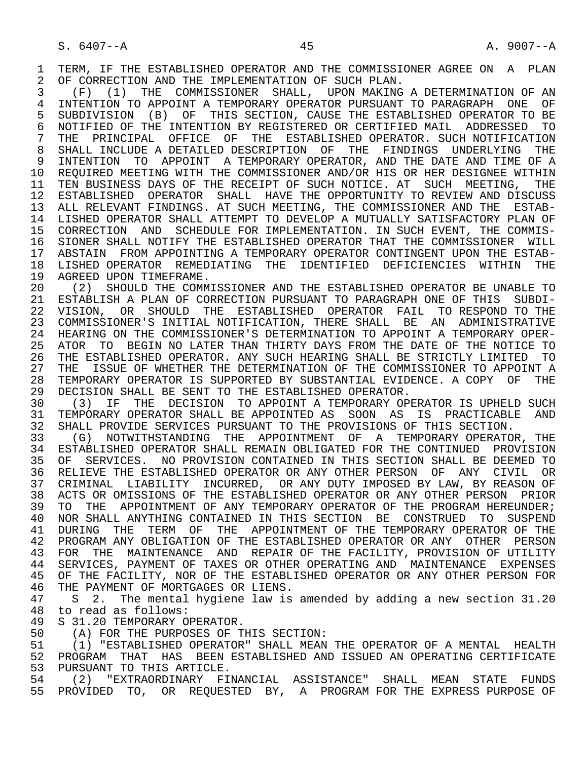TERM, IF THE ESTABLISHED OPERATOR AND THE COMMISSIONER AGREE ON A PLAN OF CORRECTION AND THE IMPLEMENTATION OF SUCH PLAN.

(F) (1) THE COMMISSIONER SHALL, UPON MAKING A DETERMINATION OF AN INTENTION TO APPOINT A TEMPORARY OPERATOR PURSUANT TO PARAGRAPH ONE OF SUBDIVISION (B) OF THIS SECTION, CAUSE THE ESTABLISHED OPERATOR TO BE NOTIFIED OF THE INTENTION BY REGISTERED OR CERTIFIED MAIL ADDRESSED TO THE PRINCIPAL OFFICE OF THE ESTABLISHED OPERATOR. SUCH NOTIFICATION SHALL INCLUDE A DETAILED DESCRIPTION OF THE FINDINGS UNDERLYING THE INTENTION TO APPOINT A TEMPORARY OPERATOR, AND THE DATE AND TIME OF A REQUIRED MEETING WITH THE COMMISSIONER AND/OR HIS OR HER DESIGNEE WITHIN TEN BUSINESS DAYS OF THE RECEIPT OF SUCH NOTICE. AT SUCH MEETING, THE ESTABLISHED OPERATOR SHALL HAVE THE OPPORTUNITY TO REVIEW AND DISCUSS ALL RELEVANT FINDINGS. AT SUCH MEETING, THE COMMISSIONER AND THE ESTABLISHED OPERATOR SHALL ATTEMPT TO DEVELOP A MUTUALLY SATISFACTORY PLAN OF CORRECTION AND SCHEDULE FOR IMPLEMENTATION. IN SUCH EVENT, THE COMMISSIONER SHALL NOTIFY THE ESTABLISHED OPERATOR THAT THE COMMISSIONER WILL ABSTAIN FROM APPOINTING A TEMPORARY OPERATOR CONTINGENT UPON THE ESTABLISHED OPERATOR REMEDIATING THE IDENTIFIED DEFICIENCIES WITHIN THE AGREED UPON TIMEFRAME.

(2) SHOULD THE COMMISSIONER AND THE ESTABLISHED OPERATOR BE UNABLE TO ESTABLISH A PLAN OF CORRECTION PURSUANT TO PARAGRAPH ONE OF THIS SUBDIVISION, OR SHOULD THE ESTABLISHED OPERATOR FAIL TO RESPOND TO THE COMMISSIONER'S INITIAL NOTIFICATION, THERE SHALL BE AN ADMINISTRATIVE HEARING ON THE COMMISSIONER'S DETERMINATION TO APPOINT A TEMPORARY OPERATOR TO BEGIN NO LATER THAN THIRTY DAYS FROM THE DATE OF THE NOTICE TO THE ESTABLISHED OPERATOR. ANY SUCH HEARING SHALL BE STRICTLY LIMITED TO THE ISSUE OF WHETHER THE DETERMINATION OF THE COMMISSIONER TO APPOINT A TEMPORARY OPERATOR IS SUPPORTED BY SUBSTANTIAL EVIDENCE. A COPY OF THE DECISION SHALL BE SENT TO THE ESTABLISHED OPERATOR.

(3) IF THE DECISION TO APPOINT A TEMPORARY OPERATOR IS UPHELD SUCH TEMPORARY OPERATOR SHALL BE APPOINTED AS SOON AS IS PRACTICABLE AND SHALL PROVIDE SERVICES PURSUANT TO THE PROVISIONS OF THIS SECTION.

(G) NOTWITHSTANDING THE APPOINTMENT OF A TEMPORARY OPERATOR, THE ESTABLISHED OPERATOR SHALL REMAIN OBLIGATED FOR THE CONTINUED PROVISION OF SERVICES. NO PROVISION CONTAINED IN THIS SECTION SHALL BE DEEMED TO RELIEVE THE ESTABLISHED OPERATOR OR ANY OTHER PERSON OF ANY CIVIL OR CRIMINAL LIABILITY INCURRED, OR ANY DUTY IMPOSED BY LAW, BY REASON OF ACTS OR OMISSIONS OF THE ESTABLISHED OPERATOR OR ANY OTHER PERSON PRIOR TO THE APPOINTMENT OF ANY TEMPORARY OPERATOR OF THE PROGRAM HEREUNDER; NOR SHALL ANYTHING CONTAINED IN THIS SECTION BE CONSTRUED TO SUSPEND DURING THE TERM OF THE APPOINTMENT OF THE TEMPORARY OPERATOR OF THE PROGRAM ANY OBLIGATION OF THE ESTABLISHED OPERATOR OR ANY OTHER PERSON FOR THE MAINTENANCE AND REPAIR OF THE FACILITY, PROVISION OF UTILITY SERVICES, PAYMENT OF TAXES OR OTHER OPERATING AND MAINTENANCE EXPENSES OF THE FACILITY, NOR OF THE ESTABLISHED OPERATOR OR ANY OTHER PERSON FOR THE PAYMENT OF MORTGAGES OR LIENS.

S 2. The mental hygiene law is amended by adding a new section 31.20 to read as follows:

S 31.20 TEMPORARY OPERATOR.

(A) FOR THE PURPOSES OF THIS SECTION:

(1) "ESTABLISHED OPERATOR" SHALL MEAN THE OPERATOR OF A MENTAL HEALTH PROGRAM THAT HAS BEEN ESTABLISHED AND ISSUED AN OPERATING CERTIFICATE PURSUANT TO THIS ARTICLE.

(2) "EXTRAORDINARY FINANCIAL ASSISTANCE" SHALL MEAN STATE FUNDS PROVIDED TO, OR REQUESTED BY, A PROGRAM FOR THE EXPRESS PURPOSE OF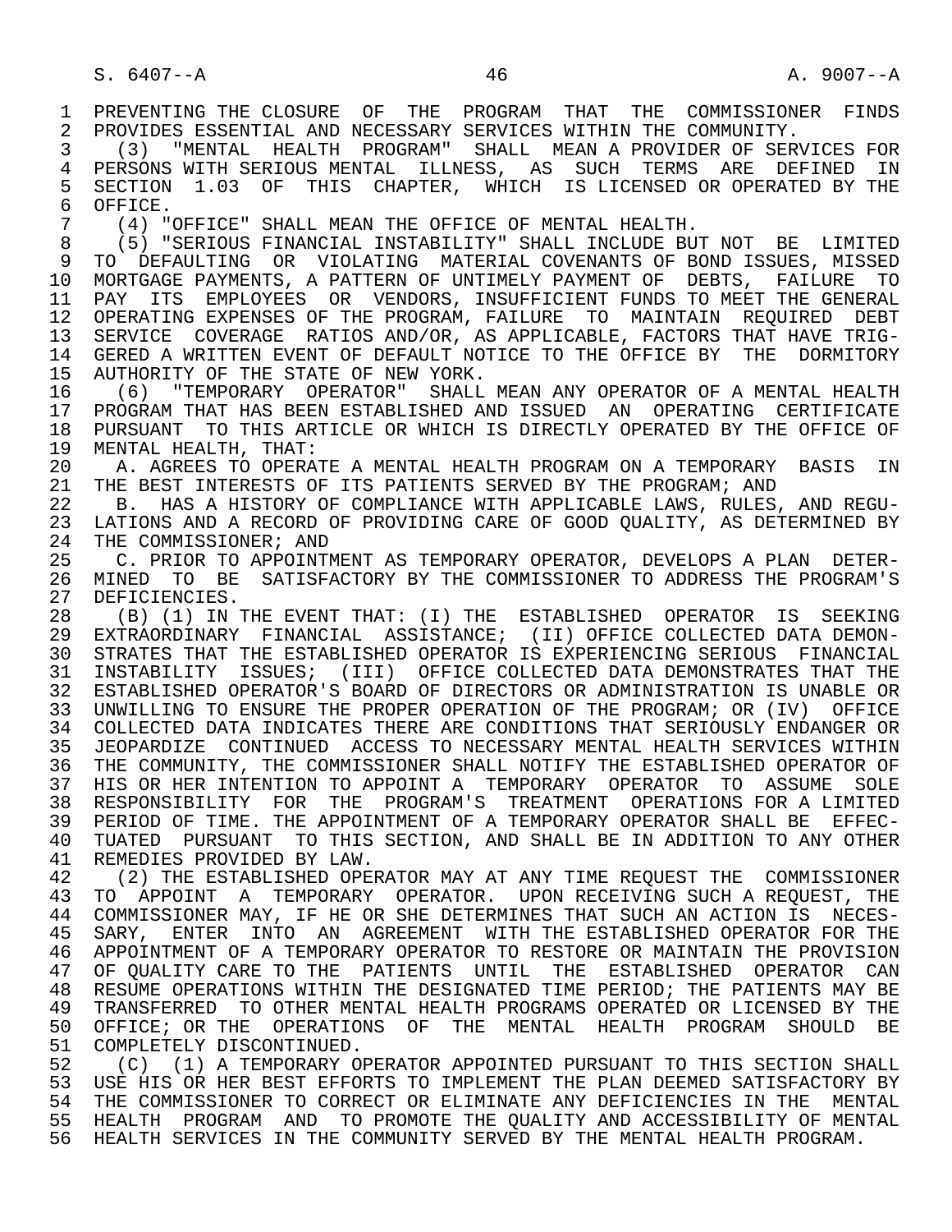PREVENTING THE CLOSURE OF THE PROGRAM THAT THE COMMISSIONER FINDS PROVIDES ESSENTIAL AND NECESSARY SERVICES WITHIN THE COMMUNITY.

(3) "MENTAL HEALTH PROGRAM" SHALL MEAN A PROVIDER OF SERVICES FOR PERSONS WITH SERIOUS MENTAL ILLNESS, AS SUCH TERMS ARE DEFINED IN SECTION 1.03 OF THIS CHAPTER, WHICH IS LICENSED OR OPERATED BY THE OFFICE.

(4) "OFFICE" SHALL MEAN THE OFFICE OF MENTAL HEALTH.

(5) "SERIOUS FINANCIAL INSTABILITY" SHALL INCLUDE BUT NOT BE LIMITED TO DEFAULTING OR VIOLATING MATERIAL COVENANTS OF BOND ISSUES, MISSED MORTGAGE PAYMENTS, A PATTERN OF UNTIMELY PAYMENT OF DEBTS, FAILURE TO PAY ITS EMPLOYEES OR VENDORS, INSUFFICIENT FUNDS TO MEET THE GENERAL OPERATING EXPENSES OF THE PROGRAM, FAILURE TO MAINTAIN REQUIRED DEBT SERVICE COVERAGE RATIOS AND/OR, AS APPLICABLE, FACTORS THAT HAVE TRIGGERED A WRITTEN EVENT OF DEFAULT NOTICE TO THE OFFICE BY THE DORMITORY AUTHORITY OF THE STATE OF NEW YORK.

(6) "TEMPORARY OPERATOR" SHALL MEAN ANY OPERATOR OF A MENTAL HEALTH PROGRAM THAT HAS BEEN ESTABLISHED AND ISSUED AN OPERATING CERTIFICATE PURSUANT TO THIS ARTICLE OR WHICH IS DIRECTLY OPERATED BY THE OFFICE OF MENTAL HEALTH, THAT:

A. AGREES TO OPERATE A MENTAL HEALTH PROGRAM ON A TEMPORARY BASIS IN THE BEST INTERESTS OF ITS PATIENTS SERVED BY THE PROGRAM; AND

B. HAS A HISTORY OF COMPLIANCE WITH APPLICABLE LAWS, RULES, AND REGULATIONS AND A RECORD OF PROVIDING CARE OF GOOD QUALITY, AS DETERMINED BY THE COMMISSIONER; AND

C. PRIOR TO APPOINTMENT AS TEMPORARY OPERATOR, DEVELOPS A PLAN DETERMINED TO BE SATISFACTORY BY THE COMMISSIONER TO ADDRESS THE PROGRAM'S DEFICIENCIES.

(B) (1) IN THE EVENT THAT: (I) THE ESTABLISHED OPERATOR IS SEEKING EXTRAORDINARY FINANCIAL ASSISTANCE; (II) OFFICE COLLECTED DATA DEMONSTRATES THAT THE ESTABLISHED OPERATOR IS EXPERIENCING SERIOUS FINANCIAL INSTABILITY ISSUES; (III) OFFICE COLLECTED DATA DEMONSTRATES THAT THE ESTABLISHED OPERATOR'S BOARD OF DIRECTORS OR ADMINISTRATION IS UNABLE OR UNWILLING TO ENSURE THE PROPER OPERATION OF THE PROGRAM; OR (IV) OFFICE COLLECTED DATA INDICATES THERE ARE CONDITIONS THAT SERIOUSLY ENDANGER OR JEOPARDIZE CONTINUED ACCESS TO NECESSARY MENTAL HEALTH SERVICES WITHIN THE COMMUNITY, THE COMMISSIONER SHALL NOTIFY THE ESTABLISHED OPERATOR OF HIS OR HER INTENTION TO APPOINT A TEMPORARY OPERATOR TO ASSUME SOLE RESPONSIBILITY FOR THE PROGRAM'S TREATMENT OPERATIONS FOR A LIMITED PERIOD OF TIME. THE APPOINTMENT OF A TEMPORARY OPERATOR SHALL BE EFFECTUATED PURSUANT TO THIS SECTION, AND SHALL BE IN ADDITION TO ANY OTHER REMEDIES PROVIDED BY LAW.

(2) THE ESTABLISHED OPERATOR MAY AT ANY TIME REQUEST THE COMMISSIONER TO APPOINT A TEMPORARY OPERATOR. UPON RECEIVING SUCH A REQUEST, THE COMMISSIONER MAY, IF HE OR SHE DETERMINES THAT SUCH AN ACTION IS NECESSARY, ENTER INTO AN AGREEMENT WITH THE ESTABLISHED OPERATOR FOR THE APPOINTMENT OF A TEMPORARY OPERATOR TO RESTORE OR MAINTAIN THE PROVISION OF QUALITY CARE TO THE PATIENTS UNTIL THE ESTABLISHED OPERATOR CAN RESUME OPERATIONS WITHIN THE DESIGNATED TIME PERIOD; THE PATIENTS MAY BE TRANSFERRED TO OTHER MENTAL HEALTH PROGRAMS OPERATED OR LICENSED BY THE OFFICE; OR THE OPERATIONS OF THE MENTAL HEALTH PROGRAM SHOULD BE COMPLETELY DISCONTINUED.

(C) (1) A TEMPORARY OPERATOR APPOINTED PURSUANT TO THIS SECTION SHALL USE HIS OR HER BEST EFFORTS TO IMPLEMENT THE PLAN DEEMED SATISFACTORY BY THE COMMISSIONER TO CORRECT OR ELIMINATE ANY DEFICIENCIES IN THE MENTAL HEALTH PROGRAM AND TO PROMOTE THE QUALITY AND ACCESSIBILITY OF MENTAL HEALTH SERVICES IN THE COMMUNITY SERVED BY THE MENTAL HEALTH PROGRAM.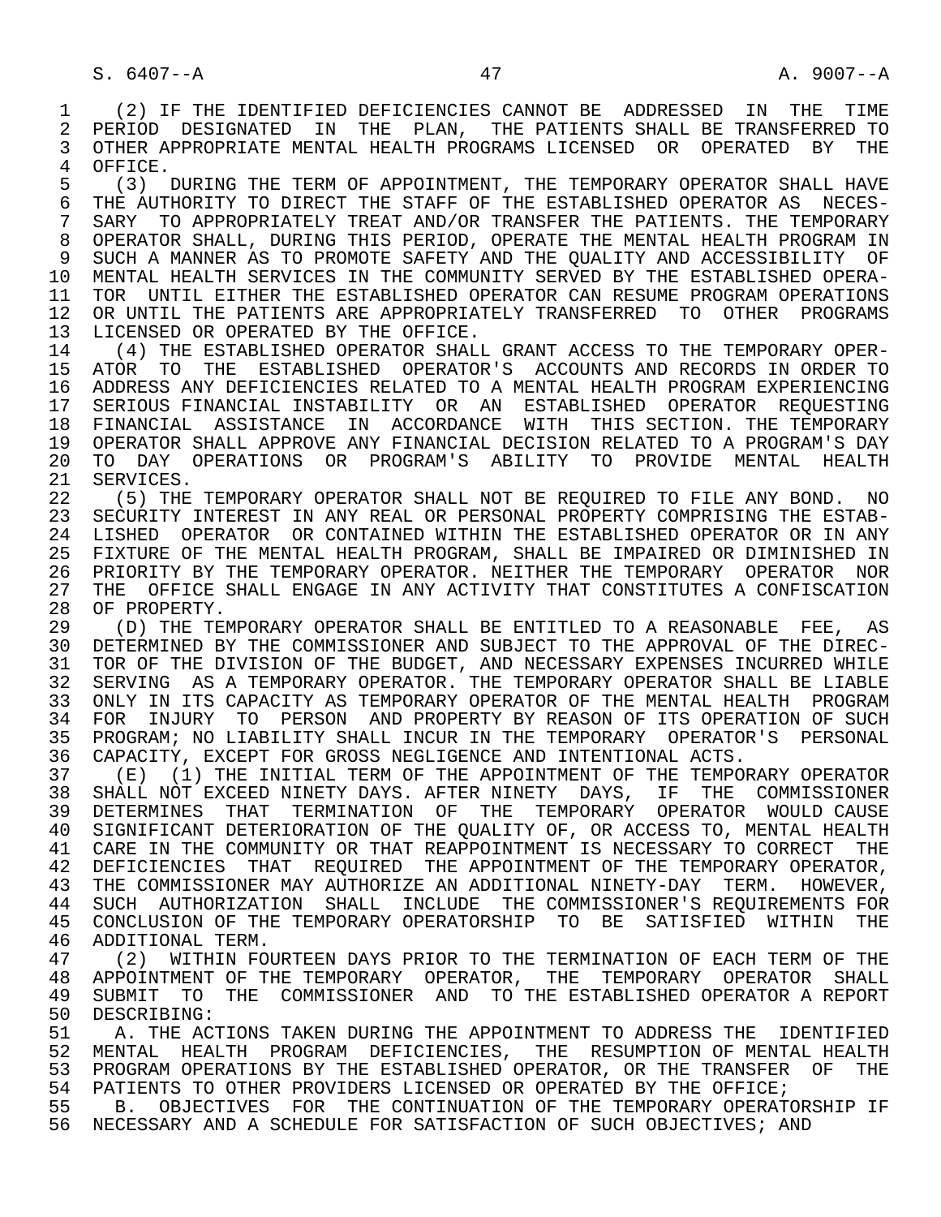(2) IF THE IDENTIFIED DEFICIENCIES CANNOT BE ADDRESSED IN THE TIME PERIOD DESIGNATED IN THE PLAN, THE PATIENTS SHALL BE TRANSFERRED TO OTHER APPROPRIATE MENTAL HEALTH PROGRAMS LICENSED OR OPERATED BY THE OFFICE.

(3) DURING THE TERM OF APPOINTMENT, THE TEMPORARY OPERATOR SHALL HAVE THE AUTHORITY TO DIRECT THE STAFF OF THE ESTABLISHED OPERATOR AS NECESSARY TO APPROPRIATELY TREAT AND/OR TRANSFER THE PATIENTS. THE TEMPORARY OPERATOR SHALL, DURING THIS PERIOD, OPERATE THE MENTAL HEALTH PROGRAM IN SUCH A MANNER AS TO PROMOTE SAFETY AND THE QUALITY AND ACCESSIBILITY OF MENTAL HEALTH SERVICES IN THE COMMUNITY SERVED BY THE ESTABLISHED OPERATOR UNTIL EITHER THE ESTABLISHED OPERATOR CAN RESUME PROGRAM OPERATIONS OR UNTIL THE PATIENTS ARE APPROPRIATELY TRANSFERRED TO OTHER PROGRAMS LICENSED OR OPERATED BY THE OFFICE.

(4) THE ESTABLISHED OPERATOR SHALL GRANT ACCESS TO THE TEMPORARY OPERATOR TO THE ESTABLISHED OPERATOR'S ACCOUNTS AND RECORDS IN ORDER TO ADDRESS ANY DEFICIENCIES RELATED TO A MENTAL HEALTH PROGRAM EXPERIENCING SERIOUS FINANCIAL INSTABILITY OR AN ESTABLISHED OPERATOR REQUESTING FINANCIAL ASSISTANCE IN ACCORDANCE WITH THIS SECTION. THE TEMPORARY OPERATOR SHALL APPROVE ANY FINANCIAL DECISION RELATED TO A PROGRAM'S DAY TO DAY OPERATIONS OR PROGRAM'S ABILITY TO PROVIDE MENTAL HEALTH SERVICES.

(5) THE TEMPORARY OPERATOR SHALL NOT BE REQUIRED TO FILE ANY BOND. NO SECURITY INTEREST IN ANY REAL OR PERSONAL PROPERTY COMPRISING THE ESTABLISHED OPERATOR OR CONTAINED WITHIN THE ESTABLISHED OPERATOR OR IN ANY FIXTURE OF THE MENTAL HEALTH PROGRAM, SHALL BE IMPAIRED OR DIMINISHED IN PRIORITY BY THE TEMPORARY OPERATOR. NEITHER THE TEMPORARY OPERATOR NOR THE OFFICE SHALL ENGAGE IN ANY ACTIVITY THAT CONSTITUTES A CONFISCATION OF PROPERTY.

(D) THE TEMPORARY OPERATOR SHALL BE ENTITLED TO A REASONABLE FEE, AS DETERMINED BY THE COMMISSIONER AND SUBJECT TO THE APPROVAL OF THE DIRECTOR OF THE DIVISION OF THE BUDGET, AND NECESSARY EXPENSES INCURRED WHILE SERVING AS A TEMPORARY OPERATOR. THE TEMPORARY OPERATOR SHALL BE LIABLE ONLY IN ITS CAPACITY AS TEMPORARY OPERATOR OF THE MENTAL HEALTH PROGRAM FOR INJURY TO PERSON AND PROPERTY BY REASON OF ITS OPERATION OF SUCH PROGRAM; NO LIABILITY SHALL INCUR IN THE TEMPORARY OPERATOR'S PERSONAL CAPACITY, EXCEPT FOR GROSS NEGLIGENCE AND INTENTIONAL ACTS.

(E) (1) THE INITIAL TERM OF THE APPOINTMENT OF THE TEMPORARY OPERATOR SHALL NOT EXCEED NINETY DAYS. AFTER NINETY DAYS, IF THE COMMISSIONER DETERMINES THAT TERMINATION OF THE TEMPORARY OPERATOR WOULD CAUSE SIGNIFICANT DETERIORATION OF THE QUALITY OF, OR ACCESS TO, MENTAL HEALTH CARE IN THE COMMUNITY OR THAT REAPPOINTMENT IS NECESSARY TO CORRECT THE DEFICIENCIES THAT REQUIRED THE APPOINTMENT OF THE TEMPORARY OPERATOR, THE COMMISSIONER MAY AUTHORIZE AN ADDITIONAL NINETY-DAY TERM. HOWEVER, SUCH AUTHORIZATION SHALL INCLUDE THE COMMISSIONER'S REQUIREMENTS FOR CONCLUSION OF THE TEMPORARY OPERATORSHIP TO BE SATISFIED WITHIN THE ADDITIONAL TERM.

(2) WITHIN FOURTEEN DAYS PRIOR TO THE TERMINATION OF EACH TERM OF THE APPOINTMENT OF THE TEMPORARY OPERATOR, THE TEMPORARY OPERATOR SHALL SUBMIT TO THE COMMISSIONER AND TO THE ESTABLISHED OPERATOR A REPORT DESCRIBING:

A. THE ACTIONS TAKEN DURING THE APPOINTMENT TO ADDRESS THE IDENTIFIED MENTAL HEALTH PROGRAM DEFICIENCIES, THE RESUMPTION OF MENTAL HEALTH PROGRAM OPERATIONS BY THE ESTABLISHED OPERATOR, OR THE TRANSFER OF THE PATIENTS TO OTHER PROVIDERS LICENSED OR OPERATED BY THE OFFICE;

B. OBJECTIVES FOR THE CONTINUATION OF THE TEMPORARY OPERATORSHIP IF NECESSARY AND A SCHEDULE FOR SATISFACTION OF SUCH OBJECTIVES; AND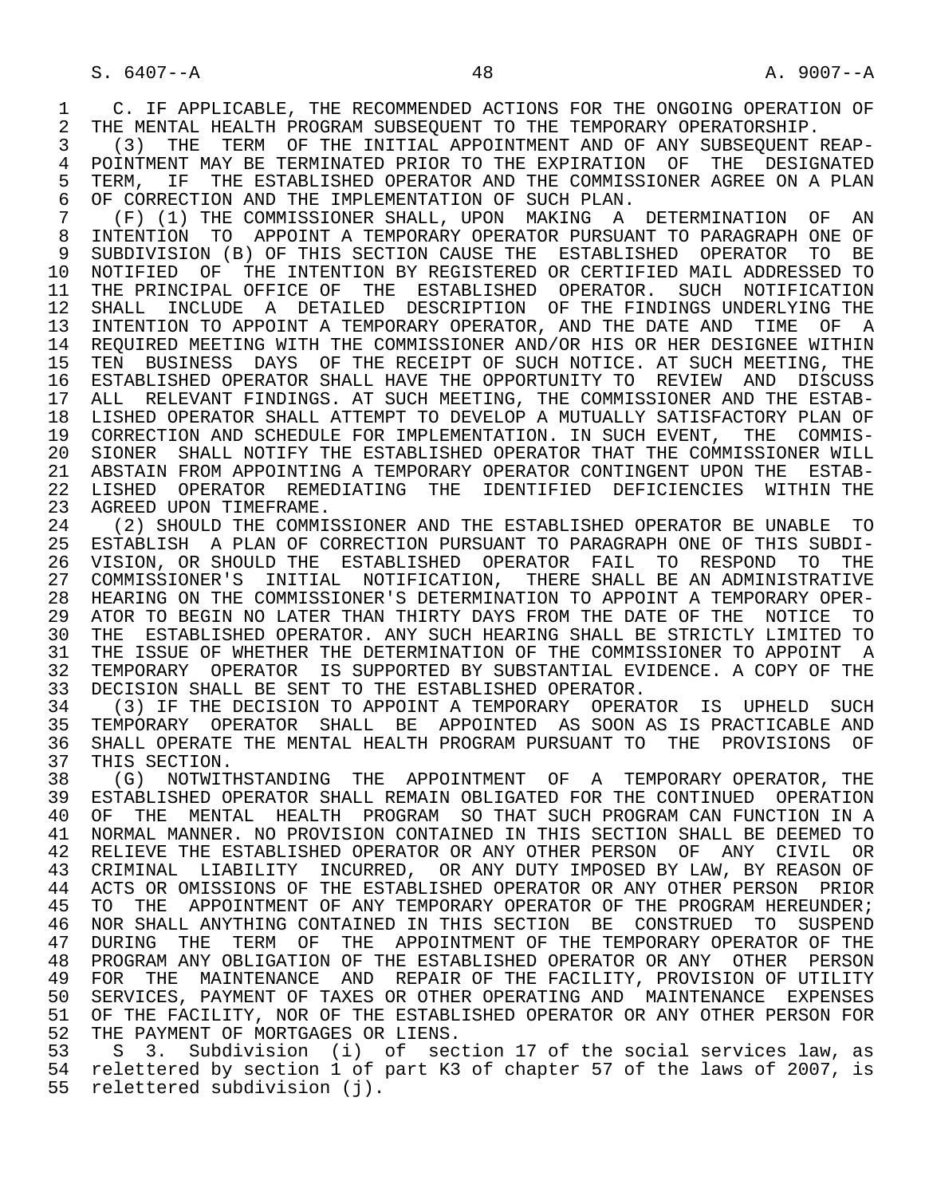C. IF APPLICABLE, THE RECOMMENDED ACTIONS FOR THE ONGOING OPERATION OF THE MENTAL HEALTH PROGRAM SUBSEQUENT TO THE TEMPORARY OPERATORSHIP.

(3) THE TERM OF THE INITIAL APPOINTMENT AND OF ANY SUBSEQUENT REAPPOINTMENT MAY BE TERMINATED PRIOR TO THE EXPIRATION OF THE DESIGNATED TERM, IF THE ESTABLISHED OPERATOR AND THE COMMISSIONER AGREE ON A PLAN OF CORRECTION AND THE IMPLEMENTATION OF SUCH PLAN.

(F) (1) THE COMMISSIONER SHALL, UPON MAKING A DETERMINATION OF AN INTENTION TO APPOINT A TEMPORARY OPERATOR PURSUANT TO PARAGRAPH ONE OF SUBDIVISION (B) OF THIS SECTION CAUSE THE ESTABLISHED OPERATOR TO BE NOTIFIED OF THE INTENTION BY REGISTERED OR CERTIFIED MAIL ADDRESSED TO THE PRINCIPAL OFFICE OF THE ESTABLISHED OPERATOR. SUCH NOTIFICATION SHALL INCLUDE A DETAILED DESCRIPTION OF THE FINDINGS UNDERLYING THE INTENTION TO APPOINT A TEMPORARY OPERATOR, AND THE DATE AND TIME OF A REQUIRED MEETING WITH THE COMMISSIONER AND/OR HIS OR HER DESIGNEE WITHIN TEN BUSINESS DAYS OF THE RECEIPT OF SUCH NOTICE. AT SUCH MEETING, THE ESTABLISHED OPERATOR SHALL HAVE THE OPPORTUNITY TO REVIEW AND DISCUSS ALL RELEVANT FINDINGS. AT SUCH MEETING, THE COMMISSIONER AND THE ESTABLISHED OPERATOR SHALL ATTEMPT TO DEVELOP A MUTUALLY SATISFACTORY PLAN OF CORRECTION AND SCHEDULE FOR IMPLEMENTATION. IN SUCH EVENT, THE COMMISSIONER SHALL NOTIFY THE ESTABLISHED OPERATOR THAT THE COMMISSIONER WILL ABSTAIN FROM APPOINTING A TEMPORARY OPERATOR CONTINGENT UPON THE ESTABLISHED OPERATOR REMEDIATING THE IDENTIFIED DEFICIENCIES WITHIN THE AGREED UPON TIMEFRAME.

(2) SHOULD THE COMMISSIONER AND THE ESTABLISHED OPERATOR BE UNABLE TO ESTABLISH A PLAN OF CORRECTION PURSUANT TO PARAGRAPH ONE OF THIS SUBDIVISION, OR SHOULD THE ESTABLISHED OPERATOR FAIL TO RESPOND TO THE COMMISSIONER'S INITIAL NOTIFICATION, THERE SHALL BE AN ADMINISTRATIVE HEARING ON THE COMMISSIONER'S DETERMINATION TO APPOINT A TEMPORARY OPERATOR TO BEGIN NO LATER THAN THIRTY DAYS FROM THE DATE OF THE NOTICE TO THE ESTABLISHED OPERATOR. ANY SUCH HEARING SHALL BE STRICTLY LIMITED TO THE ISSUE OF WHETHER THE DETERMINATION OF THE COMMISSIONER TO APPOINT A TEMPORARY OPERATOR IS SUPPORTED BY SUBSTANTIAL EVIDENCE. A COPY OF THE DECISION SHALL BE SENT TO THE ESTABLISHED OPERATOR.

(3) IF THE DECISION TO APPOINT A TEMPORARY OPERATOR IS UPHELD SUCH TEMPORARY OPERATOR SHALL BE APPOINTED AS SOON AS IS PRACTICABLE AND SHALL OPERATE THE MENTAL HEALTH PROGRAM PURSUANT TO THE PROVISIONS OF THIS SECTION.

(G) NOTWITHSTANDING THE APPOINTMENT OF A TEMPORARY OPERATOR, THE ESTABLISHED OPERATOR SHALL REMAIN OBLIGATED FOR THE CONTINUED OPERATION OF THE MENTAL HEALTH PROGRAM SO THAT SUCH PROGRAM CAN FUNCTION IN A NORMAL MANNER. NO PROVISION CONTAINED IN THIS SECTION SHALL BE DEEMED TO RELIEVE THE ESTABLISHED OPERATOR OR ANY OTHER PERSON OF ANY CIVIL OR CRIMINAL LIABILITY INCURRED, OR ANY DUTY IMPOSED BY LAW, BY REASON OF ACTS OR OMISSIONS OF THE ESTABLISHED OPERATOR OR ANY OTHER PERSON PRIOR TO THE APPOINTMENT OF ANY TEMPORARY OPERATOR OF THE PROGRAM HEREUNDER; NOR SHALL ANYTHING CONTAINED IN THIS SECTION BE CONSTRUED TO SUSPEND DURING THE TERM OF THE APPOINTMENT OF THE TEMPORARY OPERATOR OF THE PROGRAM ANY OBLIGATION OF THE ESTABLISHED OPERATOR OR ANY OTHER PERSON FOR THE MAINTENANCE AND REPAIR OF THE FACILITY, PROVISION OF UTILITY SERVICES, PAYMENT OF TAXES OR OTHER OPERATING AND MAINTENANCE EXPENSES OF THE FACILITY, NOR OF THE ESTABLISHED OPERATOR OR ANY OTHER PERSON FOR THE PAYMENT OF MORTGAGES OR LIENS.

S 3. Subdivision (i) of section 17 of the social services law, as relettered by section 1 of part K3 of chapter 57 of the laws of 2007, is relettered subdivision (j).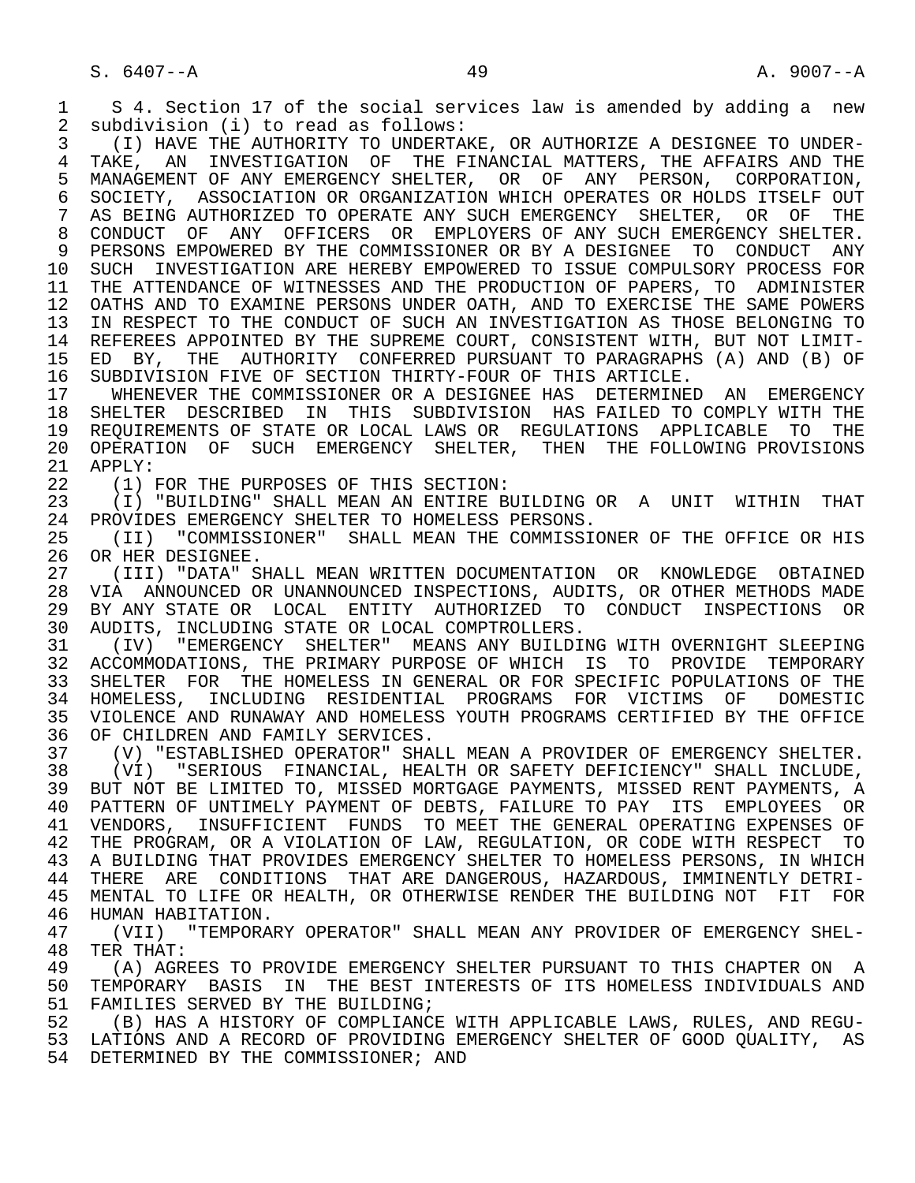S 4. Section 17 of the social services law is amended by adding a new subdivision (i) to read as follows:

(I) HAVE THE AUTHORITY TO UNDERTAKE, OR AUTHORIZE A DESIGNEE TO UNDERTAKE, AN INVESTIGATION OF THE FINANCIAL MATTERS, THE AFFAIRS AND THE MANAGEMENT OF ANY EMERGENCY SHELTER, OR OF ANY PERSON, CORPORATION, SOCIETY, ASSOCIATION OR ORGANIZATION WHICH OPERATES OR HOLDS ITSELF OUT AS BEING AUTHORIZED TO OPERATE ANY SUCH EMERGENCY SHELTER, OR OF THE CONDUCT OF ANY OFFICERS OR EMPLOYERS OF ANY SUCH EMERGENCY SHELTER. PERSONS EMPOWERED BY THE COMMISSIONER OR BY A DESIGNEE TO CONDUCT ANY SUCH INVESTIGATION ARE HEREBY EMPOWERED TO ISSUE COMPULSORY PROCESS FOR THE ATTENDANCE OF WITNESSES AND THE PRODUCTION OF PAPERS, TO ADMINISTER OATHS AND TO EXAMINE PERSONS UNDER OATH, AND TO EXERCISE THE SAME POWERS IN RESPECT TO THE CONDUCT OF SUCH AN INVESTIGATION AS THOSE BELONGING TO REFEREES APPOINTED BY THE SUPREME COURT, CONSISTENT WITH, BUT NOT LIMITED BY, THE AUTHORITY CONFERRED PURSUANT TO PARAGRAPHS (A) AND (B) OF SUBDIVISION FIVE OF SECTION THIRTY-FOUR OF THIS ARTICLE.

WHENEVER THE COMMISSIONER OR A DESIGNEE HAS DETERMINED AN EMERGENCY SHELTER DESCRIBED IN THIS SUBDIVISION HAS FAILED TO COMPLY WITH THE REQUIREMENTS OF STATE OR LOCAL LAWS OR REGULATIONS APPLICABLE TO THE OPERATION OF SUCH EMERGENCY SHELTER, THEN THE FOLLOWING PROVISIONS APPLY:

(1) FOR THE PURPOSES OF THIS SECTION:

(I) "BUILDING" SHALL MEAN AN ENTIRE BUILDING OR A UNIT WITHIN THAT PROVIDES EMERGENCY SHELTER TO HOMELESS PERSONS.

(II) "COMMISSIONER" SHALL MEAN THE COMMISSIONER OF THE OFFICE OR HIS OR HER DESIGNEE.

(III) "DATA" SHALL MEAN WRITTEN DOCUMENTATION OR KNOWLEDGE OBTAINED VIA ANNOUNCED OR UNANNOUNCED INSPECTIONS, AUDITS, OR OTHER METHODS MADE BY ANY STATE OR LOCAL ENTITY AUTHORIZED TO CONDUCT INSPECTIONS OR AUDITS, INCLUDING STATE OR LOCAL COMPTROLLERS.

(IV) "EMERGENCY SHELTER" MEANS ANY BUILDING WITH OVERNIGHT SLEEPING ACCOMMODATIONS, THE PRIMARY PURPOSE OF WHICH IS TO PROVIDE TEMPORARY SHELTER FOR THE HOMELESS IN GENERAL OR FOR SPECIFIC POPULATIONS OF THE HOMELESS, INCLUDING RESIDENTIAL PROGRAMS FOR VICTIMS OF DOMESTIC VIOLENCE AND RUNAWAY AND HOMELESS YOUTH PROGRAMS CERTIFIED BY THE OFFICE OF CHILDREN AND FAMILY SERVICES.

(V) "ESTABLISHED OPERATOR" SHALL MEAN A PROVIDER OF EMERGENCY SHELTER.

(VI) "SERIOUS FINANCIAL, HEALTH OR SAFETY DEFICIENCY" SHALL INCLUDE, BUT NOT BE LIMITED TO, MISSED MORTGAGE PAYMENTS, MISSED RENT PAYMENTS, A PATTERN OF UNTIMELY PAYMENT OF DEBTS, FAILURE TO PAY ITS EMPLOYEES OR VENDORS, INSUFFICIENT FUNDS TO MEET THE GENERAL OPERATING EXPENSES OF THE PROGRAM, OR A VIOLATION OF LAW, REGULATION, OR CODE WITH RESPECT TO A BUILDING THAT PROVIDES EMERGENCY SHELTER TO HOMELESS PERSONS, IN WHICH THERE ARE CONDITIONS THAT ARE DANGEROUS, HAZARDOUS, IMMINENTLY DETRIMENTAL TO LIFE OR HEALTH, OR OTHERWISE RENDER THE BUILDING NOT FIT FOR HUMAN HABITATION.

(VII) "TEMPORARY OPERATOR" SHALL MEAN ANY PROVIDER OF EMERGENCY SHELTER THAT:

(A) AGREES TO PROVIDE EMERGENCY SHELTER PURSUANT TO THIS CHAPTER ON A TEMPORARY BASIS IN THE BEST INTERESTS OF ITS HOMELESS INDIVIDUALS AND FAMILIES SERVED BY THE BUILDING;

(B) HAS A HISTORY OF COMPLIANCE WITH APPLICABLE LAWS, RULES, AND REGULATIONS AND A RECORD OF PROVIDING EMERGENCY SHELTER OF GOOD QUALITY, AS DETERMINED BY THE COMMISSIONER; AND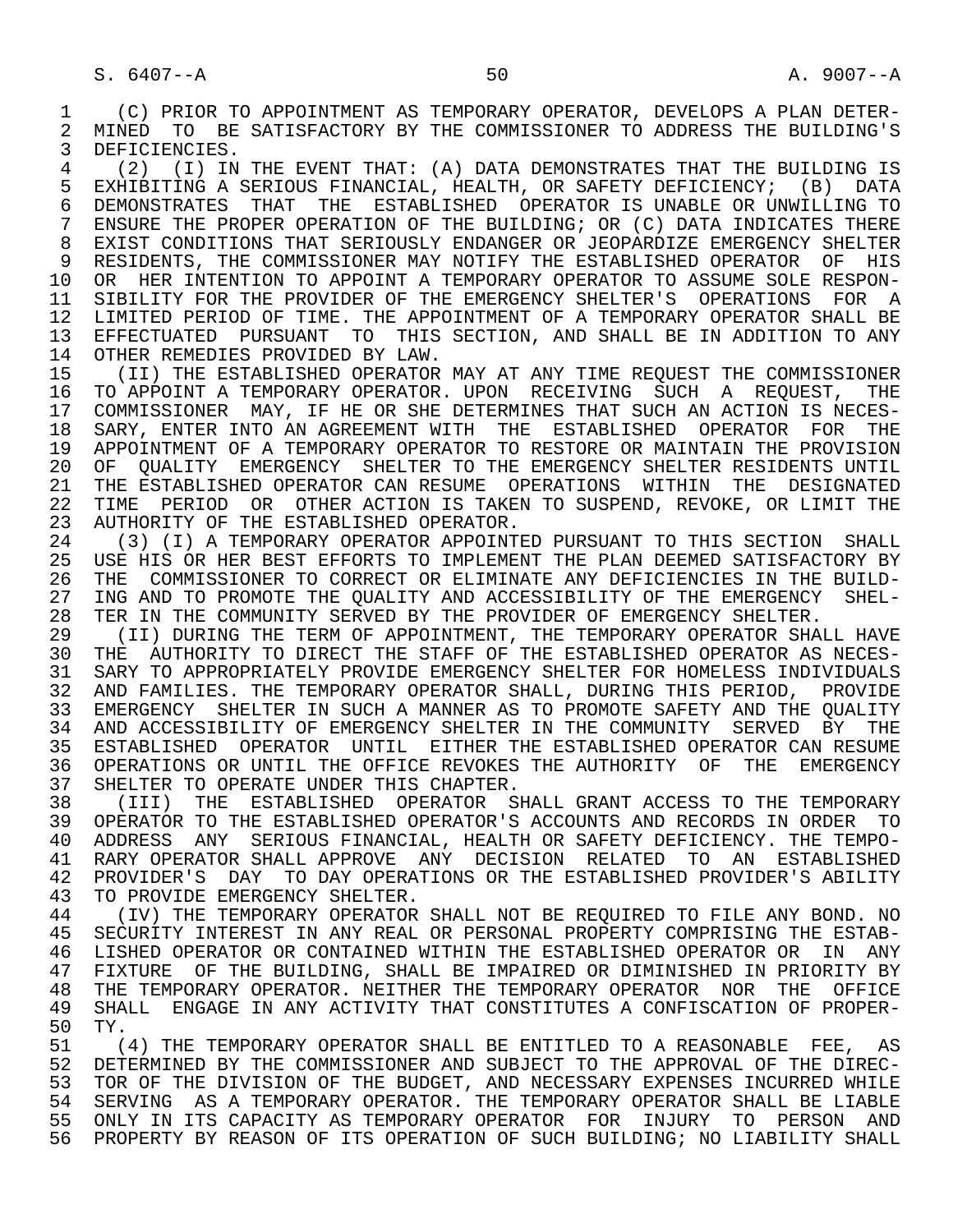(C) PRIOR TO APPOINTMENT AS TEMPORARY OPERATOR, DEVELOPS A PLAN DETERMINED TO BE SATISFACTORY BY THE COMMISSIONER TO ADDRESS THE BUILDING'S DEFICIENCIES.

(2) (I) IN THE EVENT THAT: (A) DATA DEMONSTRATES THAT THE BUILDING IS EXHIBITING A SERIOUS FINANCIAL, HEALTH, OR SAFETY DEFICIENCY; (B) DATA DEMONSTRATES THAT THE ESTABLISHED OPERATOR IS UNABLE OR UNWILLING TO ENSURE THE PROPER OPERATION OF THE BUILDING; OR (C) DATA INDICATES THERE EXIST CONDITIONS THAT SERIOUSLY ENDANGER OR JEOPARDIZE EMERGENCY SHELTER RESIDENTS, THE COMMISSIONER MAY NOTIFY THE ESTABLISHED OPERATOR OF HIS OR HER INTENTION TO APPOINT A TEMPORARY OPERATOR TO ASSUME SOLE RESPONSIBILITY FOR THE PROVIDER OF THE EMERGENCY SHELTER'S OPERATIONS FOR A LIMITED PERIOD OF TIME. THE APPOINTMENT OF A TEMPORARY OPERATOR SHALL BE EFFECTUATED PURSUANT TO THIS SECTION, AND SHALL BE IN ADDITION TO ANY OTHER REMEDIES PROVIDED BY LAW.

(II) THE ESTABLISHED OPERATOR MAY AT ANY TIME REQUEST THE COMMISSIONER TO APPOINT A TEMPORARY OPERATOR. UPON RECEIVING SUCH A REQUEST, THE COMMISSIONER MAY, IF HE OR SHE DETERMINES THAT SUCH AN ACTION IS NECESSARY, ENTER INTO AN AGREEMENT WITH THE ESTABLISHED OPERATOR FOR THE APPOINTMENT OF A TEMPORARY OPERATOR TO RESTORE OR MAINTAIN THE PROVISION OF QUALITY EMERGENCY SHELTER TO THE EMERGENCY SHELTER RESIDENTS UNTIL THE ESTABLISHED OPERATOR CAN RESUME OPERATIONS WITHIN THE DESIGNATED TIME PERIOD OR OTHER ACTION IS TAKEN TO SUSPEND, REVOKE, OR LIMIT THE AUTHORITY OF THE ESTABLISHED OPERATOR.

(3) (I) A TEMPORARY OPERATOR APPOINTED PURSUANT TO THIS SECTION SHALL USE HIS OR HER BEST EFFORTS TO IMPLEMENT THE PLAN DEEMED SATISFACTORY BY THE COMMISSIONER TO CORRECT OR ELIMINATE ANY DEFICIENCIES IN THE BUILDING AND TO PROMOTE THE QUALITY AND ACCESSIBILITY OF THE EMERGENCY SHELTER IN THE COMMUNITY SERVED BY THE PROVIDER OF EMERGENCY SHELTER.

(II) DURING THE TERM OF APPOINTMENT, THE TEMPORARY OPERATOR SHALL HAVE THE AUTHORITY TO DIRECT THE STAFF OF THE ESTABLISHED OPERATOR AS NECESSARY TO APPROPRIATELY PROVIDE EMERGENCY SHELTER FOR HOMELESS INDIVIDUALS AND FAMILIES. THE TEMPORARY OPERATOR SHALL, DURING THIS PERIOD, PROVIDE EMERGENCY SHELTER IN SUCH A MANNER AS TO PROMOTE SAFETY AND THE QUALITY AND ACCESSIBILITY OF EMERGENCY SHELTER IN THE COMMUNITY SERVED BY THE ESTABLISHED OPERATOR UNTIL EITHER THE ESTABLISHED OPERATOR CAN RESUME OPERATIONS OR UNTIL THE OFFICE REVOKES THE AUTHORITY OF THE EMERGENCY SHELTER TO OPERATE UNDER THIS CHAPTER.

(III) THE ESTABLISHED OPERATOR SHALL GRANT ACCESS TO THE TEMPORARY OPERATOR TO THE ESTABLISHED OPERATOR'S ACCOUNTS AND RECORDS IN ORDER TO ADDRESS ANY SERIOUS FINANCIAL, HEALTH OR SAFETY DEFICIENCY. THE TEMPORARY OPERATOR SHALL APPROVE ANY DECISION RELATED TO AN ESTABLISHED PROVIDER'S DAY TO DAY OPERATIONS OR THE ESTABLISHED PROVIDER'S ABILITY TO PROVIDE EMERGENCY SHELTER.

(IV) THE TEMPORARY OPERATOR SHALL NOT BE REQUIRED TO FILE ANY BOND. NO SECURITY INTEREST IN ANY REAL OR PERSONAL PROPERTY COMPRISING THE ESTABLISHED OPERATOR OR CONTAINED WITHIN THE ESTABLISHED OPERATOR OR IN ANY FIXTURE OF THE BUILDING, SHALL BE IMPAIRED OR DIMINISHED IN PRIORITY BY THE TEMPORARY OPERATOR. NEITHER THE TEMPORARY OPERATOR NOR THE OFFICE SHALL ENGAGE IN ANY ACTIVITY THAT CONSTITUTES A CONFISCATION OF PROPERTY.

(4) THE TEMPORARY OPERATOR SHALL BE ENTITLED TO A REASONABLE FEE, AS DETERMINED BY THE COMMISSIONER AND SUBJECT TO THE APPROVAL OF THE DIRECTOR OF THE DIVISION OF THE BUDGET, AND NECESSARY EXPENSES INCURRED WHILE SERVING AS A TEMPORARY OPERATOR. THE TEMPORARY OPERATOR SHALL BE LIABLE ONLY IN ITS CAPACITY AS TEMPORARY OPERATOR FOR INJURY TO PERSON AND PROPERTY BY REASON OF ITS OPERATION OF SUCH BUILDING; NO LIABILITY SHALL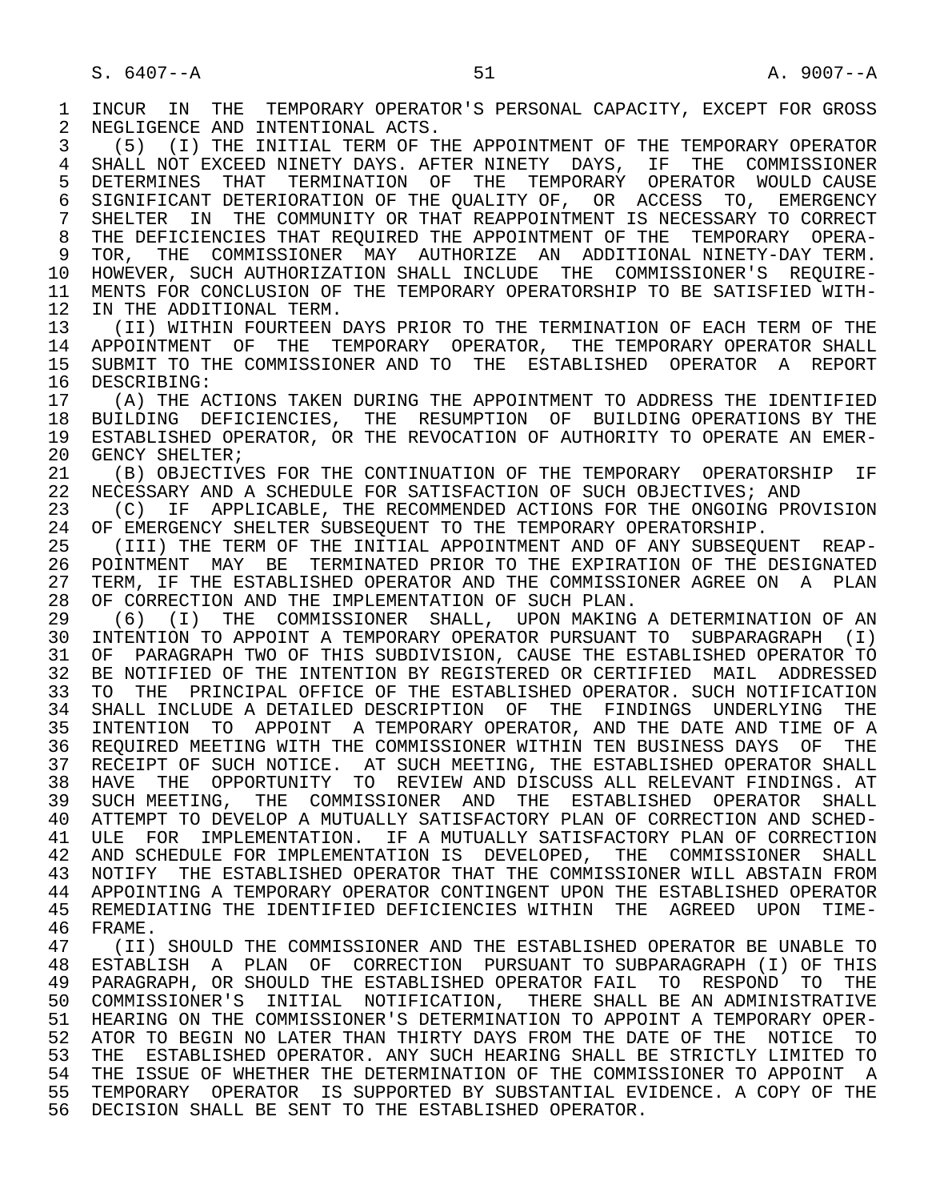INCUR IN THE TEMPORARY OPERATOR'S PERSONAL CAPACITY, EXCEPT FOR GROSS NEGLIGENCE AND INTENTIONAL ACTS.

(5) (I) THE INITIAL TERM OF THE APPOINTMENT OF THE TEMPORARY OPERATOR SHALL NOT EXCEED NINETY DAYS. AFTER NINETY DAYS, IF THE COMMISSIONER DETERMINES THAT TERMINATION OF THE TEMPORARY OPERATOR WOULD CAUSE SIGNIFICANT DETERIORATION OF THE QUALITY OF, OR ACCESS TO, EMERGENCY SHELTER IN THE COMMUNITY OR THAT REAPPOINTMENT IS NECESSARY TO CORRECT THE DEFICIENCIES THAT REQUIRED THE APPOINTMENT OF THE TEMPORARY OPERATOR, THE COMMISSIONER MAY AUTHORIZE AN ADDITIONAL NINETY-DAY TERM. HOWEVER, SUCH AUTHORIZATION SHALL INCLUDE THE COMMISSIONER'S REQUIREMENTS FOR CONCLUSION OF THE TEMPORARY OPERATORSHIP TO BE SATISFIED WITHIN THE ADDITIONAL TERM.

(II) WITHIN FOURTEEN DAYS PRIOR TO THE TERMINATION OF EACH TERM OF THE APPOINTMENT OF THE TEMPORARY OPERATOR, THE TEMPORARY OPERATOR SHALL SUBMIT TO THE COMMISSIONER AND TO THE ESTABLISHED OPERATOR A REPORT DESCRIBING:

(A) THE ACTIONS TAKEN DURING THE APPOINTMENT TO ADDRESS THE IDENTIFIED BUILDING DEFICIENCIES, THE RESUMPTION OF BUILDING OPERATIONS BY THE ESTABLISHED OPERATOR, OR THE REVOCATION OF AUTHORITY TO OPERATE AN EMERGENCY SHELTER;

(B) OBJECTIVES FOR THE CONTINUATION OF THE TEMPORARY OPERATORSHIP IF NECESSARY AND A SCHEDULE FOR SATISFACTION OF SUCH OBJECTIVES; AND

(C) IF APPLICABLE, THE RECOMMENDED ACTIONS FOR THE ONGOING PROVISION OF EMERGENCY SHELTER SUBSEQUENT TO THE TEMPORARY OPERATORSHIP.

(III) THE TERM OF THE INITIAL APPOINTMENT AND OF ANY SUBSEQUENT REAPPOINTMENT MAY BE TERMINATED PRIOR TO THE EXPIRATION OF THE DESIGNATED TERM, IF THE ESTABLISHED OPERATOR AND THE COMMISSIONER AGREE ON A PLAN OF CORRECTION AND THE IMPLEMENTATION OF SUCH PLAN.

(6) (I) THE COMMISSIONER SHALL, UPON MAKING A DETERMINATION OF AN INTENTION TO APPOINT A TEMPORARY OPERATOR PURSUANT TO SUBPARAGRAPH (I) OF PARAGRAPH TWO OF THIS SUBDIVISION, CAUSE THE ESTABLISHED OPERATOR TO BE NOTIFIED OF THE INTENTION BY REGISTERED OR CERTIFIED MAIL ADDRESSED TO THE PRINCIPAL OFFICE OF THE ESTABLISHED OPERATOR. SUCH NOTIFICATION SHALL INCLUDE A DETAILED DESCRIPTION OF THE FINDINGS UNDERLYING THE INTENTION TO APPOINT A TEMPORARY OPERATOR, AND THE DATE AND TIME OF A REQUIRED MEETING WITH THE COMMISSIONER WITHIN TEN BUSINESS DAYS OF THE RECEIPT OF SUCH NOTICE. AT SUCH MEETING, THE ESTABLISHED OPERATOR SHALL HAVE THE OPPORTUNITY TO REVIEW AND DISCUSS ALL RELEVANT FINDINGS. AT SUCH MEETING, THE COMMISSIONER AND THE ESTABLISHED OPERATOR SHALL ATTEMPT TO DEVELOP A MUTUALLY SATISFACTORY PLAN OF CORRECTION AND SCHEDULE FOR IMPLEMENTATION. IF A MUTUALLY SATISFACTORY PLAN OF CORRECTION AND SCHEDULE FOR IMPLEMENTATION IS DEVELOPED, THE COMMISSIONER SHALL NOTIFY THE ESTABLISHED OPERATOR THAT THE COMMISSIONER WILL ABSTAIN FROM APPOINTING A TEMPORARY OPERATOR CONTINGENT UPON THE ESTABLISHED OPERATOR REMEDIATING THE IDENTIFIED DEFICIENCIES WITHIN THE AGREED UPON TIMEFRAME.

(II) SHOULD THE COMMISSIONER AND THE ESTABLISHED OPERATOR BE UNABLE TO ESTABLISH A PLAN OF CORRECTION PURSUANT TO SUBPARAGRAPH (I) OF THIS PARAGRAPH, OR SHOULD THE ESTABLISHED OPERATOR FAIL TO RESPOND TO THE COMMISSIONER'S INITIAL NOTIFICATION, THERE SHALL BE AN ADMINISTRATIVE HEARING ON THE COMMISSIONER'S DETERMINATION TO APPOINT A TEMPORARY OPERATOR TO BEGIN NO LATER THAN THIRTY DAYS FROM THE DATE OF THE NOTICE TO THE ESTABLISHED OPERATOR. ANY SUCH HEARING SHALL BE STRICTLY LIMITED TO THE ISSUE OF WHETHER THE DETERMINATION OF THE COMMISSIONER TO APPOINT A TEMPORARY OPERATOR IS SUPPORTED BY SUBSTANTIAL EVIDENCE. A COPY OF THE DECISION SHALL BE SENT TO THE ESTABLISHED OPERATOR.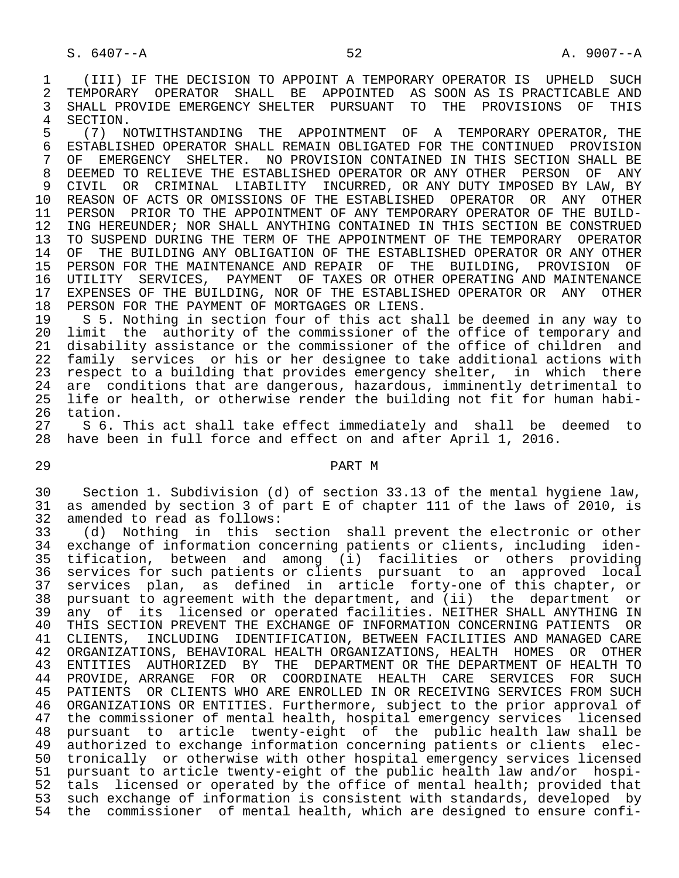(III) IF THE DECISION TO APPOINT A TEMPORARY OPERATOR IS UPHELD SUCH TEMPORARY OPERATOR SHALL BE APPOINTED AS SOON AS IS PRACTICABLE AND SHALL PROVIDE EMERGENCY SHELTER PURSUANT TO THE PROVISIONS OF THIS SECTION.

(7) NOTWITHSTANDING THE APPOINTMENT OF A TEMPORARY OPERATOR, THE ESTABLISHED OPERATOR SHALL REMAIN OBLIGATED FOR THE CONTINUED PROVISION OF EMERGENCY SHELTER. NO PROVISION CONTAINED IN THIS SECTION SHALL BE DEEMED TO RELIEVE THE ESTABLISHED OPERATOR OR ANY OTHER PERSON OF ANY CIVIL OR CRIMINAL LIABILITY INCURRED, OR ANY DUTY IMPOSED BY LAW, BY REASON OF ACTS OR OMISSIONS OF THE ESTABLISHED OPERATOR OR ANY OTHER PERSON PRIOR TO THE APPOINTMENT OF ANY TEMPORARY OPERATOR OF THE BUILDING HEREUNDER; NOR SHALL ANYTHING CONTAINED IN THIS SECTION BE CONSTRUED TO SUSPEND DURING THE TERM OF THE APPOINTMENT OF THE TEMPORARY OPERATOR OF THE BUILDING ANY OBLIGATION OF THE ESTABLISHED OPERATOR OR ANY OTHER PERSON FOR THE MAINTENANCE AND REPAIR OF THE BUILDING, PROVISION OF UTILITY SERVICES, PAYMENT OF TAXES OR OTHER OPERATING AND MAINTENANCE EXPENSES OF THE BUILDING, NOR OF THE ESTABLISHED OPERATOR OR ANY OTHER PERSON FOR THE PAYMENT OF MORTGAGES OR LIENS.

S 5. Nothing in section four of this act shall be deemed in any way to limit the authority of the commissioner of the office of temporary and disability assistance or the commissioner of the office of children and family services or his or her designee to take additional actions with respect to a building that provides emergency shelter, in which there are conditions that are dangerous, hazardous, imminently detrimental to life or health, or otherwise render the building not fit for human habitation.

S 6. This act shall take effect immediately and shall be deemed to have been in full force and effect on and after April 1, 2016.

## PART M

Section 1. Subdivision (d) of section 33.13 of the mental hygiene law, as amended by section 3 of part E of chapter 111 of the laws of 2010, is amended to read as follows:

(d) Nothing in this section shall prevent the electronic or other exchange of information concerning patients or clients, including identification, between and among (i) facilities or others providing services for such patients or clients pursuant to an approved local services plan, as defined in article forty-one of this chapter, or pursuant to agreement with the department, and (ii) the department or any of its licensed or operated facilities. NEITHER SHALL ANYTHING IN THIS SECTION PREVENT THE EXCHANGE OF INFORMATION CONCERNING PATIENTS OR CLIENTS, INCLUDING IDENTIFICATION, BETWEEN FACILITIES AND MANAGED CARE ORGANIZATIONS, BEHAVIORAL HEALTH ORGANIZATIONS, HEALTH HOMES OR OTHER ENTITIES AUTHORIZED BY THE DEPARTMENT OR THE DEPARTMENT OF HEALTH TO PROVIDE, ARRANGE FOR OR COORDINATE HEALTH CARE SERVICES FOR SUCH PATIENTS OR CLIENTS WHO ARE ENROLLED IN OR RECEIVING SERVICES FROM SUCH ORGANIZATIONS OR ENTITIES. Furthermore, subject to the prior approval of the commissioner of mental health, hospital emergency services licensed pursuant to article twenty-eight of the public health law shall be authorized to exchange information concerning patients or clients electronically or otherwise with other hospital emergency services licensed pursuant to article twenty-eight of the public health law and/or hospitals licensed or operated by the office of mental health; provided that such exchange of information is consistent with standards, developed by the commissioner of mental health, which are designed to ensure confi-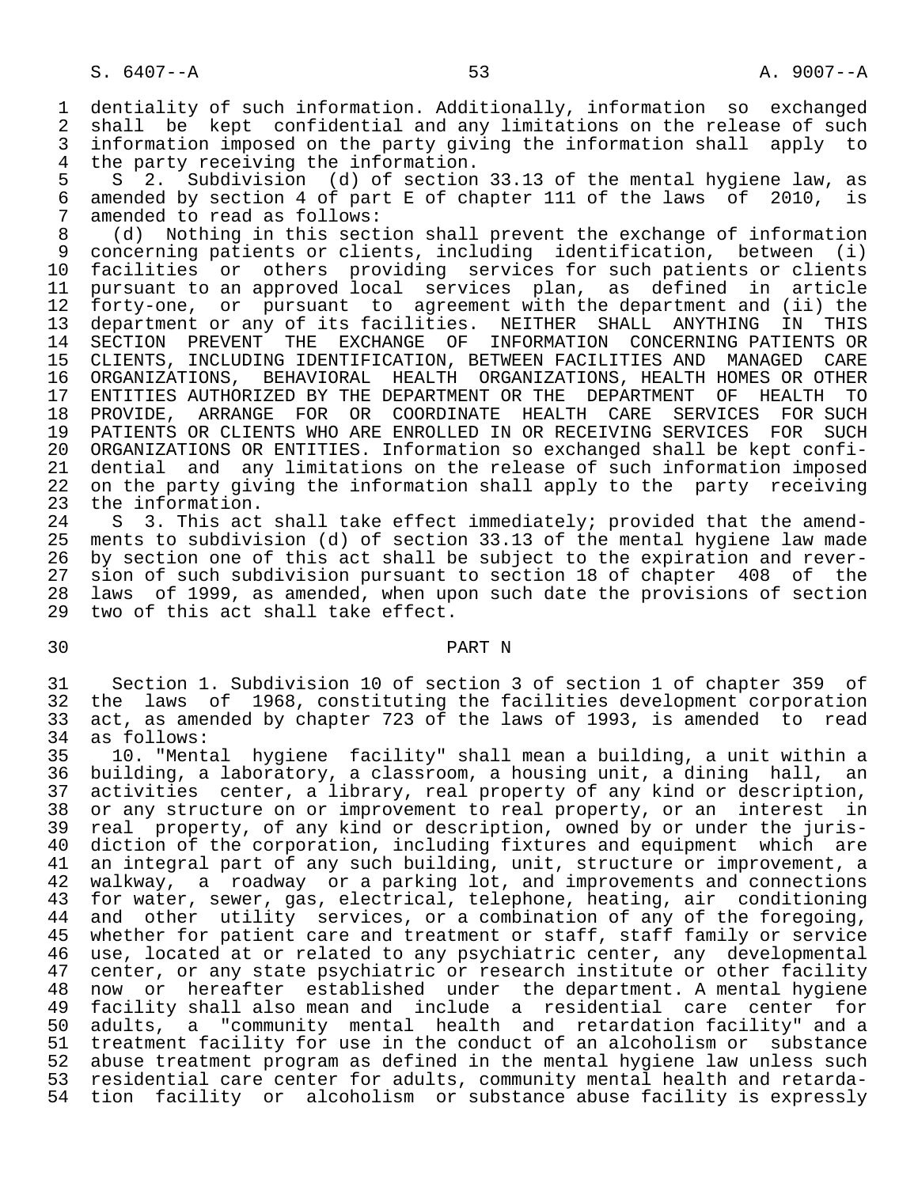dentiality of such information. Additionally, information so exchanged shall be kept confidential and any limitations on the release of such information imposed on the party giving the information shall apply to the party receiving the information.

S 2. Subdivision (d) of section 33.13 of the mental hygiene law, as amended by section 4 of part E of chapter 111 of the laws of 2010, is amended to read as follows:

(d) Nothing in this section shall prevent the exchange of information concerning patients or clients, including identification, between (i) facilities or others providing services for such patients or clients pursuant to an approved local services plan, as defined in article forty-one, or pursuant to agreement with the department and (ii) the department or any of its facilities. NEITHER SHALL ANYTHING IN THIS SECTION PREVENT THE EXCHANGE OF INFORMATION CONCERNING PATIENTS OR CLIENTS, INCLUDING IDENTIFICATION, BETWEEN FACILITIES AND MANAGED CARE ORGANIZATIONS, BEHAVIORAL HEALTH ORGANIZATIONS, HEALTH HOMES OR OTHER ENTITIES AUTHORIZED BY THE DEPARTMENT OR THE DEPARTMENT OF HEALTH TO PROVIDE, ARRANGE FOR OR COORDINATE HEALTH CARE SERVICES FOR SUCH PATIENTS OR CLIENTS WHO ARE ENROLLED IN OR RECEIVING SERVICES FOR SUCH ORGANIZATIONS OR ENTITIES. Information so exchanged shall be kept confidential and any limitations on the release of such information imposed on the party giving the information shall apply to the party receiving the information.

S 3. This act shall take effect immediately; provided that the amendments to subdivision (d) of section 33.13 of the mental hygiene law made by section one of this act shall be subject to the expiration and reversion of such subdivision pursuant to section 18 of chapter 408 of the laws of 1999, as amended, when upon such date the provisions of section two of this act shall take effect.

## PART N

Section 1. Subdivision 10 of section 3 of section 1 of chapter 359 of the laws of 1968, constituting the facilities development corporation act, as amended by chapter 723 of the laws of 1993, is amended to read as follows:

10. "Mental hygiene facility" shall mean a building, a unit within a building, a laboratory, a classroom, a housing unit, a dining hall, an activities center, a library, real property of any kind or description, or any structure on or improvement to real property, or an interest in real property, of any kind or description, owned by or under the jurisdiction of the corporation, including fixtures and equipment which are an integral part of any such building, unit, structure or improvement, a walkway, a roadway or a parking lot, and improvements and connections for water, sewer, gas, electrical, telephone, heating, air conditioning and other utility services, or a combination of any of the foregoing, whether for patient care and treatment or staff, staff family or service use, located at or related to any psychiatric center, any developmental center, or any state psychiatric or research institute or other facility now or hereafter established under the department. A mental hygiene facility shall also mean and include a residential care center for adults, a "community mental health and retardation facility" and a treatment facility for use in the conduct of an alcoholism or substance abuse treatment program as defined in the mental hygiene law unless such residential care center for adults, community mental health and retardation facility or alcoholism or substance abuse facility is expressly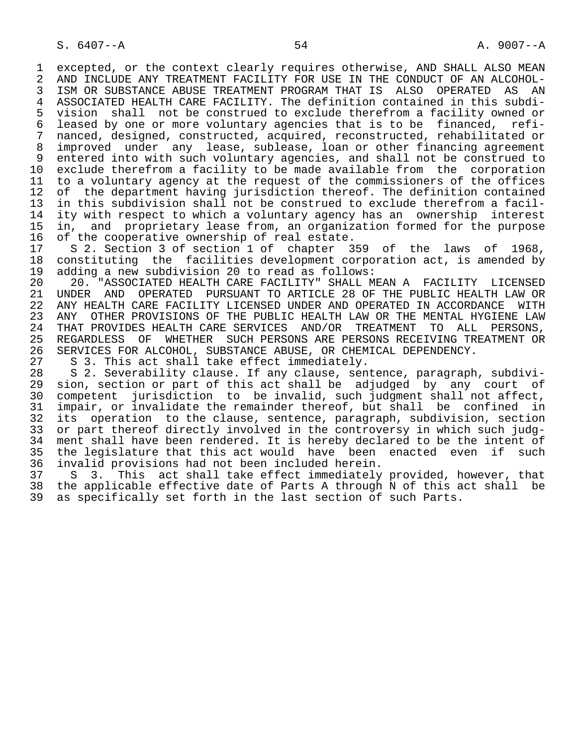excepted, or the context clearly requires otherwise, AND SHALL ALSO MEAN AND INCLUDE ANY TREATMENT FACILITY FOR USE IN THE CONDUCT OF AN ALCOHOLISM OR SUBSTANCE ABUSE TREATMENT PROGRAM THAT IS ALSO OPERATED AS AN ASSOCIATED HEALTH CARE FACILITY. The definition contained in this subdivision shall not be construed to exclude therefrom a facility owned or leased by one or more voluntary agencies that is to be financed, refinanced, designed, constructed, acquired, reconstructed, rehabilitated or improved under any lease, sublease, loan or other financing agreement entered into with such voluntary agencies, and shall not be construed to exclude therefrom a facility to be made available from the corporation to a voluntary agency at the request of the commissioners of the offices of the department having jurisdiction thereof. The definition contained in this subdivision shall not be construed to exclude therefrom a facility with respect to which a voluntary agency has an ownership interest in, and proprietary lease from, an organization formed for the purpose of the cooperative ownership of real estate.

S 2. Section 3 of section 1 of chapter 359 of the laws of 1968, constituting the facilities development corporation act, is amended by adding a new subdivision 20 to read as follows:

20. "ASSOCIATED HEALTH CARE FACILITY" SHALL MEAN A FACILITY LICENSED UNDER AND OPERATED PURSUANT TO ARTICLE 28 OF THE PUBLIC HEALTH LAW OR ANY HEALTH CARE FACILITY LICENSED UNDER AND OPERATED IN ACCORDANCE WITH ANY OTHER PROVISIONS OF THE PUBLIC HEALTH LAW OR THE MENTAL HYGIENE LAW THAT PROVIDES HEALTH CARE SERVICES AND/OR TREATMENT TO ALL PERSONS, REGARDLESS OF WHETHER SUCH PERSONS ARE PERSONS RECEIVING TREATMENT OR SERVICES FOR ALCOHOL, SUBSTANCE ABUSE, OR CHEMICAL DEPENDENCY.

S 3. This act shall take effect immediately.

S 2. Severability clause. If any clause, sentence, paragraph, subdivision, section or part of this act shall be adjudged by any court of competent jurisdiction to be invalid, such judgment shall not affect, impair, or invalidate the remainder thereof, but shall be confined in its operation to the clause, sentence, paragraph, subdivision, section or part thereof directly involved in the controversy in which such judgment shall have been rendered. It is hereby declared to be the intent of the legislature that this act would have been enacted even if such invalid provisions had not been included herein.

S 3. This act shall take effect immediately provided, however, that the applicable effective date of Parts A through N of this act shall be as specifically set forth in the last section of such Parts.